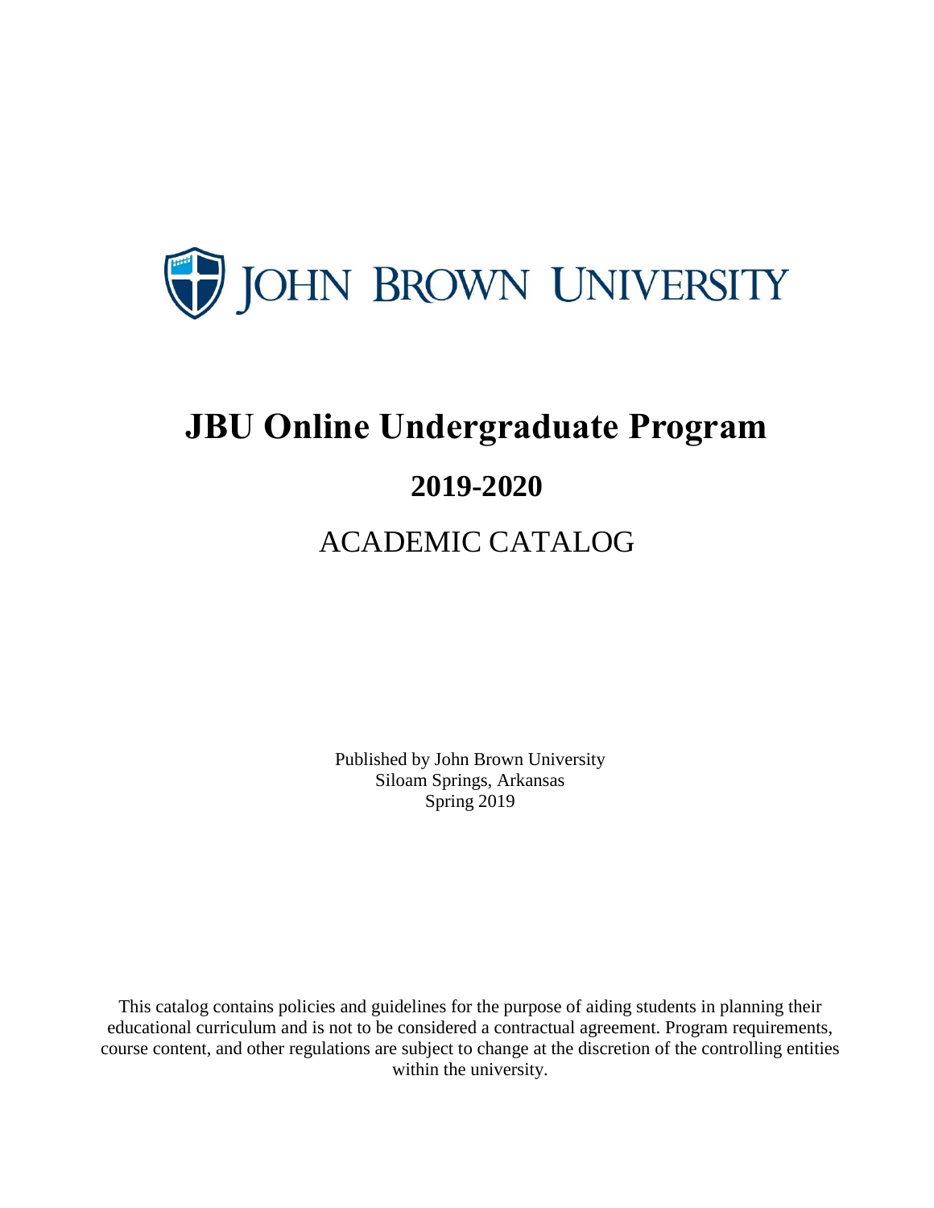JOHN BROWN UNIVERSITY

# JBU Online Undergraduate Program

## 2019-2020

## ACADEMIC CATALOG

Published by John Brown University
Siloam Springs, Arkansas
Spring 2019

This catalog contains policies and guidelines for the purpose of aiding students in planning their educational curriculum and is not to be considered a contractual agreement. Program requirements, course content, and other regulations are subject to change at the discretion of the controlling entities within the university.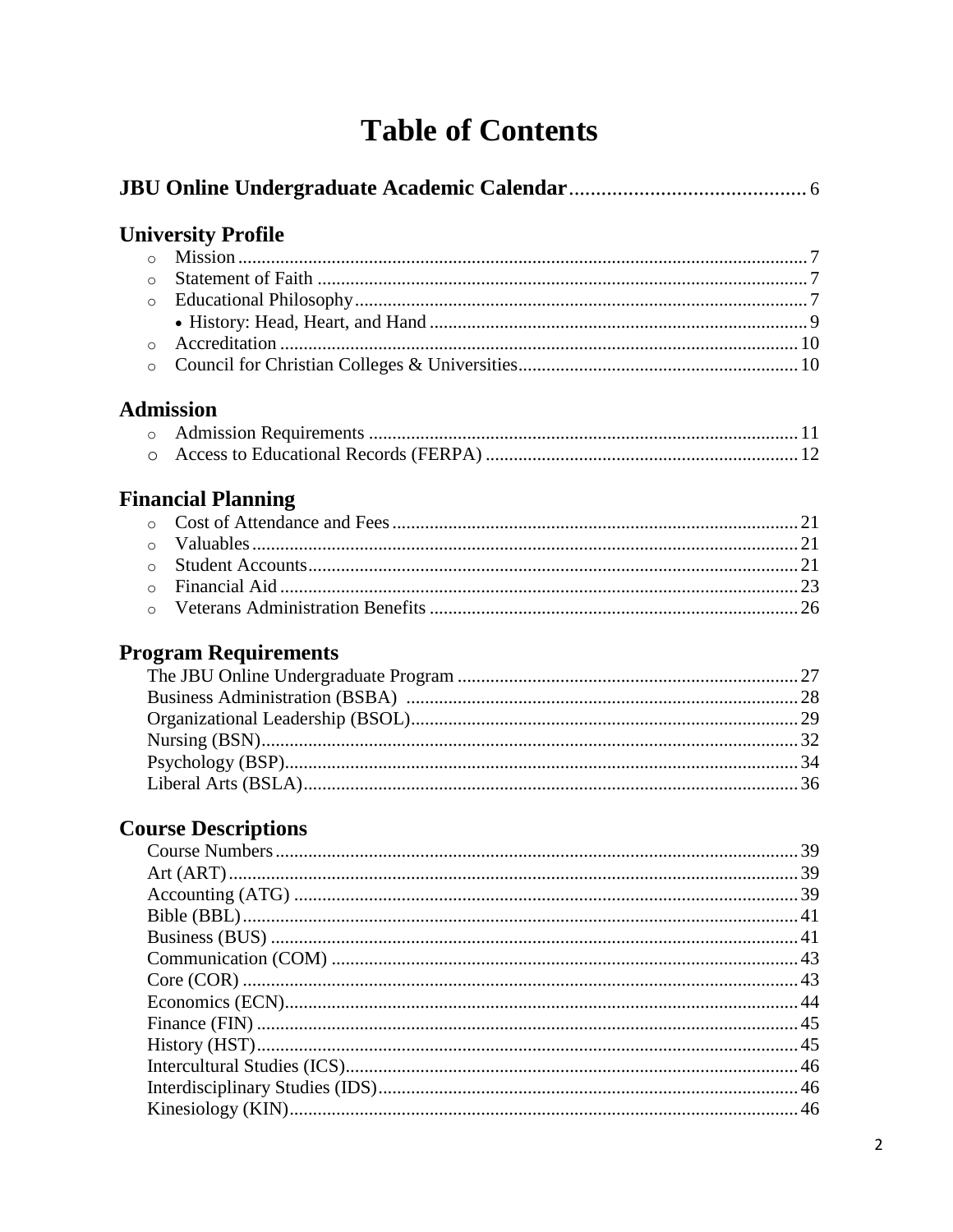# Table of Contents

**JBU Online Undergraduate Academic Calendar** ........................................... 6

## University Profile

- Mission ........................................................................................................ 7
- Statement of Faith ....................................................................................... 7
- Educational Philosophy ............................................................................... 7
  - History: Head, Heart, and Hand ............................................................... 9
- Accreditation ............................................................................................. 10
- Council for Christian Colleges & Universities ........................................... 10

## Admission

- Admission Requirements ........................................................................... 11
- Access to Educational Records (FERPA) .................................................. 12

## Financial Planning

- Cost of Attendance and Fees ..................................................................... 21
- Valuables ................................................................................................... 21
- Student Accounts ....................................................................................... 21
- Financial Aid ............................................................................................. 23
- Veterans Administration Benefits ............................................................. 26

## Program Requirements

The JBU Online Undergraduate Program ....................................................... 27
Business Administration (BSBA) .................................................................. 28
Organizational Leadership (BSOL) ................................................................. 29
Nursing (BSN) ................................................................................................. 32
Psychology (BSP) ............................................................................................ 34
Liberal Arts (BSLA) ........................................................................................ 36

## Course Descriptions

Course Numbers .............................................................................................. 39
Art (ART) ........................................................................................................ 39
Accounting (ATG) .......................................................................................... 39
Bible (BBL) ..................................................................................................... 41
Business (BUS) ............................................................................................... 41
Communication (COM) .................................................................................. 43
Core (COR) ..................................................................................................... 43
Economics (ECN) ............................................................................................ 44
Finance (FIN) .................................................................................................. 45
History (HST) .................................................................................................. 45
Intercultural Studies (ICS) ............................................................................... 46
Interdisciplinary Studies (IDS) ........................................................................ 46
Kinesiology (KIN) ........................................................................................... 46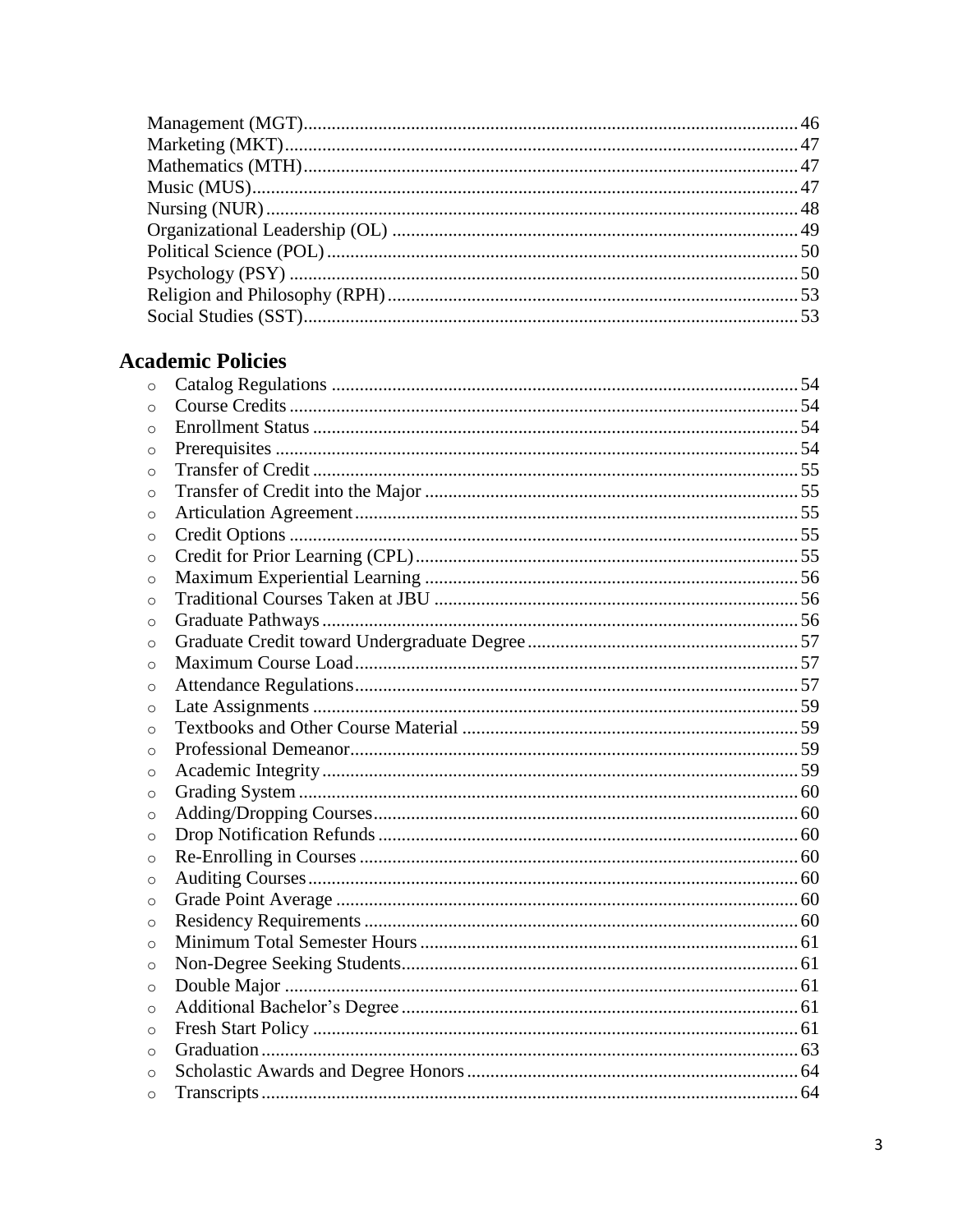- Management (MGT) ... 46
- Marketing (MKT) ... 47
- Mathematics (MTH) ... 47
- Music (MUS) ... 47
- Nursing (NUR) ... 48
- Organizational Leadership (OL) ... 49
- Political Science (POL) ... 50
- Psychology (PSY) ... 50
- Religion and Philosophy (RPH) ... 53
- Social Studies (SST) ... 53

## Academic Policies

- Catalog Regulations ... 54
- Course Credits ... 54
- Enrollment Status ... 54
- Prerequisites ... 54
- Transfer of Credit ... 55
- Transfer of Credit into the Major ... 55
- Articulation Agreement ... 55
- Credit Options ... 55
- Credit for Prior Learning (CPL) ... 55
- Maximum Experiential Learning ... 56
- Traditional Courses Taken at JBU ... 56
- Graduate Pathways ... 56
- Graduate Credit toward Undergraduate Degree ... 57
- Maximum Course Load ... 57
- Attendance Regulations ... 57
- Late Assignments ... 59
- Textbooks and Other Course Material ... 59
- Professional Demeanor ... 59
- Academic Integrity ... 59
- Grading System ... 60
- Adding/Dropping Courses ... 60
- Drop Notification Refunds ... 60
- Re-Enrolling in Courses ... 60
- Auditing Courses ... 60
- Grade Point Average ... 60
- Residency Requirements ... 60
- Minimum Total Semester Hours ... 61
- Non-Degree Seeking Students ... 61
- Double Major ... 61
- Additional Bachelor's Degree ... 61
- Fresh Start Policy ... 61
- Graduation ... 63
- Scholastic Awards and Degree Honors ... 64
- Transcripts ... 64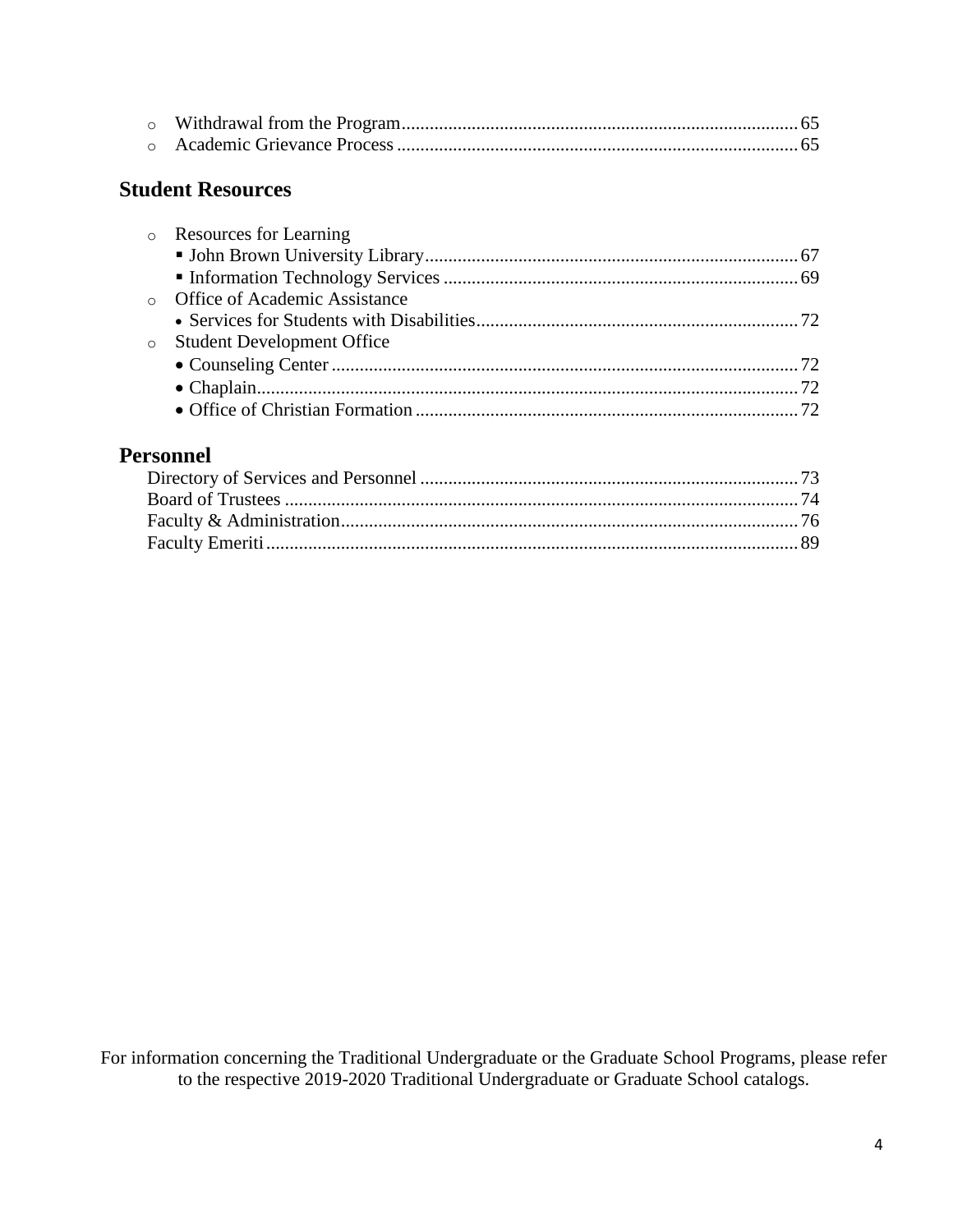- Withdrawal from the Program .......... 65
- Academic Grievance Process .......... 65

## Student Resources

- Resources for Learning
  - John Brown University Library .......... 67
  - Information Technology Services .......... 69
- Office of Academic Assistance
  - Services for Students with Disabilities .......... 72
- Student Development Office
  - Counseling Center .......... 72
  - Chaplain .......... 72
  - Office of Christian Formation .......... 72

## Personnel

Directory of Services and Personnel .......... 73
Board of Trustees .......... 74
Faculty & Administration .......... 76
Faculty Emeriti .......... 89

For information concerning the Traditional Undergraduate or the Graduate School Programs, please refer to the respective 2019-2020 Traditional Undergraduate or Graduate School catalogs.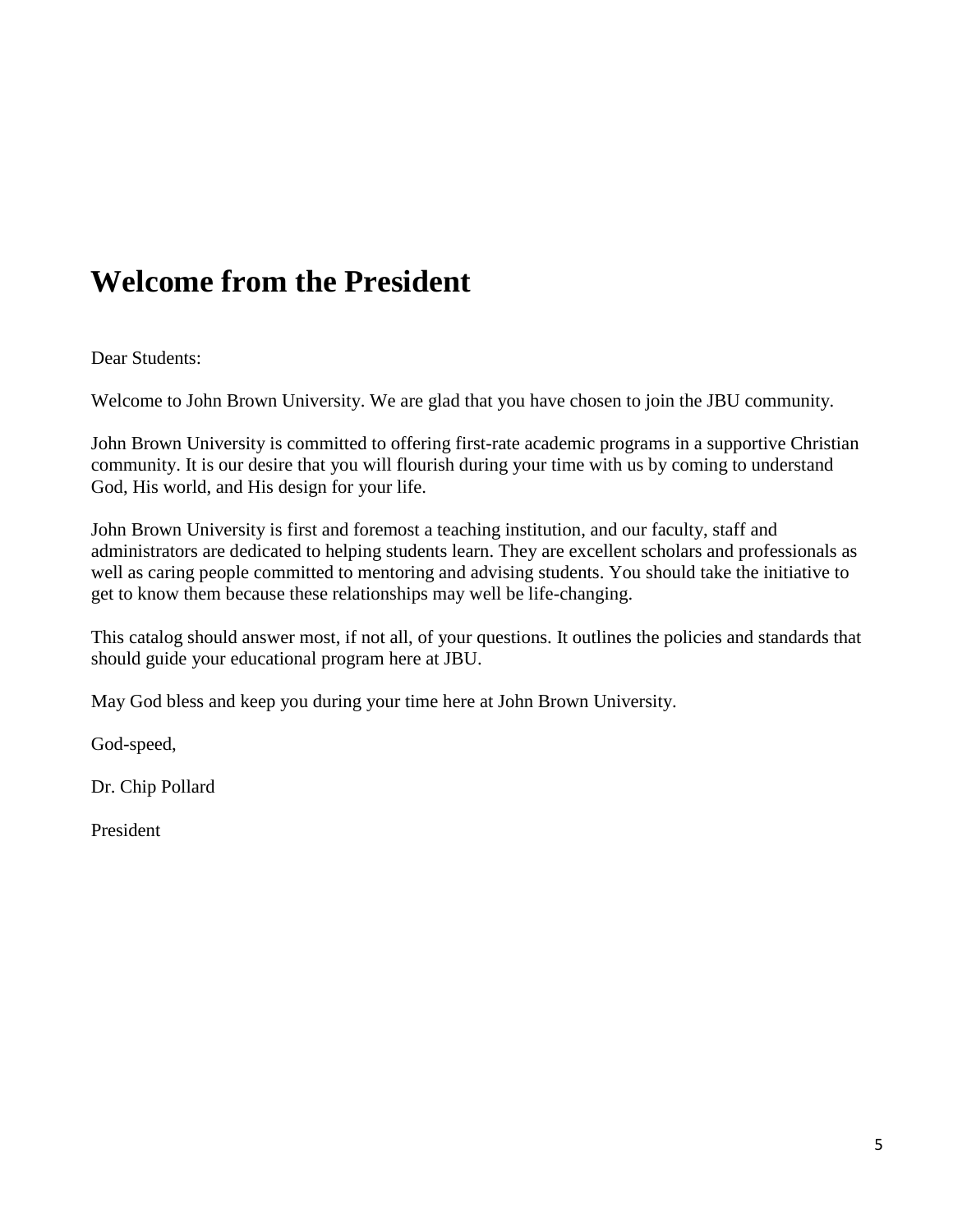# Welcome from the President

Dear Students:

Welcome to John Brown University. We are glad that you have chosen to join the JBU community.

John Brown University is committed to offering first-rate academic programs in a supportive Christian community. It is our desire that you will flourish during your time with us by coming to understand God, His world, and His design for your life.

John Brown University is first and foremost a teaching institution, and our faculty, staff and administrators are dedicated to helping students learn. They are excellent scholars and professionals as well as caring people committed to mentoring and advising students. You should take the initiative to get to know them because these relationships may well be life-changing.

This catalog should answer most, if not all, of your questions. It outlines the policies and standards that should guide your educational program here at JBU.

May God bless and keep you during your time here at John Brown University.

God-speed,

Dr. Chip Pollard

President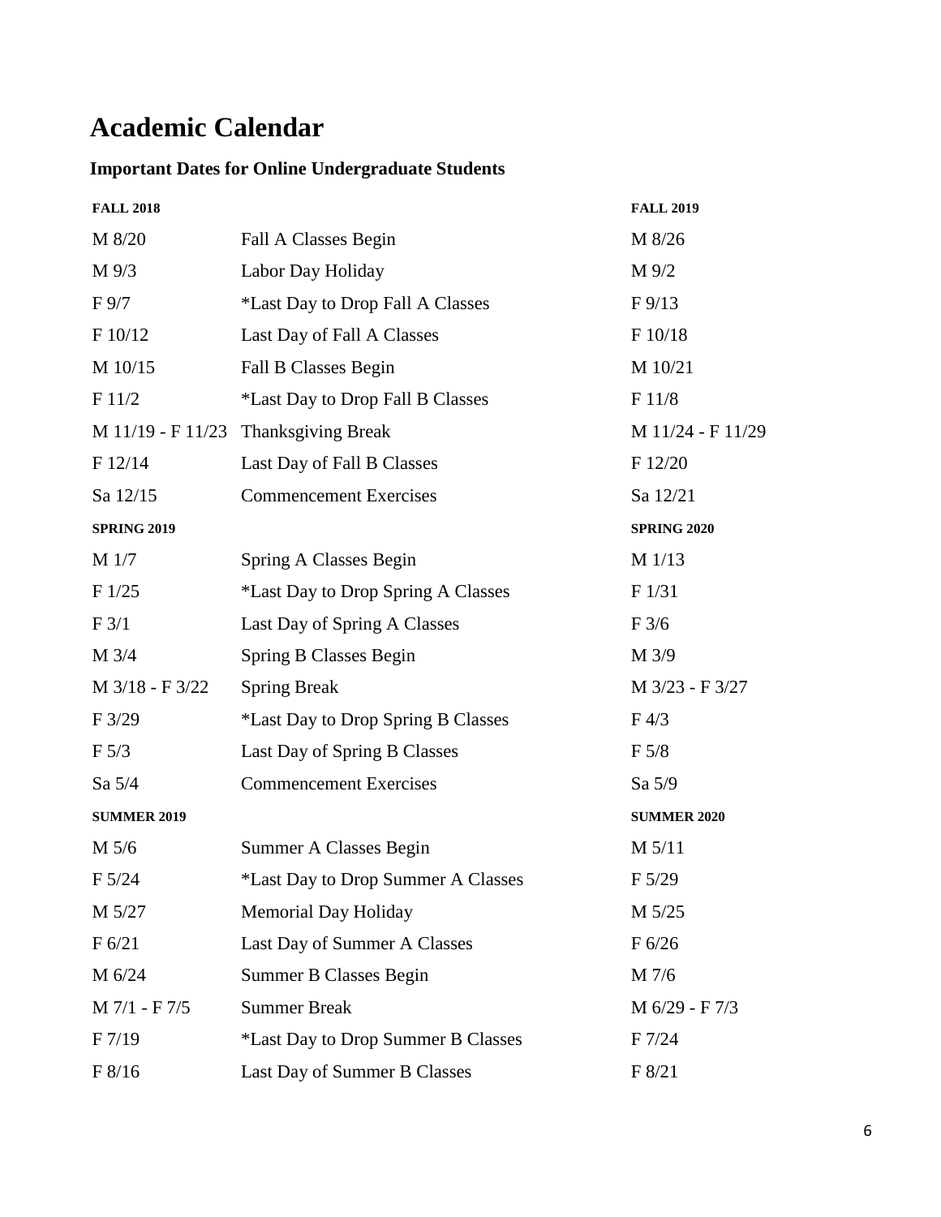# Academic Calendar

### Important Dates for Online Undergraduate Students

| FALL 2018 | | FALL 2019 |
|---|---|---|
| M 8/20 | Fall A Classes Begin | M 8/26 |
| M 9/3 | Labor Day Holiday | M 9/2 |
| F 9/7 | *Last Day to Drop Fall A Classes | F 9/13 |
| F 10/12 | Last Day of Fall A Classes | F 10/18 |
| M 10/15 | Fall B Classes Begin | M 10/21 |
| F 11/2 | *Last Day to Drop Fall B Classes | F 11/8 |
| M 11/19 - F 11/23 | Thanksgiving Break | M 11/24 - F 11/29 |
| F 12/14 | Last Day of Fall B Classes | F 12/20 |
| Sa 12/15 | Commencement Exercises | Sa 12/21 |
| **SPRING 2019** | | **SPRING 2020** |
| M 1/7 | Spring A Classes Begin | M 1/13 |
| F 1/25 | *Last Day to Drop Spring A Classes | F 1/31 |
| F 3/1 | Last Day of Spring A Classes | F 3/6 |
| M 3/4 | Spring B Classes Begin | M 3/9 |
| M 3/18 - F 3/22 | Spring Break | M 3/23 - F 3/27 |
| F 3/29 | *Last Day to Drop Spring B Classes | F 4/3 |
| F 5/3 | Last Day of Spring B Classes | F 5/8 |
| Sa 5/4 | Commencement Exercises | Sa 5/9 |
| **SUMMER 2019** | | **SUMMER 2020** |
| M 5/6 | Summer A Classes Begin | M 5/11 |
| F 5/24 | *Last Day to Drop Summer A Classes | F 5/29 |
| M 5/27 | Memorial Day Holiday | M 5/25 |
| F 6/21 | Last Day of Summer A Classes | F 6/26 |
| M 6/24 | Summer B Classes Begin | M 7/6 |
| M 7/1 - F 7/5 | Summer Break | M 6/29 - F 7/3 |
| F 7/19 | *Last Day to Drop Summer B Classes | F 7/24 |
| F 8/16 | Last Day of Summer B Classes | F 8/21 |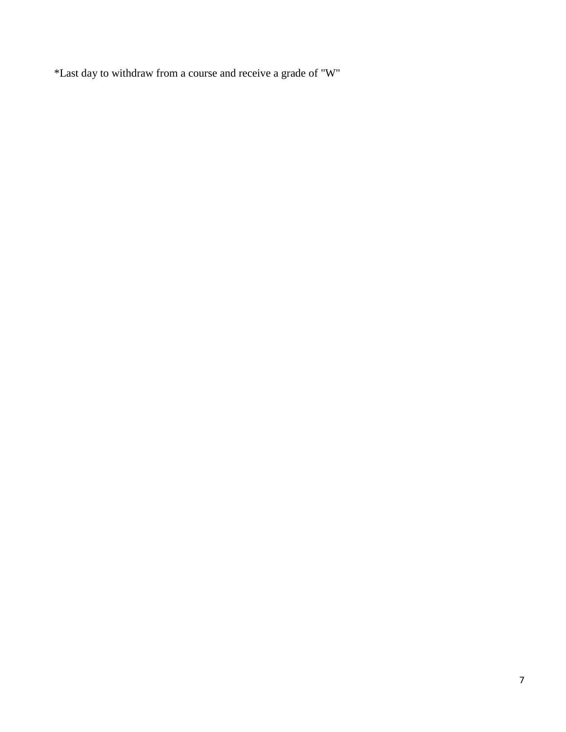*Last day to withdraw from a course and receive a grade of "W"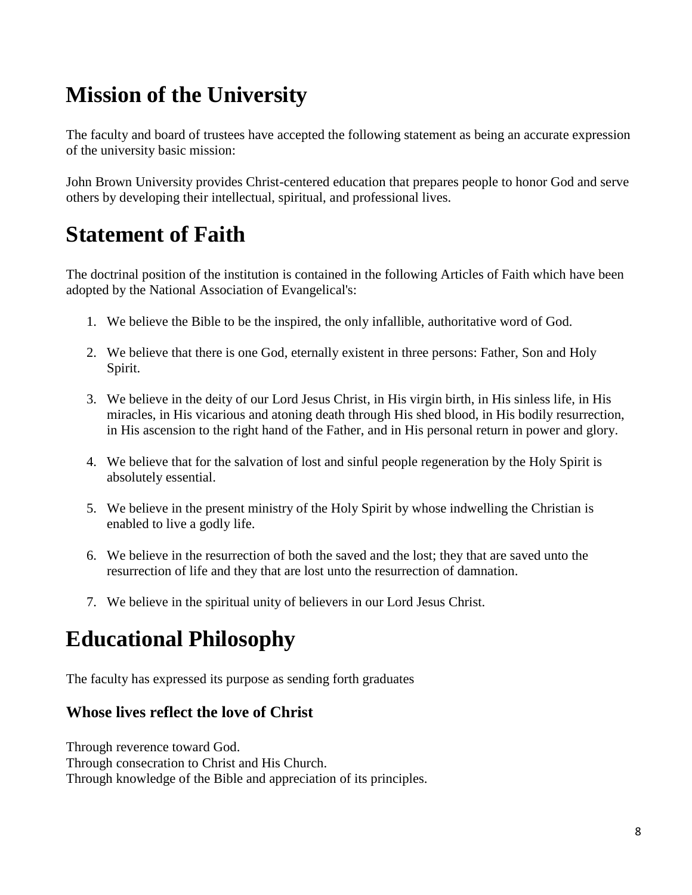# Mission of the University

The faculty and board of trustees have accepted the following statement as being an accurate expression of the university basic mission:

John Brown University provides Christ-centered education that prepares people to honor God and serve others by developing their intellectual, spiritual, and professional lives.

# Statement of Faith

The doctrinal position of the institution is contained in the following Articles of Faith which have been adopted by the National Association of Evangelical's:

1. We believe the Bible to be the inspired, the only infallible, authoritative word of God.
2. We believe that there is one God, eternally existent in three persons: Father, Son and Holy Spirit.
3. We believe in the deity of our Lord Jesus Christ, in His virgin birth, in His sinless life, in His miracles, in His vicarious and atoning death through His shed blood, in His bodily resurrection, in His ascension to the right hand of the Father, and in His personal return in power and glory.
4. We believe that for the salvation of lost and sinful people regeneration by the Holy Spirit is absolutely essential.
5. We believe in the present ministry of the Holy Spirit by whose indwelling the Christian is enabled to live a godly life.
6. We believe in the resurrection of both the saved and the lost; they that are saved unto the resurrection of life and they that are lost unto the resurrection of damnation.
7. We believe in the spiritual unity of believers in our Lord Jesus Christ.

# Educational Philosophy

The faculty has expressed its purpose as sending forth graduates

### Whose lives reflect the love of Christ

Through reverence toward God.
Through consecration to Christ and His Church.
Through knowledge of the Bible and appreciation of its principles.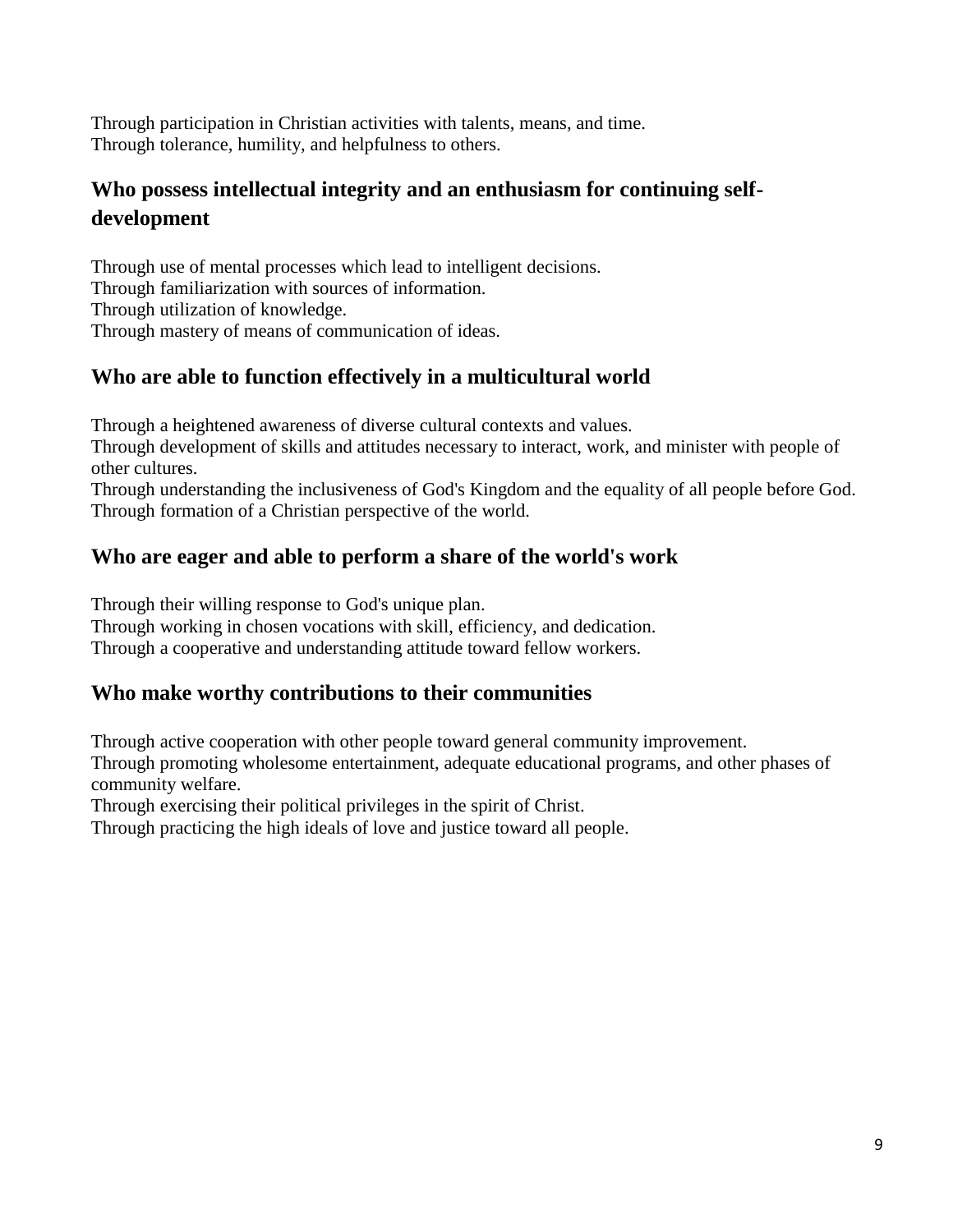Through participation in Christian activities with talents, means, and time.
Through tolerance, humility, and helpfulness to others.

### Who possess intellectual integrity and an enthusiasm for continuing self-development

Through use of mental processes which lead to intelligent decisions.
Through familiarization with sources of information.
Through utilization of knowledge.
Through mastery of means of communication of ideas.

### Who are able to function effectively in a multicultural world

Through a heightened awareness of diverse cultural contexts and values.
Through development of skills and attitudes necessary to interact, work, and minister with people of other cultures.
Through understanding the inclusiveness of God's Kingdom and the equality of all people before God.
Through formation of a Christian perspective of the world.

### Who are eager and able to perform a share of the world's work

Through their willing response to God's unique plan.
Through working in chosen vocations with skill, efficiency, and dedication.
Through a cooperative and understanding attitude toward fellow workers.

### Who make worthy contributions to their communities

Through active cooperation with other people toward general community improvement.
Through promoting wholesome entertainment, adequate educational programs, and other phases of community welfare.
Through exercising their political privileges in the spirit of Christ.
Through practicing the high ideals of love and justice toward all people.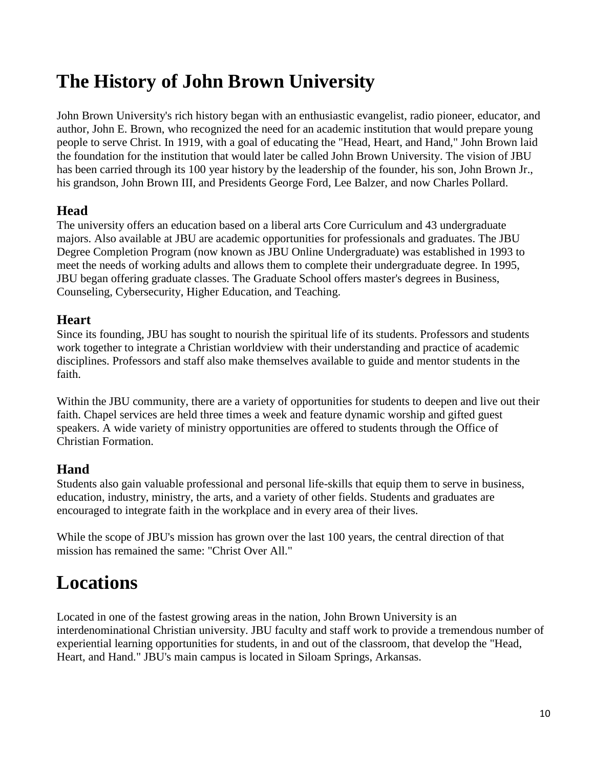# The History of John Brown University

John Brown University's rich history began with an enthusiastic evangelist, radio pioneer, educator, and author, John E. Brown, who recognized the need for an academic institution that would prepare young people to serve Christ. In 1919, with a goal of educating the "Head, Heart, and Hand," John Brown laid the foundation for the institution that would later be called John Brown University. The vision of JBU has been carried through its 100 year history by the leadership of the founder, his son, John Brown Jr., his grandson, John Brown III, and Presidents George Ford, Lee Balzer, and now Charles Pollard.

## Head

The university offers an education based on a liberal arts Core Curriculum and 43 undergraduate majors. Also available at JBU are academic opportunities for professionals and graduates. The JBU Degree Completion Program (now known as JBU Online Undergraduate) was established in 1993 to meet the needs of working adults and allows them to complete their undergraduate degree. In 1995, JBU began offering graduate classes. The Graduate School offers master's degrees in Business, Counseling, Cybersecurity, Higher Education, and Teaching.

## Heart

Since its founding, JBU has sought to nourish the spiritual life of its students. Professors and students work together to integrate a Christian worldview with their understanding and practice of academic disciplines. Professors and staff also make themselves available to guide and mentor students in the faith.

Within the JBU community, there are a variety of opportunities for students to deepen and live out their faith. Chapel services are held three times a week and feature dynamic worship and gifted guest speakers. A wide variety of ministry opportunities are offered to students through the Office of Christian Formation.

## Hand

Students also gain valuable professional and personal life-skills that equip them to serve in business, education, industry, ministry, the arts, and a variety of other fields. Students and graduates are encouraged to integrate faith in the workplace and in every area of their lives.

While the scope of JBU's mission has grown over the last 100 years, the central direction of that mission has remained the same: "Christ Over All."

# Locations

Located in one of the fastest growing areas in the nation, John Brown University is an interdenominational Christian university. JBU faculty and staff work to provide a tremendous number of experiential learning opportunities for students, in and out of the classroom, that develop the "Head, Heart, and Hand." JBU's main campus is located in Siloam Springs, Arkansas.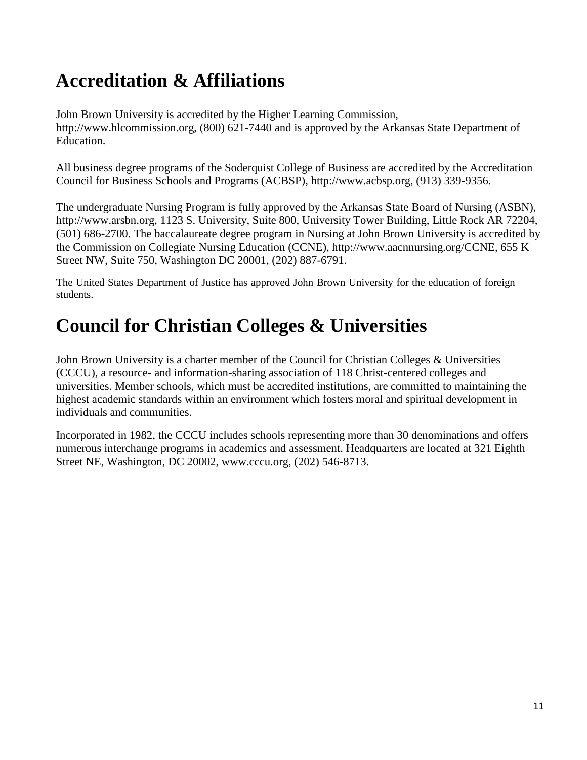# Accreditation & Affiliations

John Brown University is accredited by the Higher Learning Commission, http://www.hlcommission.org, (800) 621-7440 and is approved by the Arkansas State Department of Education.

All business degree programs of the Soderquist College of Business are accredited by the Accreditation Council for Business Schools and Programs (ACBSP), http://www.acbsp.org, (913) 339-9356.

The undergraduate Nursing Program is fully approved by the Arkansas State Board of Nursing (ASBN), http://www.arsbn.org, 1123 S. University, Suite 800, University Tower Building, Little Rock AR 72204, (501) 686-2700. The baccalaureate degree program in Nursing at John Brown University is accredited by the Commission on Collegiate Nursing Education (CCNE), http://www.aacnnursing.org/CCNE, 655 K Street NW, Suite 750, Washington DC 20001, (202) 887-6791.

The United States Department of Justice has approved John Brown University for the education of foreign students.

# Council for Christian Colleges & Universities

John Brown University is a charter member of the Council for Christian Colleges & Universities (CCCU), a resource- and information-sharing association of 118 Christ-centered colleges and universities. Member schools, which must be accredited institutions, are committed to maintaining the highest academic standards within an environment which fosters moral and spiritual development in individuals and communities.

Incorporated in 1982, the CCCU includes schools representing more than 30 denominations and offers numerous interchange programs in academics and assessment. Headquarters are located at 321 Eighth Street NE, Washington, DC 20002, www.cccu.org, (202) 546-8713.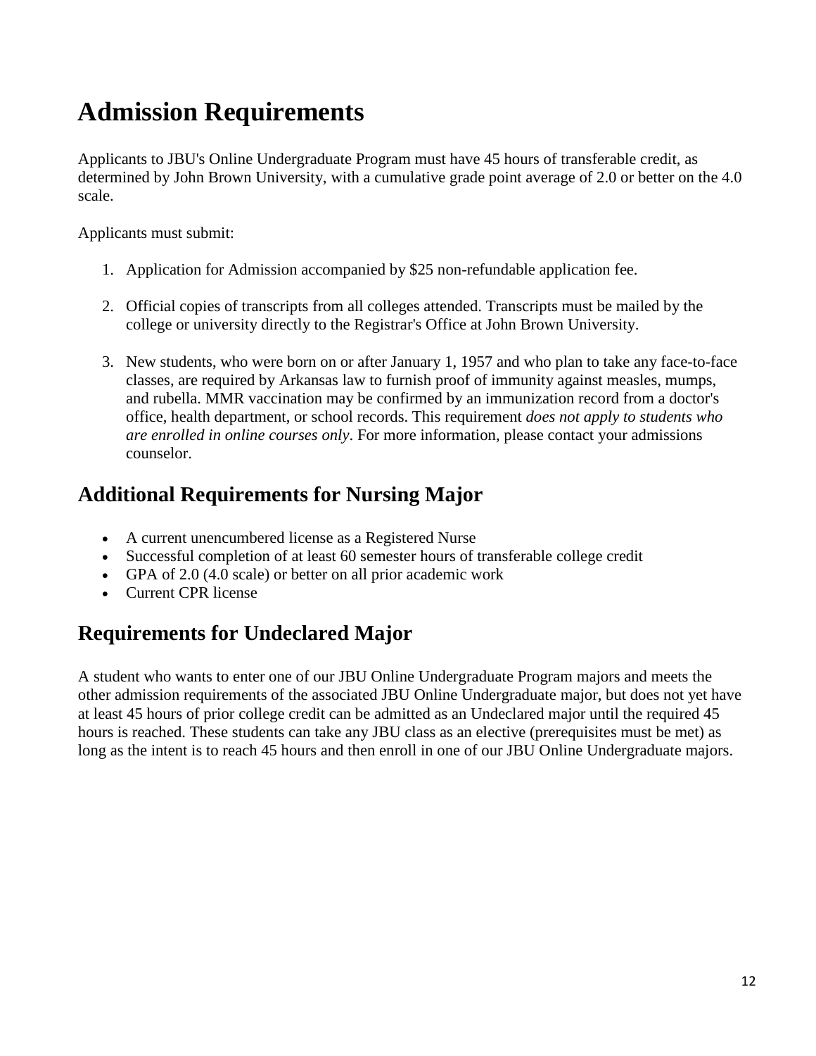# Admission Requirements

Applicants to JBU's Online Undergraduate Program must have 45 hours of transferable credit, as determined by John Brown University, with a cumulative grade point average of 2.0 or better on the 4.0 scale.

Applicants must submit:

1. Application for Admission accompanied by $25 non-refundable application fee.

2. Official copies of transcripts from all colleges attended. Transcripts must be mailed by the college or university directly to the Registrar's Office at John Brown University.

3. New students, who were born on or after January 1, 1957 and who plan to take any face-to-face classes, are required by Arkansas law to furnish proof of immunity against measles, mumps, and rubella. MMR vaccination may be confirmed by an immunization record from a doctor's office, health department, or school records. This requirement *does not apply to students who are enrolled in online courses only*. For more information, please contact your admissions counselor.

## Additional Requirements for Nursing Major

- A current unencumbered license as a Registered Nurse
- Successful completion of at least 60 semester hours of transferable college credit
- GPA of 2.0 (4.0 scale) or better on all prior academic work
- Current CPR license

## Requirements for Undeclared Major

A student who wants to enter one of our JBU Online Undergraduate Program majors and meets the other admission requirements of the associated JBU Online Undergraduate major, but does not yet have at least 45 hours of prior college credit can be admitted as an Undeclared major until the required 45 hours is reached. These students can take any JBU class as an elective (prerequisites must be met) as long as the intent is to reach 45 hours and then enroll in one of our JBU Online Undergraduate majors.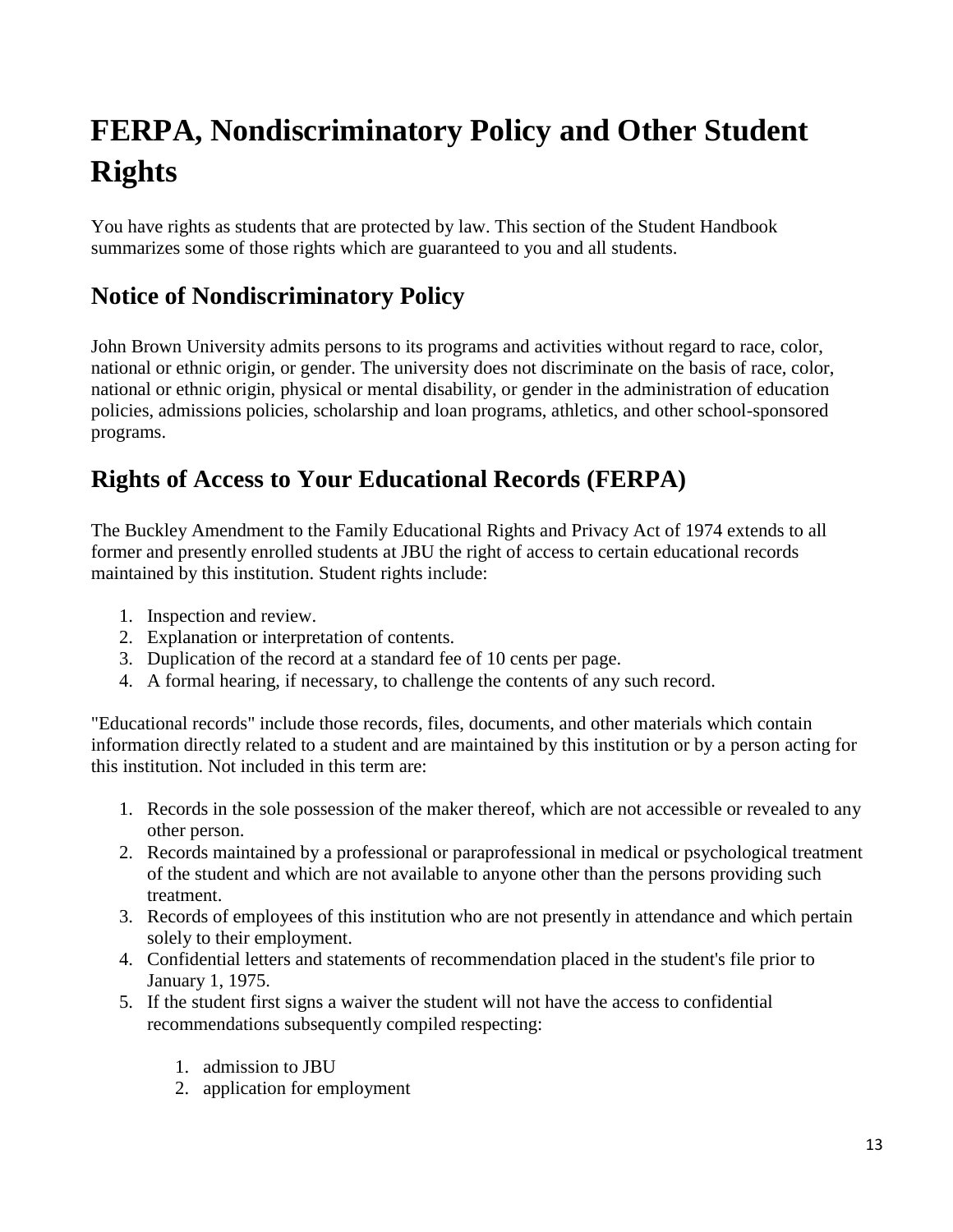# FERPA, Nondiscriminatory Policy and Other Student Rights

You have rights as students that are protected by law. This section of the Student Handbook summarizes some of those rights which are guaranteed to you and all students.

## Notice of Nondiscriminatory Policy

John Brown University admits persons to its programs and activities without regard to race, color, national or ethnic origin, or gender. The university does not discriminate on the basis of race, color, national or ethnic origin, physical or mental disability, or gender in the administration of education policies, admissions policies, scholarship and loan programs, athletics, and other school-sponsored programs.

## Rights of Access to Your Educational Records (FERPA)

The Buckley Amendment to the Family Educational Rights and Privacy Act of 1974 extends to all former and presently enrolled students at JBU the right of access to certain educational records maintained by this institution. Student rights include:

1. Inspection and review.
2. Explanation or interpretation of contents.
3. Duplication of the record at a standard fee of 10 cents per page.
4. A formal hearing, if necessary, to challenge the contents of any such record.

"Educational records" include those records, files, documents, and other materials which contain information directly related to a student and are maintained by this institution or by a person acting for this institution. Not included in this term are:

1. Records in the sole possession of the maker thereof, which are not accessible or revealed to any other person.
2. Records maintained by a professional or paraprofessional in medical or psychological treatment of the student and which are not available to anyone other than the persons providing such treatment.
3. Records of employees of this institution who are not presently in attendance and which pertain solely to their employment.
4. Confidential letters and statements of recommendation placed in the student's file prior to January 1, 1975.
5. If the student first signs a waiver the student will not have the access to confidential recommendations subsequently compiled respecting:
    1. admission to JBU
    2. application for employment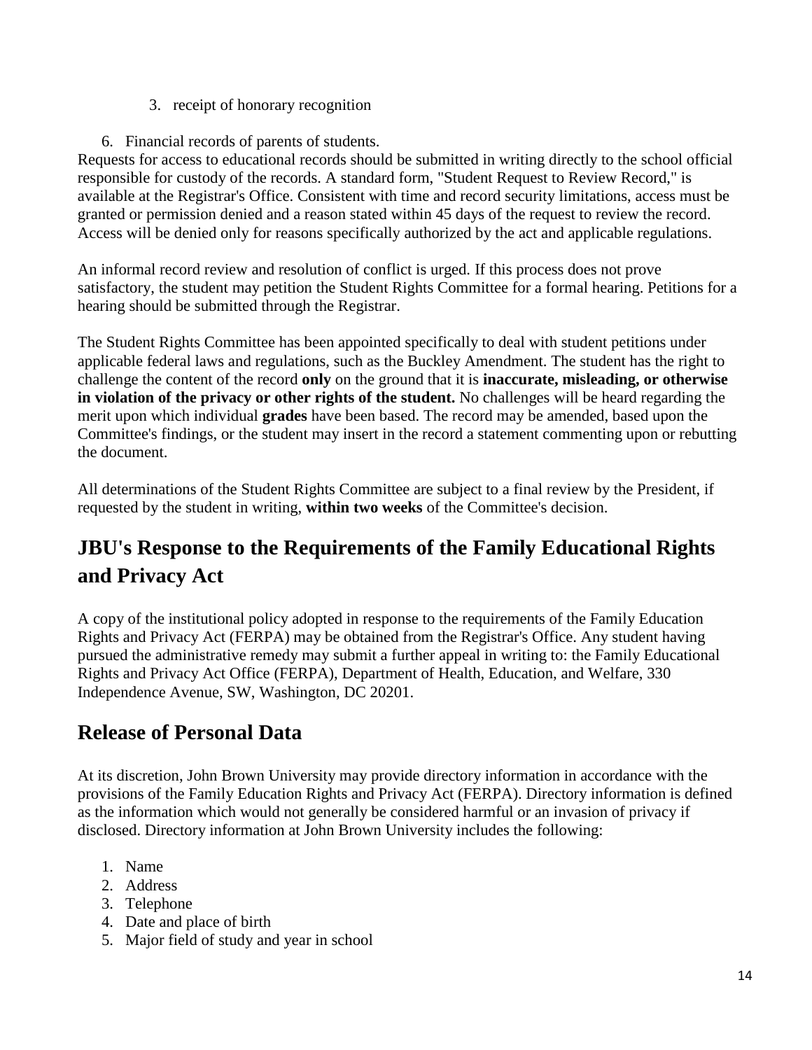3. receipt of honorary recognition

6. Financial records of parents of students.

Requests for access to educational records should be submitted in writing directly to the school official responsible for custody of the records. A standard form, "Student Request to Review Record," is available at the Registrar's Office. Consistent with time and record security limitations, access must be granted or permission denied and a reason stated within 45 days of the request to review the record. Access will be denied only for reasons specifically authorized by the act and applicable regulations.

An informal record review and resolution of conflict is urged. If this process does not prove satisfactory, the student may petition the Student Rights Committee for a formal hearing. Petitions for a hearing should be submitted through the Registrar.

The Student Rights Committee has been appointed specifically to deal with student petitions under applicable federal laws and regulations, such as the Buckley Amendment. The student has the right to challenge the content of the record **only** on the ground that it is **inaccurate, misleading, or otherwise in violation of the privacy or other rights of the student.** No challenges will be heard regarding the merit upon which individual **grades** have been based. The record may be amended, based upon the Committee's findings, or the student may insert in the record a statement commenting upon or rebutting the document.

All determinations of the Student Rights Committee are subject to a final review by the President, if requested by the student in writing, **within two weeks** of the Committee's decision.

## JBU's Response to the Requirements of the Family Educational Rights and Privacy Act

A copy of the institutional policy adopted in response to the requirements of the Family Education Rights and Privacy Act (FERPA) may be obtained from the Registrar's Office. Any student having pursued the administrative remedy may submit a further appeal in writing to: the Family Educational Rights and Privacy Act Office (FERPA), Department of Health, Education, and Welfare, 330 Independence Avenue, SW, Washington, DC 20201.

## Release of Personal Data

At its discretion, John Brown University may provide directory information in accordance with the provisions of the Family Education Rights and Privacy Act (FERPA). Directory information is defined as the information which would not generally be considered harmful or an invasion of privacy if disclosed. Directory information at John Brown University includes the following:

1. Name
2. Address
3. Telephone
4. Date and place of birth
5. Major field of study and year in school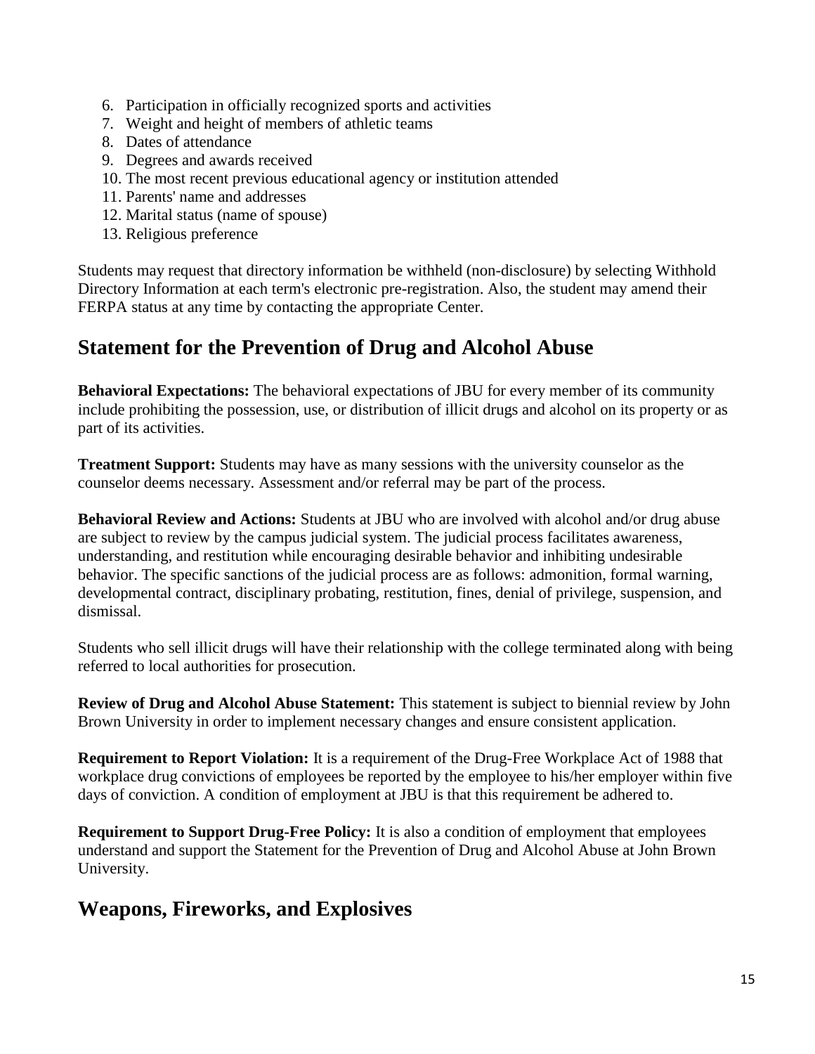6. Participation in officially recognized sports and activities
7. Weight and height of members of athletic teams
8. Dates of attendance
9. Degrees and awards received
10. The most recent previous educational agency or institution attended
11. Parents' name and addresses
12. Marital status (name of spouse)
13. Religious preference

Students may request that directory information be withheld (non-disclosure) by selecting Withhold Directory Information at each term's electronic pre-registration. Also, the student may amend their FERPA status at any time by contacting the appropriate Center.

## Statement for the Prevention of Drug and Alcohol Abuse

**Behavioral Expectations:** The behavioral expectations of JBU for every member of its community include prohibiting the possession, use, or distribution of illicit drugs and alcohol on its property or as part of its activities.

**Treatment Support:** Students may have as many sessions with the university counselor as the counselor deems necessary. Assessment and/or referral may be part of the process.

**Behavioral Review and Actions:** Students at JBU who are involved with alcohol and/or drug abuse are subject to review by the campus judicial system. The judicial process facilitates awareness, understanding, and restitution while encouraging desirable behavior and inhibiting undesirable behavior. The specific sanctions of the judicial process are as follows: admonition, formal warning, developmental contract, disciplinary probating, restitution, fines, denial of privilege, suspension, and dismissal.

Students who sell illicit drugs will have their relationship with the college terminated along with being referred to local authorities for prosecution.

**Review of Drug and Alcohol Abuse Statement:** This statement is subject to biennial review by John Brown University in order to implement necessary changes and ensure consistent application.

**Requirement to Report Violation:** It is a requirement of the Drug-Free Workplace Act of 1988 that workplace drug convictions of employees be reported by the employee to his/her employer within five days of conviction. A condition of employment at JBU is that this requirement be adhered to.

**Requirement to Support Drug-Free Policy:** It is also a condition of employment that employees understand and support the Statement for the Prevention of Drug and Alcohol Abuse at John Brown University.

## Weapons, Fireworks, and Explosives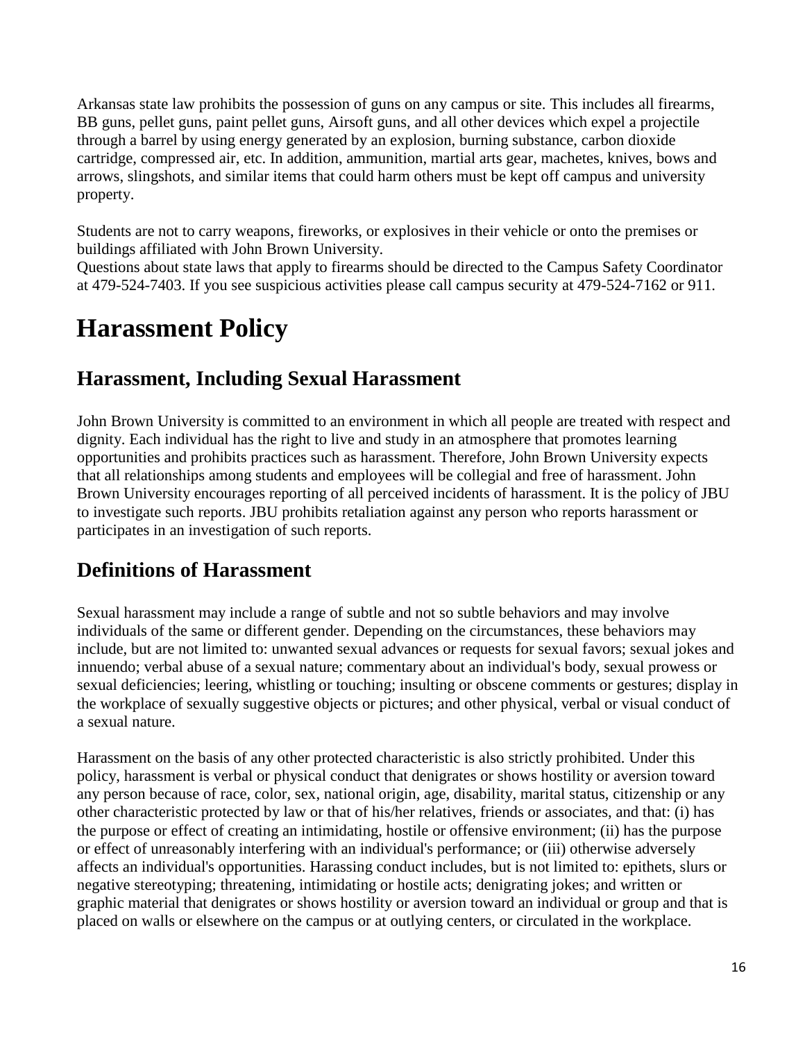Arkansas state law prohibits the possession of guns on any campus or site. This includes all firearms, BB guns, pellet guns, paint pellet guns, Airsoft guns, and all other devices which expel a projectile through a barrel by using energy generated by an explosion, burning substance, carbon dioxide cartridge, compressed air, etc. In addition, ammunition, martial arts gear, machetes, knives, bows and arrows, slingshots, and similar items that could harm others must be kept off campus and university property.

Students are not to carry weapons, fireworks, or explosives in their vehicle or onto the premises or buildings affiliated with John Brown University.
Questions about state laws that apply to firearms should be directed to the Campus Safety Coordinator at 479-524-7403. If you see suspicious activities please call campus security at 479-524-7162 or 911.

# Harassment Policy

## Harassment, Including Sexual Harassment

John Brown University is committed to an environment in which all people are treated with respect and dignity. Each individual has the right to live and study in an atmosphere that promotes learning opportunities and prohibits practices such as harassment. Therefore, John Brown University expects that all relationships among students and employees will be collegial and free of harassment. John Brown University encourages reporting of all perceived incidents of harassment. It is the policy of JBU to investigate such reports. JBU prohibits retaliation against any person who reports harassment or participates in an investigation of such reports.

## Definitions of Harassment

Sexual harassment may include a range of subtle and not so subtle behaviors and may involve individuals of the same or different gender. Depending on the circumstances, these behaviors may include, but are not limited to: unwanted sexual advances or requests for sexual favors; sexual jokes and innuendo; verbal abuse of a sexual nature; commentary about an individual's body, sexual prowess or sexual deficiencies; leering, whistling or touching; insulting or obscene comments or gestures; display in the workplace of sexually suggestive objects or pictures; and other physical, verbal or visual conduct of a sexual nature.

Harassment on the basis of any other protected characteristic is also strictly prohibited. Under this policy, harassment is verbal or physical conduct that denigrates or shows hostility or aversion toward any person because of race, color, sex, national origin, age, disability, marital status, citizenship or any other characteristic protected by law or that of his/her relatives, friends or associates, and that: (i) has the purpose or effect of creating an intimidating, hostile or offensive environment; (ii) has the purpose or effect of unreasonably interfering with an individual's performance; or (iii) otherwise adversely affects an individual's opportunities. Harassing conduct includes, but is not limited to: epithets, slurs or negative stereotyping; threatening, intimidating or hostile acts; denigrating jokes; and written or graphic material that denigrates or shows hostility or aversion toward an individual or group and that is placed on walls or elsewhere on the campus or at outlying centers, or circulated in the workplace.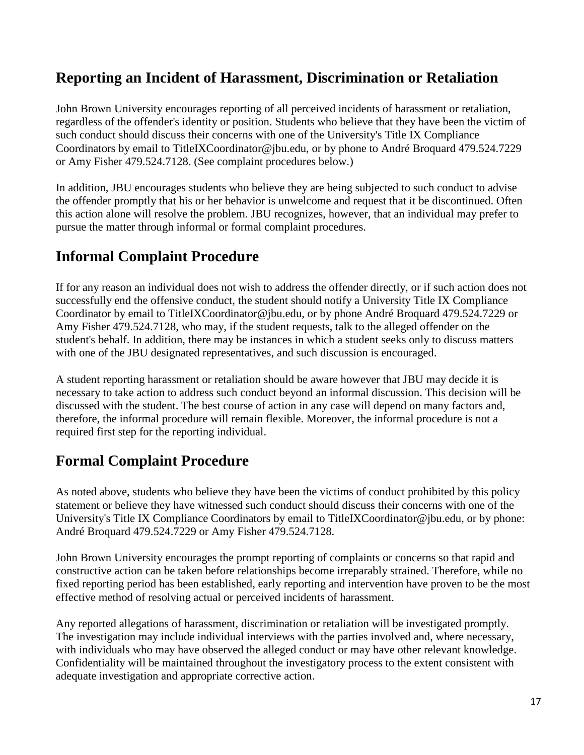## Reporting an Incident of Harassment, Discrimination or Retaliation

John Brown University encourages reporting of all perceived incidents of harassment or retaliation, regardless of the offender's identity or position. Students who believe that they have been the victim of such conduct should discuss their concerns with one of the University's Title IX Compliance Coordinators by email to TitleIXCoordinator@jbu.edu, or by phone to André Broquard 479.524.7229 or Amy Fisher 479.524.7128. (See complaint procedures below.)

In addition, JBU encourages students who believe they are being subjected to such conduct to advise the offender promptly that his or her behavior is unwelcome and request that it be discontinued. Often this action alone will resolve the problem. JBU recognizes, however, that an individual may prefer to pursue the matter through informal or formal complaint procedures.

## Informal Complaint Procedure

If for any reason an individual does not wish to address the offender directly, or if such action does not successfully end the offensive conduct, the student should notify a University Title IX Compliance Coordinator by email to TitleIXCoordinator@jbu.edu, or by phone André Broquard 479.524.7229 or Amy Fisher 479.524.7128, who may, if the student requests, talk to the alleged offender on the student's behalf. In addition, there may be instances in which a student seeks only to discuss matters with one of the JBU designated representatives, and such discussion is encouraged.

A student reporting harassment or retaliation should be aware however that JBU may decide it is necessary to take action to address such conduct beyond an informal discussion. This decision will be discussed with the student. The best course of action in any case will depend on many factors and, therefore, the informal procedure will remain flexible. Moreover, the informal procedure is not a required first step for the reporting individual.

## Formal Complaint Procedure

As noted above, students who believe they have been the victims of conduct prohibited by this policy statement or believe they have witnessed such conduct should discuss their concerns with one of the University's Title IX Compliance Coordinators by email to TitleIXCoordinator@jbu.edu, or by phone: André Broquard 479.524.7229 or Amy Fisher 479.524.7128.

John Brown University encourages the prompt reporting of complaints or concerns so that rapid and constructive action can be taken before relationships become irreparably strained. Therefore, while no fixed reporting period has been established, early reporting and intervention have proven to be the most effective method of resolving actual or perceived incidents of harassment.

Any reported allegations of harassment, discrimination or retaliation will be investigated promptly. The investigation may include individual interviews with the parties involved and, where necessary, with individuals who may have observed the alleged conduct or may have other relevant knowledge. Confidentiality will be maintained throughout the investigatory process to the extent consistent with adequate investigation and appropriate corrective action.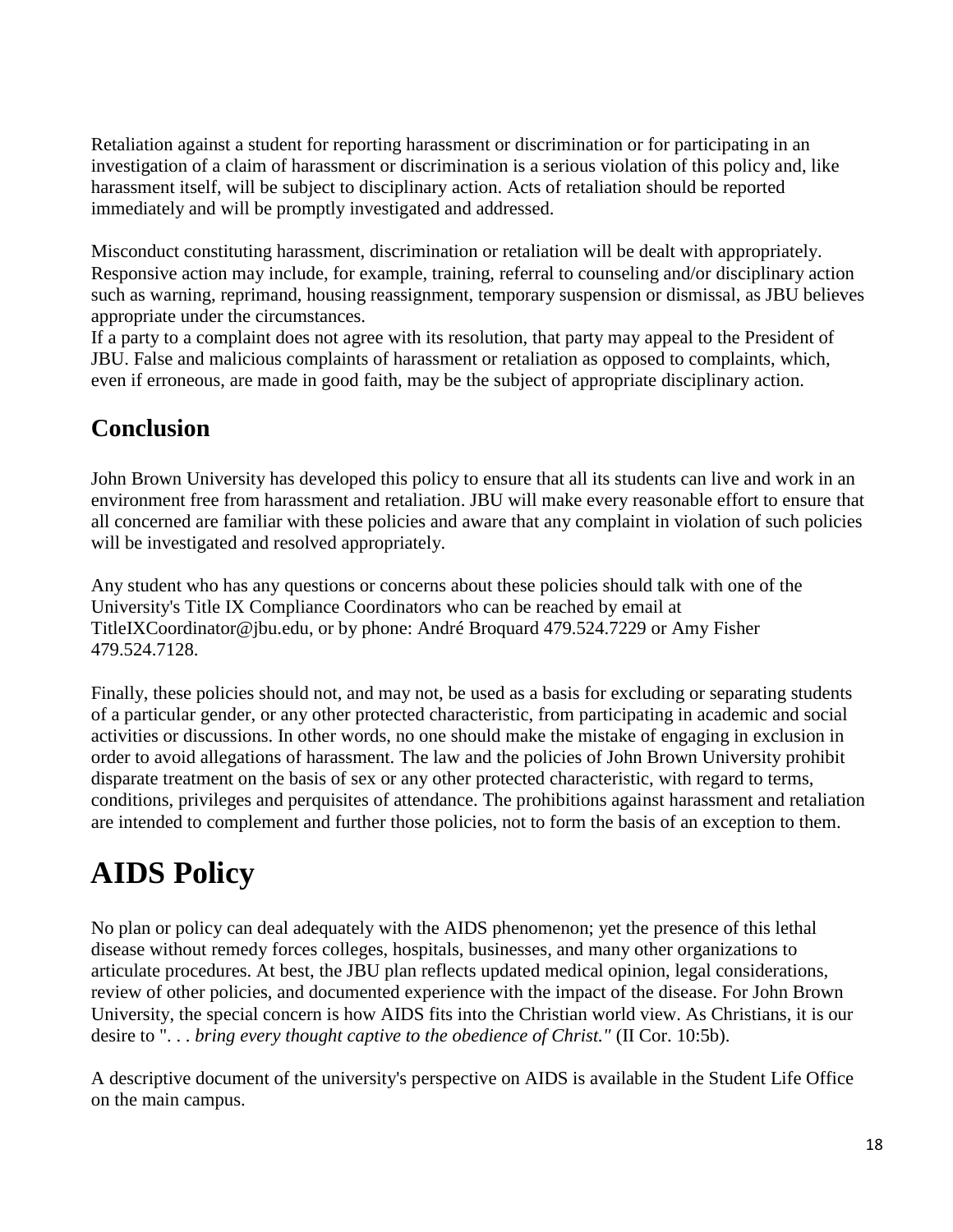Retaliation against a student for reporting harassment or discrimination or for participating in an investigation of a claim of harassment or discrimination is a serious violation of this policy and, like harassment itself, will be subject to disciplinary action. Acts of retaliation should be reported immediately and will be promptly investigated and addressed.

Misconduct constituting harassment, discrimination or retaliation will be dealt with appropriately. Responsive action may include, for example, training, referral to counseling and/or disciplinary action such as warning, reprimand, housing reassignment, temporary suspension or dismissal, as JBU believes appropriate under the circumstances.
If a party to a complaint does not agree with its resolution, that party may appeal to the President of JBU. False and malicious complaints of harassment or retaliation as opposed to complaints, which, even if erroneous, are made in good faith, may be the subject of appropriate disciplinary action.

## Conclusion

John Brown University has developed this policy to ensure that all its students can live and work in an environment free from harassment and retaliation. JBU will make every reasonable effort to ensure that all concerned are familiar with these policies and aware that any complaint in violation of such policies will be investigated and resolved appropriately.

Any student who has any questions or concerns about these policies should talk with one of the University's Title IX Compliance Coordinators who can be reached by email at TitleIXCoordinator@jbu.edu, or by phone: André Broquard 479.524.7229 or Amy Fisher 479.524.7128.

Finally, these policies should not, and may not, be used as a basis for excluding or separating students of a particular gender, or any other protected characteristic, from participating in academic and social activities or discussions. In other words, no one should make the mistake of engaging in exclusion in order to avoid allegations of harassment. The law and the policies of John Brown University prohibit disparate treatment on the basis of sex or any other protected characteristic, with regard to terms, conditions, privileges and perquisites of attendance. The prohibitions against harassment and retaliation are intended to complement and further those policies, not to form the basis of an exception to them.

# AIDS Policy

No plan or policy can deal adequately with the AIDS phenomenon; yet the presence of this lethal disease without remedy forces colleges, hospitals, businesses, and many other organizations to articulate procedures. At best, the JBU plan reflects updated medical opinion, legal considerations, review of other policies, and documented experience with the impact of the disease. For John Brown University, the special concern is how AIDS fits into the Christian world view. As Christians, it is our desire to "*. . . bring every thought captive to the obedience of Christ."* (II Cor. 10:5b).

A descriptive document of the university's perspective on AIDS is available in the Student Life Office on the main campus.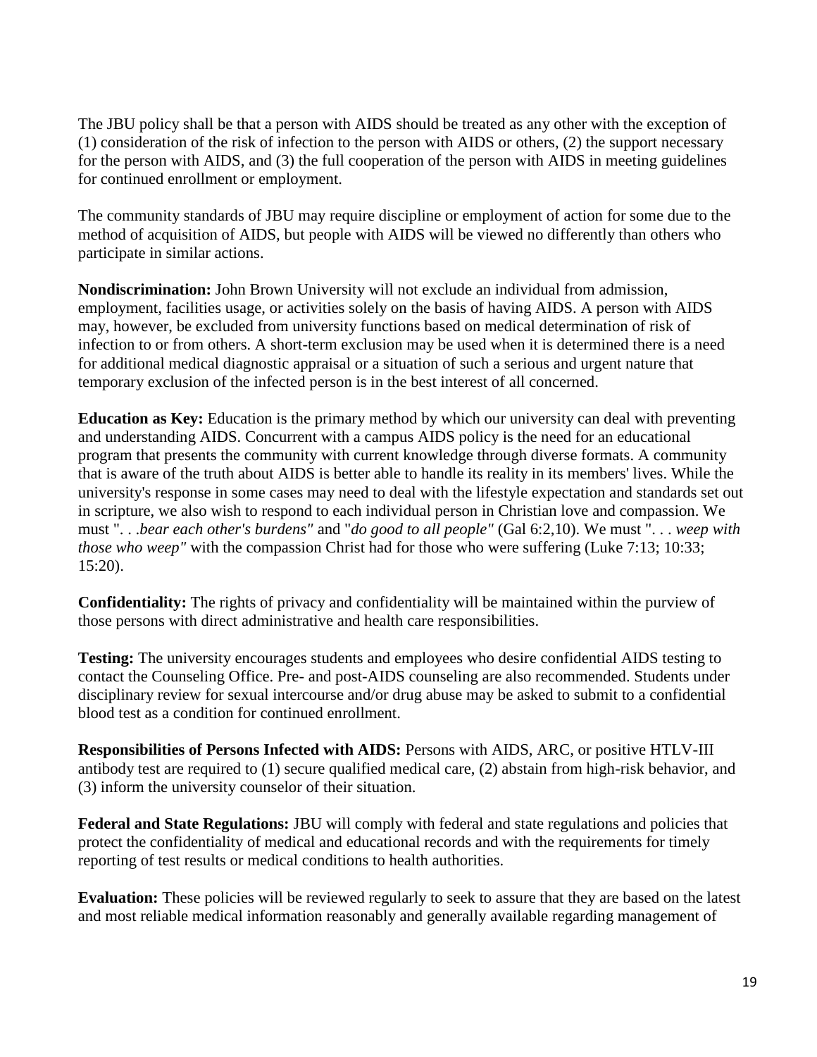The JBU policy shall be that a person with AIDS should be treated as any other with the exception of (1) consideration of the risk of infection to the person with AIDS or others, (2) the support necessary for the person with AIDS, and (3) the full cooperation of the person with AIDS in meeting guidelines for continued enrollment or employment.

The community standards of JBU may require discipline or employment of action for some due to the method of acquisition of AIDS, but people with AIDS will be viewed no differently than others who participate in similar actions.

**Nondiscrimination:** John Brown University will not exclude an individual from admission, employment, facilities usage, or activities solely on the basis of having AIDS. A person with AIDS may, however, be excluded from university functions based on medical determination of risk of infection to or from others. A short-term exclusion may be used when it is determined there is a need for additional medical diagnostic appraisal or a situation of such a serious and urgent nature that temporary exclusion of the infected person is in the best interest of all concerned.

**Education as Key:** Education is the primary method by which our university can deal with preventing and understanding AIDS. Concurrent with a campus AIDS policy is the need for an educational program that presents the community with current knowledge through diverse formats. A community that is aware of the truth about AIDS is better able to handle its reality in its members' lives. While the university's response in some cases may need to deal with the lifestyle expectation and standards set out in scripture, we also wish to respond to each individual person in Christian love and compassion. We must ". . .*bear each other's burdens"* and "*do good to all people"* (Gal 6:2,10). We must ". . . *weep with those who weep"* with the compassion Christ had for those who were suffering (Luke 7:13; 10:33; 15:20).

**Confidentiality:** The rights of privacy and confidentiality will be maintained within the purview of those persons with direct administrative and health care responsibilities.

**Testing:** The university encourages students and employees who desire confidential AIDS testing to contact the Counseling Office. Pre- and post-AIDS counseling are also recommended. Students under disciplinary review for sexual intercourse and/or drug abuse may be asked to submit to a confidential blood test as a condition for continued enrollment.

**Responsibilities of Persons Infected with AIDS:** Persons with AIDS, ARC, or positive HTLV-III antibody test are required to (1) secure qualified medical care, (2) abstain from high-risk behavior, and (3) inform the university counselor of their situation.

**Federal and State Regulations:** JBU will comply with federal and state regulations and policies that protect the confidentiality of medical and educational records and with the requirements for timely reporting of test results or medical conditions to health authorities.

**Evaluation:** These policies will be reviewed regularly to seek to assure that they are based on the latest and most reliable medical information reasonably and generally available regarding management of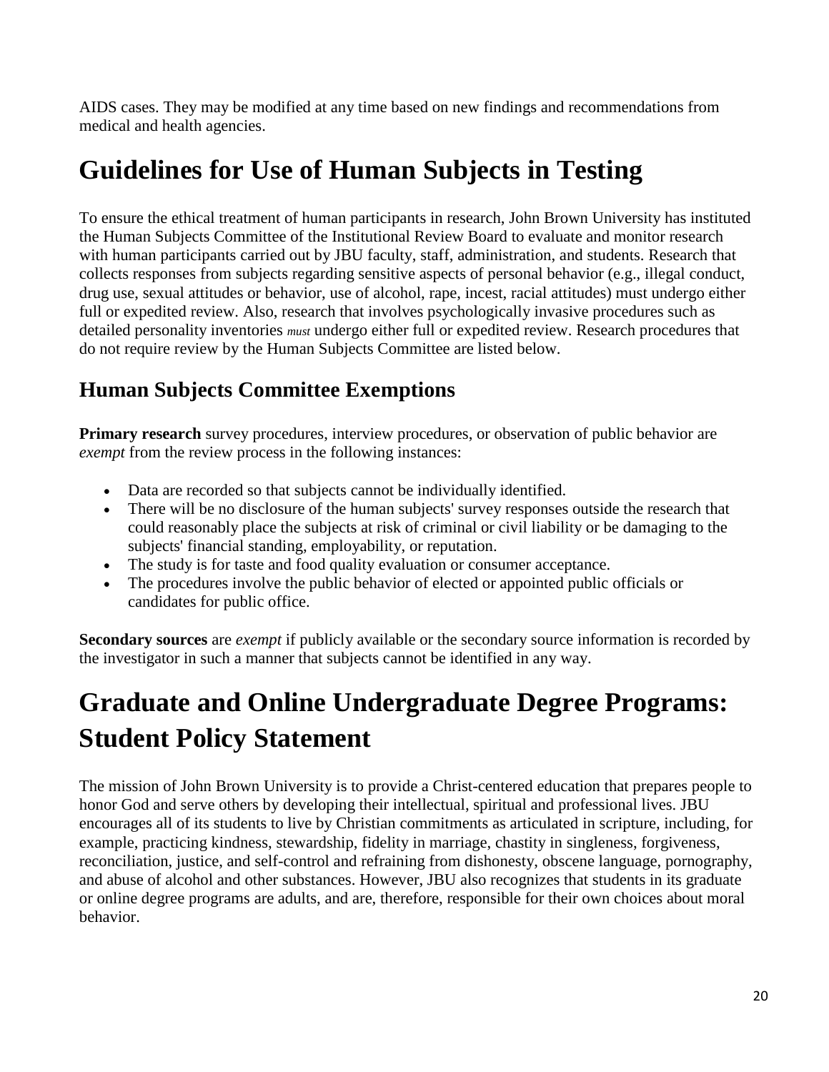AIDS cases. They may be modified at any time based on new findings and recommendations from medical and health agencies.

# Guidelines for Use of Human Subjects in Testing

To ensure the ethical treatment of human participants in research, John Brown University has instituted the Human Subjects Committee of the Institutional Review Board to evaluate and monitor research with human participants carried out by JBU faculty, staff, administration, and students. Research that collects responses from subjects regarding sensitive aspects of personal behavior (e.g., illegal conduct, drug use, sexual attitudes or behavior, use of alcohol, rape, incest, racial attitudes) must undergo either full or expedited review. Also, research that involves psychologically invasive procedures such as detailed personality inventories *must* undergo either full or expedited review. Research procedures that do not require review by the Human Subjects Committee are listed below.

## Human Subjects Committee Exemptions

**Primary research** survey procedures, interview procedures, or observation of public behavior are *exempt* from the review process in the following instances:

- Data are recorded so that subjects cannot be individually identified.
- There will be no disclosure of the human subjects' survey responses outside the research that could reasonably place the subjects at risk of criminal or civil liability or be damaging to the subjects' financial standing, employability, or reputation.
- The study is for taste and food quality evaluation or consumer acceptance.
- The procedures involve the public behavior of elected or appointed public officials or candidates for public office.

**Secondary sources** are *exempt* if publicly available or the secondary source information is recorded by the investigator in such a manner that subjects cannot be identified in any way.

# Graduate and Online Undergraduate Degree Programs: Student Policy Statement

The mission of John Brown University is to provide a Christ-centered education that prepares people to honor God and serve others by developing their intellectual, spiritual and professional lives. JBU encourages all of its students to live by Christian commitments as articulated in scripture, including, for example, practicing kindness, stewardship, fidelity in marriage, chastity in singleness, forgiveness, reconciliation, justice, and self-control and refraining from dishonesty, obscene language, pornography, and abuse of alcohol and other substances. However, JBU also recognizes that students in its graduate or online degree programs are adults, and are, therefore, responsible for their own choices about moral behavior.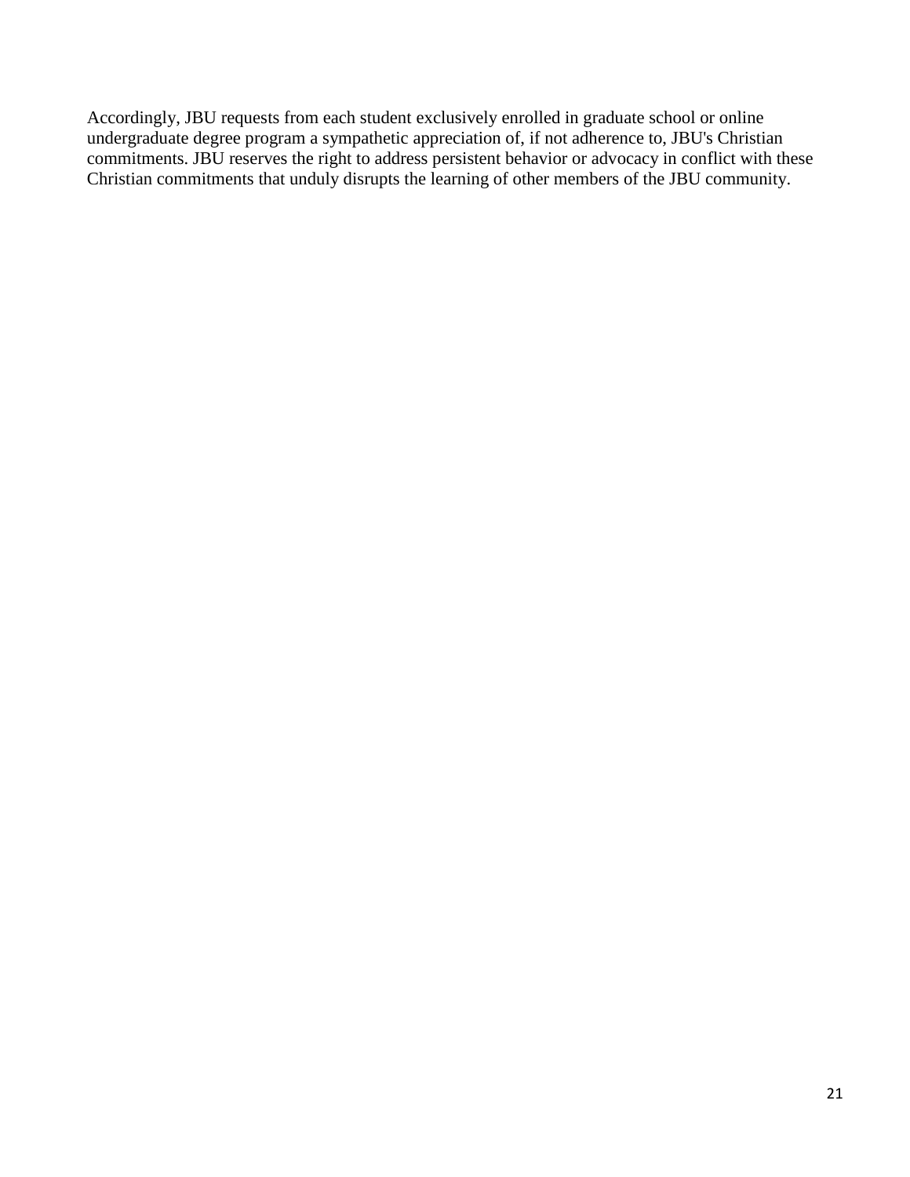Accordingly, JBU requests from each student exclusively enrolled in graduate school or online undergraduate degree program a sympathetic appreciation of, if not adherence to, JBU's Christian commitments. JBU reserves the right to address persistent behavior or advocacy in conflict with these Christian commitments that unduly disrupts the learning of other members of the JBU community.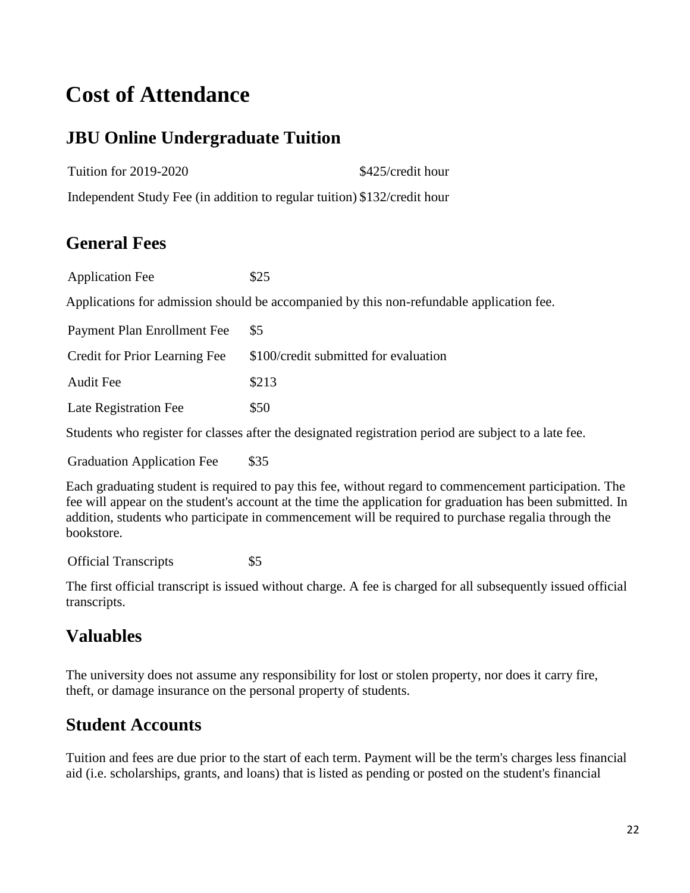# Cost of Attendance

## JBU Online Undergraduate Tuition

| | |
|---|---|
| Tuition for 2019-2020 | $425/credit hour |
| Independent Study Fee (in addition to regular tuition) | $132/credit hour |

## General Fees

| | |
|---|---|
| Application Fee | $25 |

Applications for admission should be accompanied by this non-refundable application fee.

| | |
|---|---|
| Payment Plan Enrollment Fee | $5 |
| Credit for Prior Learning Fee | $100/credit submitted for evaluation |
| Audit Fee | $213 |
| Late Registration Fee | $50 |

Students who register for classes after the designated registration period are subject to a late fee.

| | |
|---|---|
| Graduation Application Fee | $35 |

Each graduating student is required to pay this fee, without regard to commencement participation. The fee will appear on the student's account at the time the application for graduation has been submitted. In addition, students who participate in commencement will be required to purchase regalia through the bookstore.

| | |
|---|---|
| Official Transcripts | $5 |

The first official transcript is issued without charge. A fee is charged for all subsequently issued official transcripts.

## Valuables

The university does not assume any responsibility for lost or stolen property, nor does it carry fire, theft, or damage insurance on the personal property of students.

## Student Accounts

Tuition and fees are due prior to the start of each term. Payment will be the term's charges less financial aid (i.e. scholarships, grants, and loans) that is listed as pending or posted on the student's financial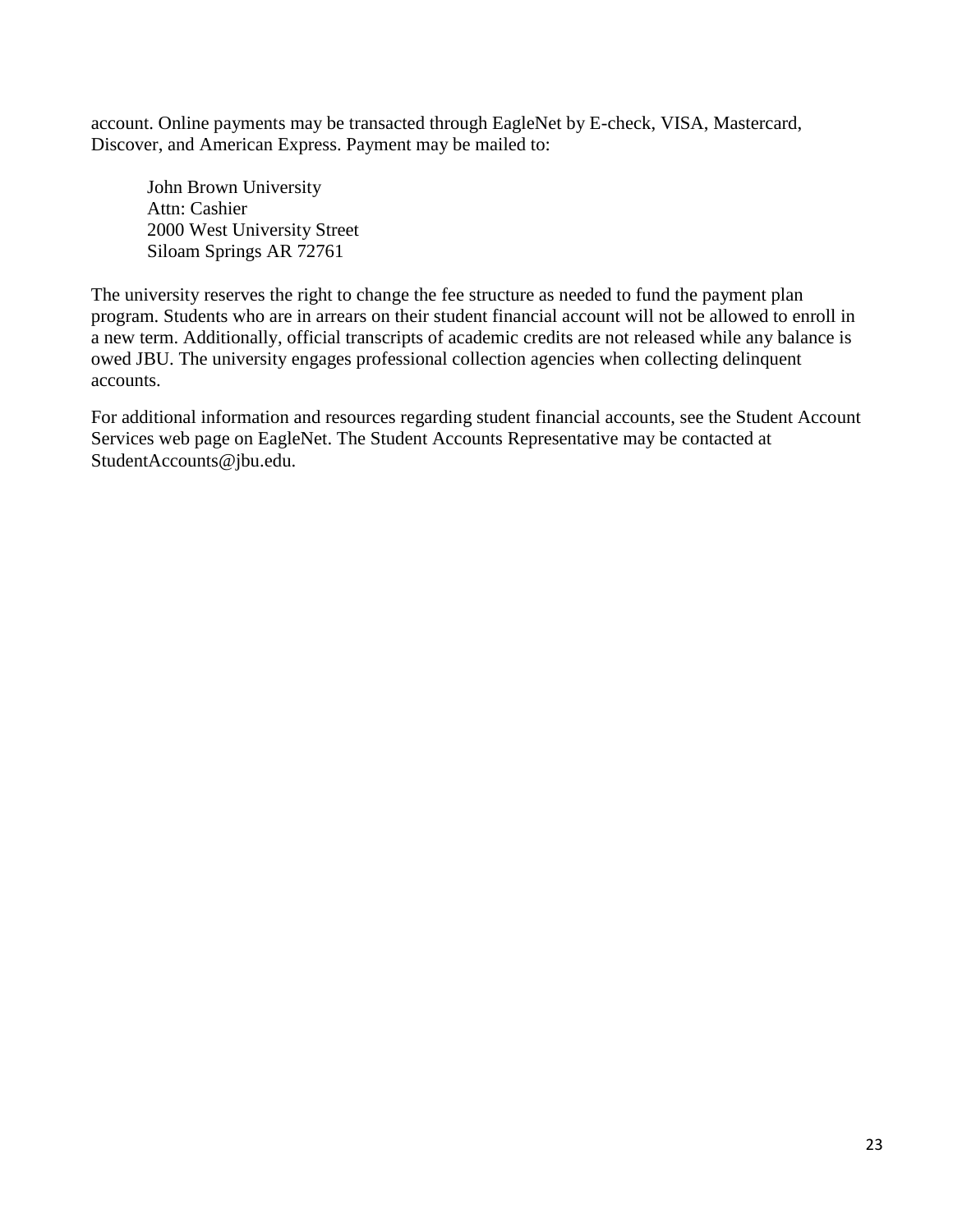account. Online payments may be transacted through EagleNet by E-check, VISA, Mastercard, Discover, and American Express. Payment may be mailed to:

> John Brown University
> Attn: Cashier
> 2000 West University Street
> Siloam Springs AR 72761

The university reserves the right to change the fee structure as needed to fund the payment plan program. Students who are in arrears on their student financial account will not be allowed to enroll in a new term. Additionally, official transcripts of academic credits are not released while any balance is owed JBU. The university engages professional collection agencies when collecting delinquent accounts.

For additional information and resources regarding student financial accounts, see the Student Account Services web page on EagleNet. The Student Accounts Representative may be contacted at StudentAccounts@jbu.edu.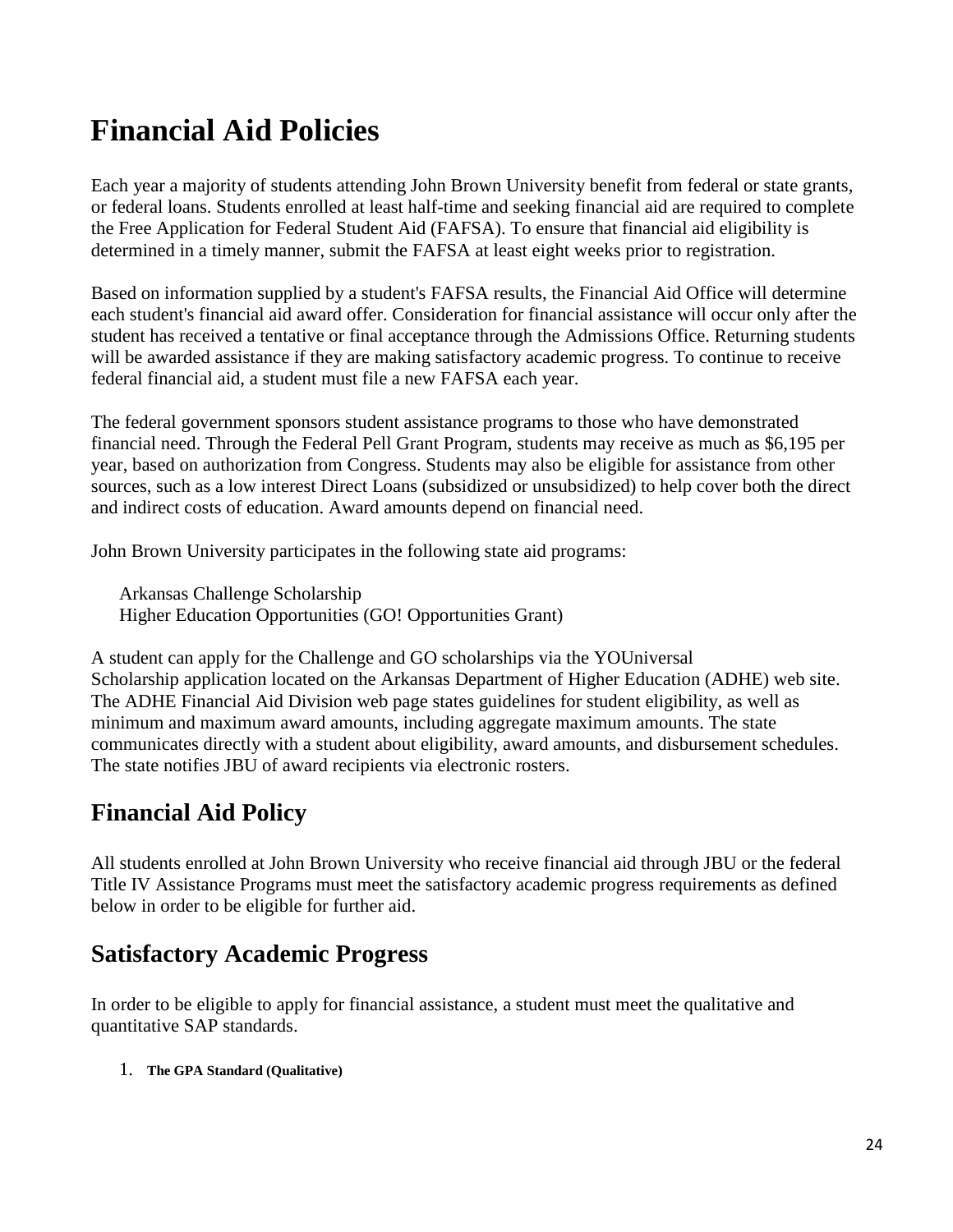# Financial Aid Policies

Each year a majority of students attending John Brown University benefit from federal or state grants, or federal loans. Students enrolled at least half-time and seeking financial aid are required to complete the Free Application for Federal Student Aid (FAFSA). To ensure that financial aid eligibility is determined in a timely manner, submit the FAFSA at least eight weeks prior to registration.

Based on information supplied by a student's FAFSA results, the Financial Aid Office will determine each student's financial aid award offer. Consideration for financial assistance will occur only after the student has received a tentative or final acceptance through the Admissions Office. Returning students will be awarded assistance if they are making satisfactory academic progress. To continue to receive federal financial aid, a student must file a new FAFSA each year.

The federal government sponsors student assistance programs to those who have demonstrated financial need. Through the Federal Pell Grant Program, students may receive as much as $6,195 per year, based on authorization from Congress. Students may also be eligible for assistance from other sources, such as a low interest Direct Loans (subsidized or unsubsidized) to help cover both the direct and indirect costs of education. Award amounts depend on financial need.

John Brown University participates in the following state aid programs:

Arkansas Challenge Scholarship
Higher Education Opportunities (GO! Opportunities Grant)

A student can apply for the Challenge and GO scholarships via the YOUniversal Scholarship application located on the Arkansas Department of Higher Education (ADHE) web site. The ADHE Financial Aid Division web page states guidelines for student eligibility, as well as minimum and maximum award amounts, including aggregate maximum amounts. The state communicates directly with a student about eligibility, award amounts, and disbursement schedules. The state notifies JBU of award recipients via electronic rosters.

## Financial Aid Policy

All students enrolled at John Brown University who receive financial aid through JBU or the federal Title IV Assistance Programs must meet the satisfactory academic progress requirements as defined below in order to be eligible for further aid.

## Satisfactory Academic Progress

In order to be eligible to apply for financial assistance, a student must meet the qualitative and quantitative SAP standards.

1. **The GPA Standard (Qualitative)**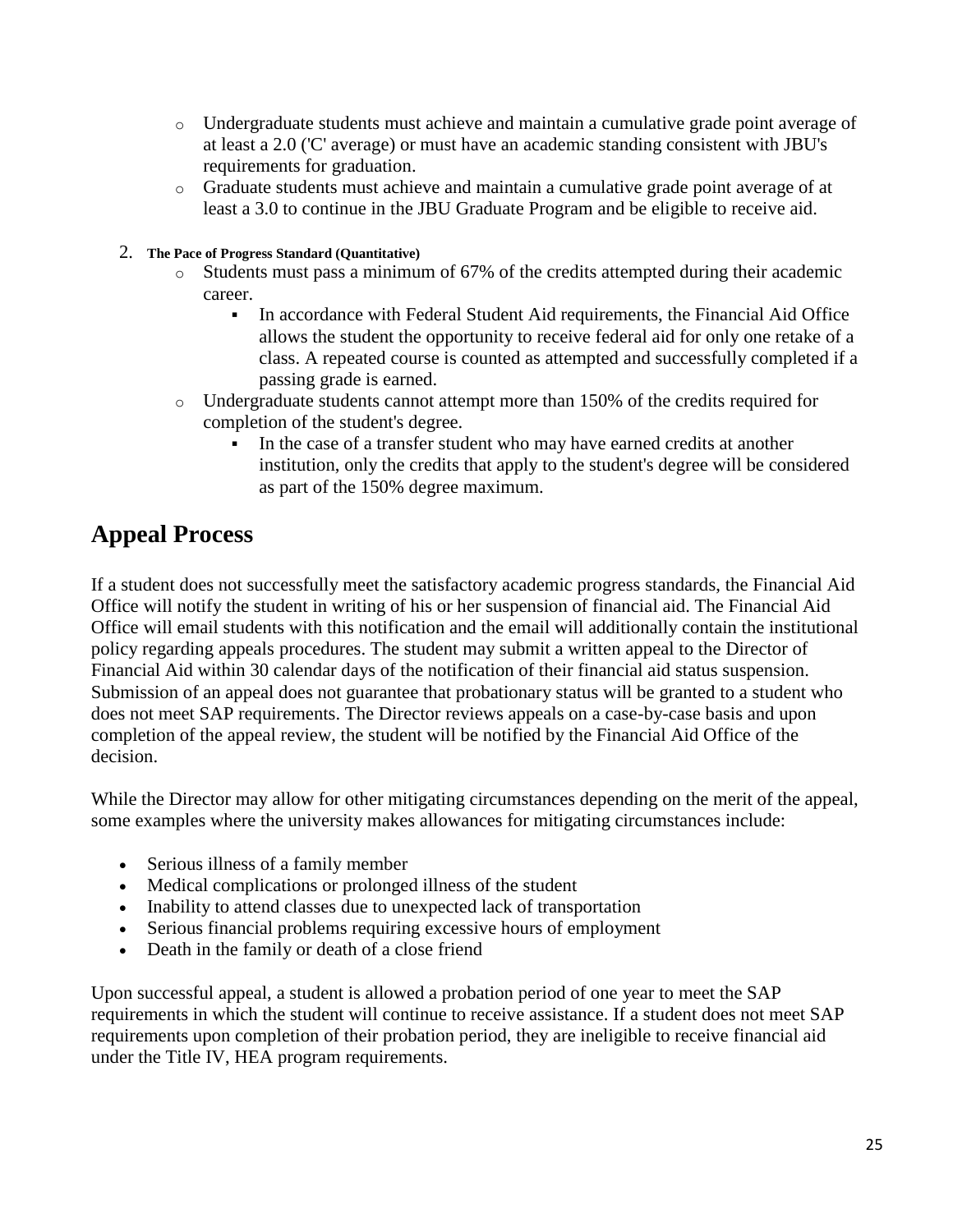- Undergraduate students must achieve and maintain a cumulative grade point average of at least a 2.0 ('C' average) or must have an academic standing consistent with JBU's requirements for graduation.
- Graduate students must achieve and maintain a cumulative grade point average of at least a 3.0 to continue in the JBU Graduate Program and be eligible to receive aid.

2. **The Pace of Progress Standard (Quantitative)**
    - Students must pass a minimum of 67% of the credits attempted during their academic career.
        - In accordance with Federal Student Aid requirements, the Financial Aid Office allows the student the opportunity to receive federal aid for only one retake of a class. A repeated course is counted as attempted and successfully completed if a passing grade is earned.
    - Undergraduate students cannot attempt more than 150% of the credits required for completion of the student's degree.
        - In the case of a transfer student who may have earned credits at another institution, only the credits that apply to the student's degree will be considered as part of the 150% degree maximum.

## Appeal Process

If a student does not successfully meet the satisfactory academic progress standards, the Financial Aid Office will notify the student in writing of his or her suspension of financial aid. The Financial Aid Office will email students with this notification and the email will additionally contain the institutional policy regarding appeals procedures. The student may submit a written appeal to the Director of Financial Aid within 30 calendar days of the notification of their financial aid status suspension. Submission of an appeal does not guarantee that probationary status will be granted to a student who does not meet SAP requirements. The Director reviews appeals on a case-by-case basis and upon completion of the appeal review, the student will be notified by the Financial Aid Office of the decision.

While the Director may allow for other mitigating circumstances depending on the merit of the appeal, some examples where the university makes allowances for mitigating circumstances include:

- Serious illness of a family member
- Medical complications or prolonged illness of the student
- Inability to attend classes due to unexpected lack of transportation
- Serious financial problems requiring excessive hours of employment
- Death in the family or death of a close friend

Upon successful appeal, a student is allowed a probation period of one year to meet the SAP requirements in which the student will continue to receive assistance. If a student does not meet SAP requirements upon completion of their probation period, they are ineligible to receive financial aid under the Title IV, HEA program requirements.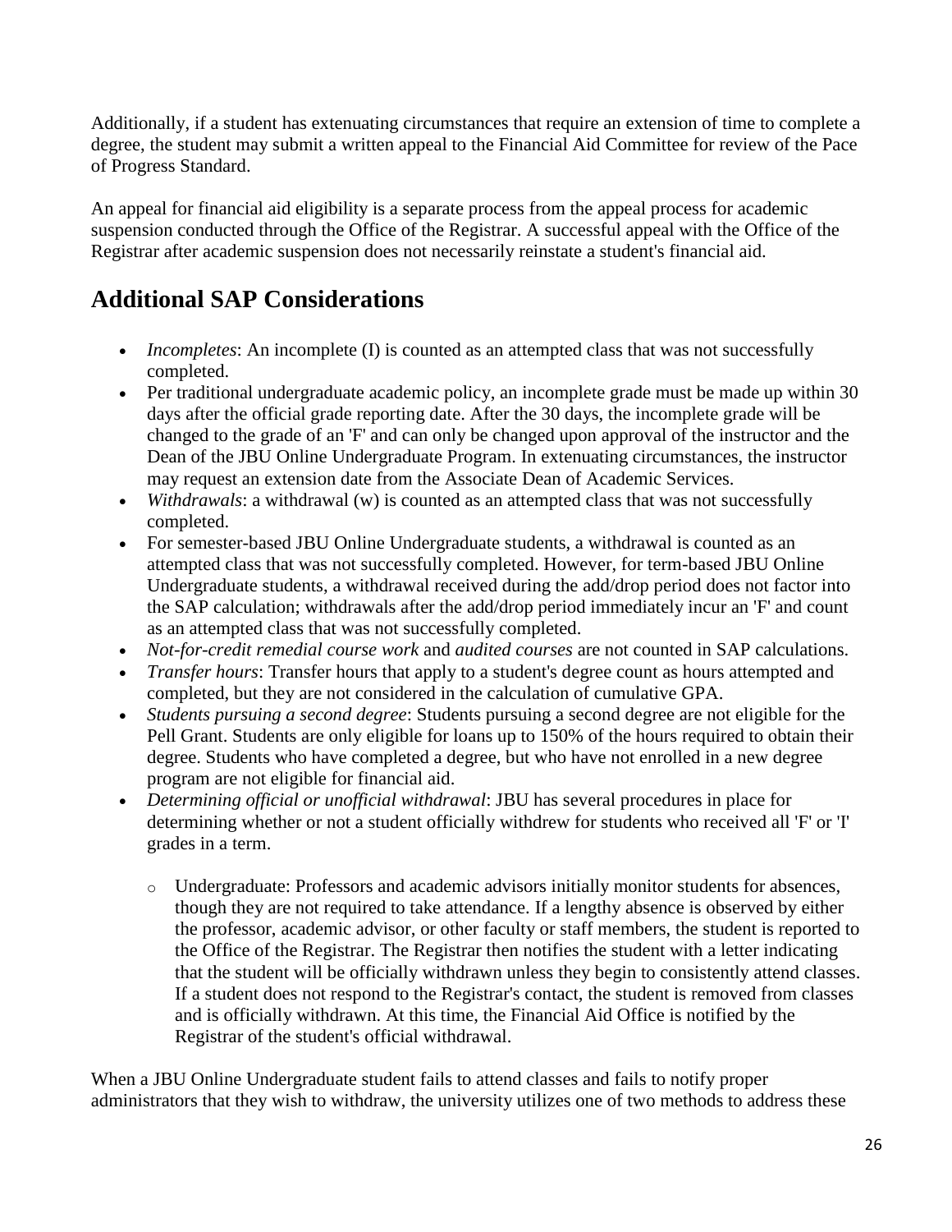Additionally, if a student has extenuating circumstances that require an extension of time to complete a degree, the student may submit a written appeal to the Financial Aid Committee for review of the Pace of Progress Standard.

An appeal for financial aid eligibility is a separate process from the appeal process for academic suspension conducted through the Office of the Registrar. A successful appeal with the Office of the Registrar after academic suspension does not necessarily reinstate a student's financial aid.

## Additional SAP Considerations

- *Incompletes*: An incomplete (I) is counted as an attempted class that was not successfully completed.
- Per traditional undergraduate academic policy, an incomplete grade must be made up within 30 days after the official grade reporting date. After the 30 days, the incomplete grade will be changed to the grade of an 'F' and can only be changed upon approval of the instructor and the Dean of the JBU Online Undergraduate Program. In extenuating circumstances, the instructor may request an extension date from the Associate Dean of Academic Services.
- *Withdrawals*: a withdrawal (w) is counted as an attempted class that was not successfully completed.
- For semester-based JBU Online Undergraduate students, a withdrawal is counted as an attempted class that was not successfully completed. However, for term-based JBU Online Undergraduate students, a withdrawal received during the add/drop period does not factor into the SAP calculation; withdrawals after the add/drop period immediately incur an 'F' and count as an attempted class that was not successfully completed.
- *Not-for-credit remedial course work* and *audited courses* are not counted in SAP calculations.
- *Transfer hours*: Transfer hours that apply to a student's degree count as hours attempted and completed, but they are not considered in the calculation of cumulative GPA.
- *Students pursuing a second degree*: Students pursuing a second degree are not eligible for the Pell Grant. Students are only eligible for loans up to 150% of the hours required to obtain their degree. Students who have completed a degree, but who have not enrolled in a new degree program are not eligible for financial aid.
- *Determining official or unofficial withdrawal*: JBU has several procedures in place for determining whether or not a student officially withdrew for students who received all 'F' or 'I' grades in a term.
  - Undergraduate: Professors and academic advisors initially monitor students for absences, though they are not required to take attendance. If a lengthy absence is observed by either the professor, academic advisor, or other faculty or staff members, the student is reported to the Office of the Registrar. The Registrar then notifies the student with a letter indicating that the student will be officially withdrawn unless they begin to consistently attend classes. If a student does not respond to the Registrar's contact, the student is removed from classes and is officially withdrawn. At this time, the Financial Aid Office is notified by the Registrar of the student's official withdrawal.

When a JBU Online Undergraduate student fails to attend classes and fails to notify proper administrators that they wish to withdraw, the university utilizes one of two methods to address these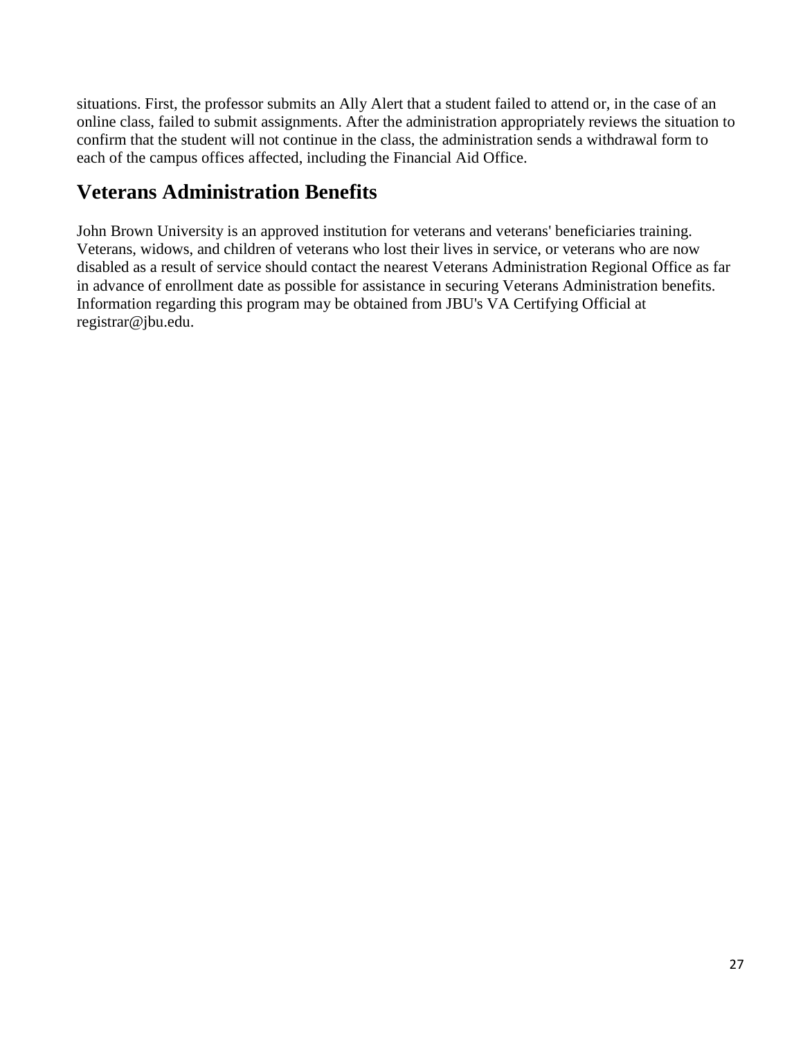situations. First, the professor submits an Ally Alert that a student failed to attend or, in the case of an online class, failed to submit assignments. After the administration appropriately reviews the situation to confirm that the student will not continue in the class, the administration sends a withdrawal form to each of the campus offices affected, including the Financial Aid Office.

## Veterans Administration Benefits

John Brown University is an approved institution for veterans and veterans' beneficiaries training. Veterans, widows, and children of veterans who lost their lives in service, or veterans who are now disabled as a result of service should contact the nearest Veterans Administration Regional Office as far in advance of enrollment date as possible for assistance in securing Veterans Administration benefits. Information regarding this program may be obtained from JBU's VA Certifying Official at registrar@jbu.edu.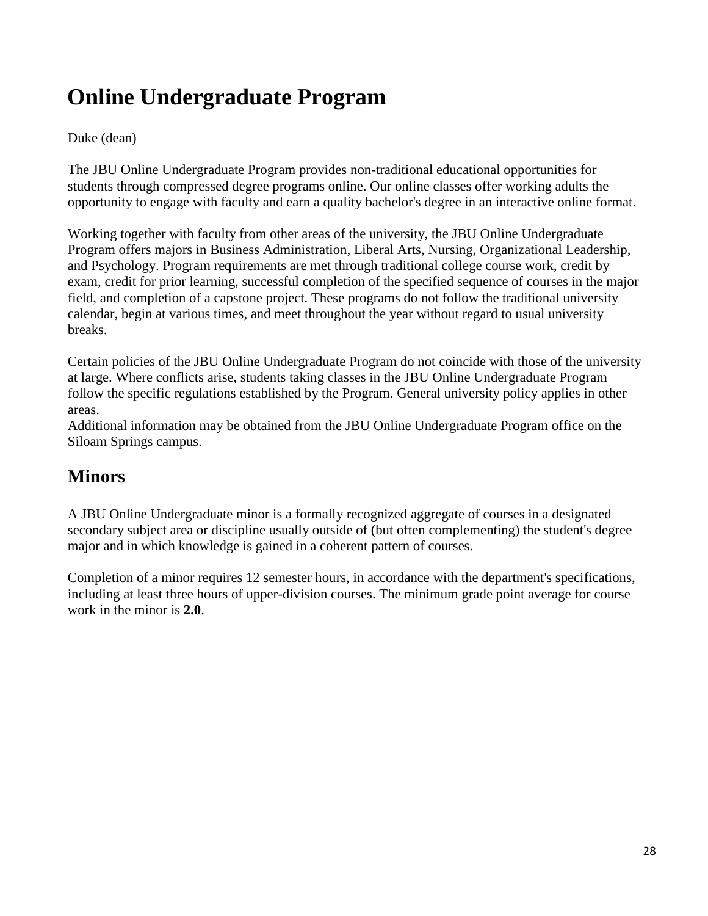# Online Undergraduate Program

Duke (dean)

The JBU Online Undergraduate Program provides non-traditional educational opportunities for students through compressed degree programs online. Our online classes offer working adults the opportunity to engage with faculty and earn a quality bachelor's degree in an interactive online format.

Working together with faculty from other areas of the university, the JBU Online Undergraduate Program offers majors in Business Administration, Liberal Arts, Nursing, Organizational Leadership, and Psychology. Program requirements are met through traditional college course work, credit by exam, credit for prior learning, successful completion of the specified sequence of courses in the major field, and completion of a capstone project. These programs do not follow the traditional university calendar, begin at various times, and meet throughout the year without regard to usual university breaks.

Certain policies of the JBU Online Undergraduate Program do not coincide with those of the university at large. Where conflicts arise, students taking classes in the JBU Online Undergraduate Program follow the specific regulations established by the Program. General university policy applies in other areas.
Additional information may be obtained from the JBU Online Undergraduate Program office on the Siloam Springs campus.

## Minors

A JBU Online Undergraduate minor is a formally recognized aggregate of courses in a designated secondary subject area or discipline usually outside of (but often complementing) the student's degree major and in which knowledge is gained in a coherent pattern of courses.

Completion of a minor requires 12 semester hours, in accordance with the department's specifications, including at least three hours of upper-division courses. The minimum grade point average for course work in the minor is **2.0**.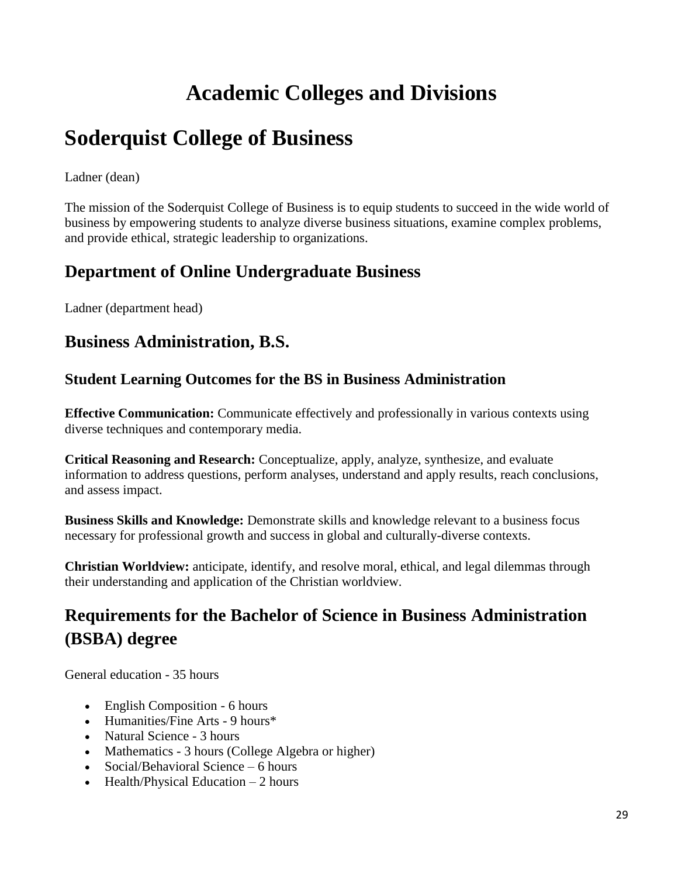# Academic Colleges and Divisions

# Soderquist College of Business

Ladner (dean)

The mission of the Soderquist College of Business is to equip students to succeed in the wide world of business by empowering students to analyze diverse business situations, examine complex problems, and provide ethical, strategic leadership to organizations.

## Department of Online Undergraduate Business

Ladner (department head)

## Business Administration, B.S.

### Student Learning Outcomes for the BS in Business Administration

**Effective Communication:** Communicate effectively and professionally in various contexts using diverse techniques and contemporary media.

**Critical Reasoning and Research:** Conceptualize, apply, analyze, synthesize, and evaluate information to address questions, perform analyses, understand and apply results, reach conclusions, and assess impact.

**Business Skills and Knowledge:** Demonstrate skills and knowledge relevant to a business focus necessary for professional growth and success in global and culturally-diverse contexts.

**Christian Worldview:** anticipate, identify, and resolve moral, ethical, and legal dilemmas through their understanding and application of the Christian worldview.

## Requirements for the Bachelor of Science in Business Administration (BSBA) degree

General education - 35 hours

- English Composition - 6 hours
- Humanities/Fine Arts - 9 hours*
- Natural Science - 3 hours
- Mathematics - 3 hours (College Algebra or higher)
- Social/Behavioral Science – 6 hours
- Health/Physical Education – 2 hours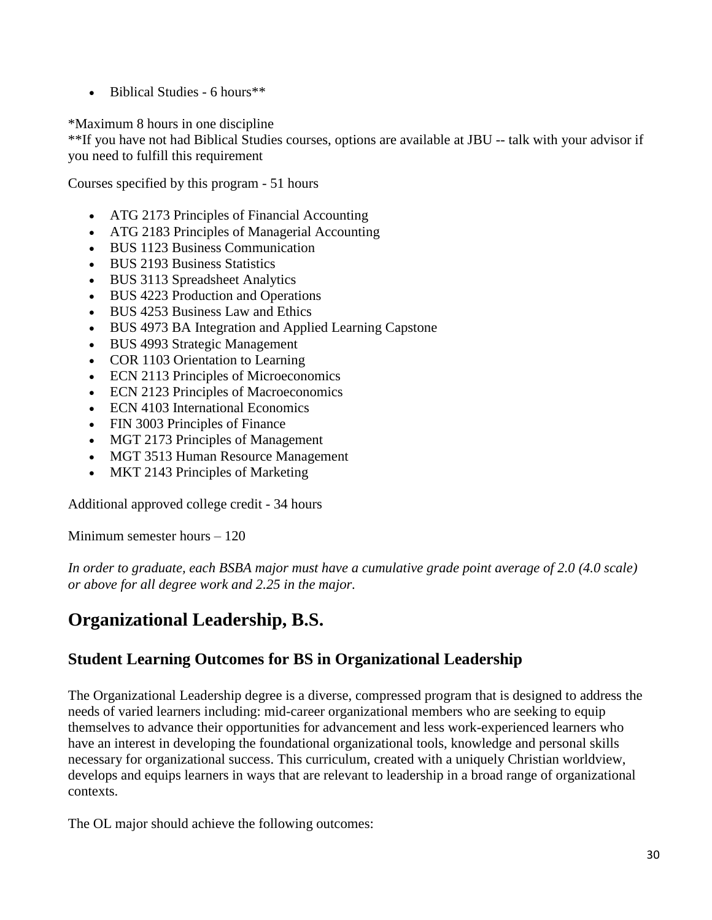- Biblical Studies - 6 hours**

*Maximum 8 hours in one discipline
**If you have not had Biblical Studies courses, options are available at JBU -- talk with your advisor if you need to fulfill this requirement

Courses specified by this program - 51 hours

- ATG 2173 Principles of Financial Accounting
- ATG 2183 Principles of Managerial Accounting
- BUS 1123 Business Communication
- BUS 2193 Business Statistics
- BUS 3113 Spreadsheet Analytics
- BUS 4223 Production and Operations
- BUS 4253 Business Law and Ethics
- BUS 4973 BA Integration and Applied Learning Capstone
- BUS 4993 Strategic Management
- COR 1103 Orientation to Learning
- ECN 2113 Principles of Microeconomics
- ECN 2123 Principles of Macroeconomics
- ECN 4103 International Economics
- FIN 3003 Principles of Finance
- MGT 2173 Principles of Management
- MGT 3513 Human Resource Management
- MKT 2143 Principles of Marketing

Additional approved college credit - 34 hours

Minimum semester hours – 120

*In order to graduate, each BSBA major must have a cumulative grade point average of 2.0 (4.0 scale) or above for all degree work and 2.25 in the major.*

# Organizational Leadership, B.S.

## Student Learning Outcomes for BS in Organizational Leadership

The Organizational Leadership degree is a diverse, compressed program that is designed to address the needs of varied learners including: mid-career organizational members who are seeking to equip themselves to advance their opportunities for advancement and less work-experienced learners who have an interest in developing the foundational organizational tools, knowledge and personal skills necessary for organizational success. This curriculum, created with a uniquely Christian worldview, develops and equips learners in ways that are relevant to leadership in a broad range of organizational contexts.

The OL major should achieve the following outcomes: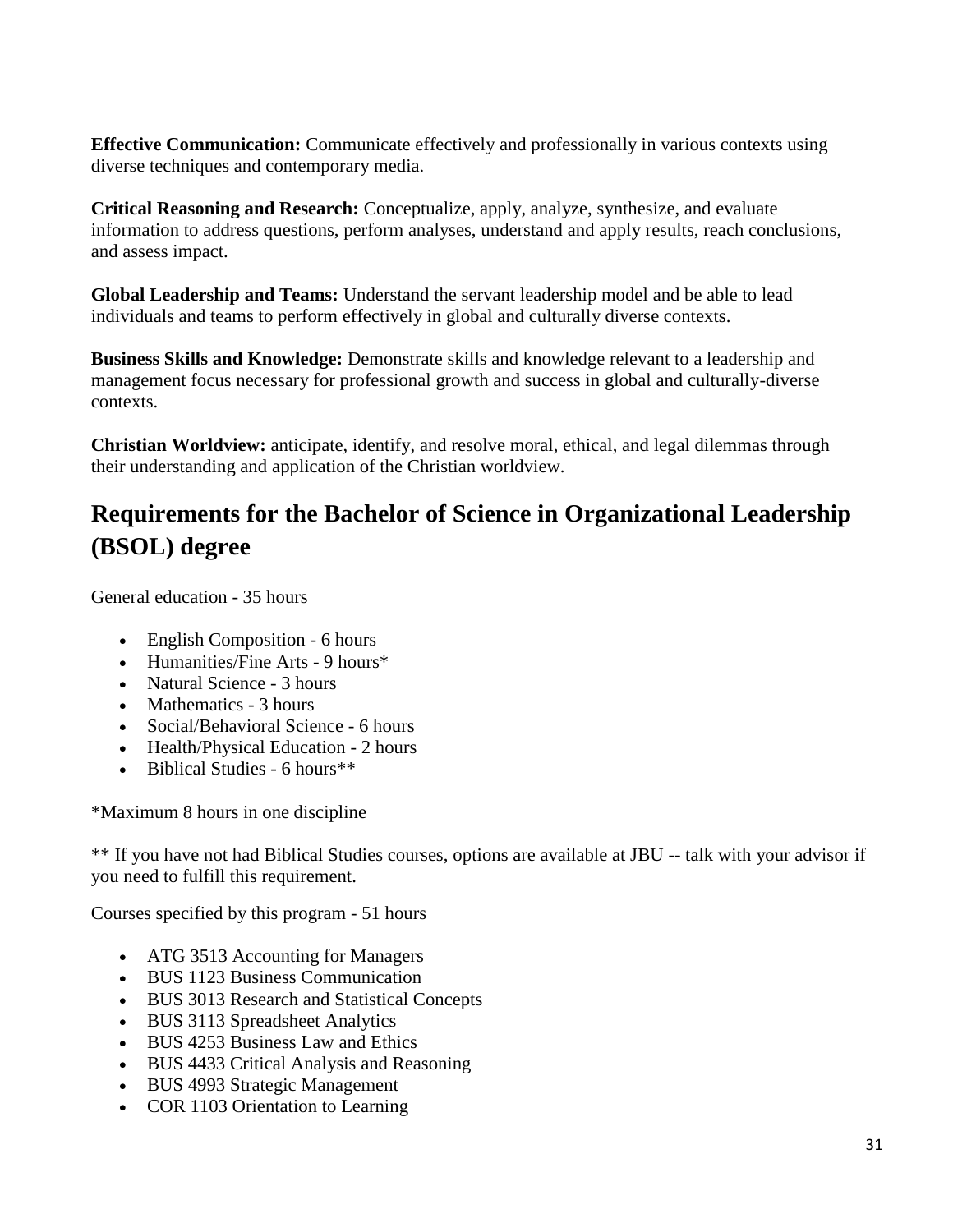**Effective Communication:** Communicate effectively and professionally in various contexts using diverse techniques and contemporary media.

**Critical Reasoning and Research:** Conceptualize, apply, analyze, synthesize, and evaluate information to address questions, perform analyses, understand and apply results, reach conclusions, and assess impact.

**Global Leadership and Teams:** Understand the servant leadership model and be able to lead individuals and teams to perform effectively in global and culturally diverse contexts.

**Business Skills and Knowledge:** Demonstrate skills and knowledge relevant to a leadership and management focus necessary for professional growth and success in global and culturally-diverse contexts.

**Christian Worldview:** anticipate, identify, and resolve moral, ethical, and legal dilemmas through their understanding and application of the Christian worldview.

## Requirements for the Bachelor of Science in Organizational Leadership (BSOL) degree

General education - 35 hours

- English Composition - 6 hours
- Humanities/Fine Arts - 9 hours*
- Natural Science - 3 hours
- Mathematics - 3 hours
- Social/Behavioral Science - 6 hours
- Health/Physical Education - 2 hours
- Biblical Studies - 6 hours**

*Maximum 8 hours in one discipline

** If you have not had Biblical Studies courses, options are available at JBU -- talk with your advisor if you need to fulfill this requirement.

Courses specified by this program - 51 hours

- ATG 3513 Accounting for Managers
- BUS 1123 Business Communication
- BUS 3013 Research and Statistical Concepts
- BUS 3113 Spreadsheet Analytics
- BUS 4253 Business Law and Ethics
- BUS 4433 Critical Analysis and Reasoning
- BUS 4993 Strategic Management
- COR 1103 Orientation to Learning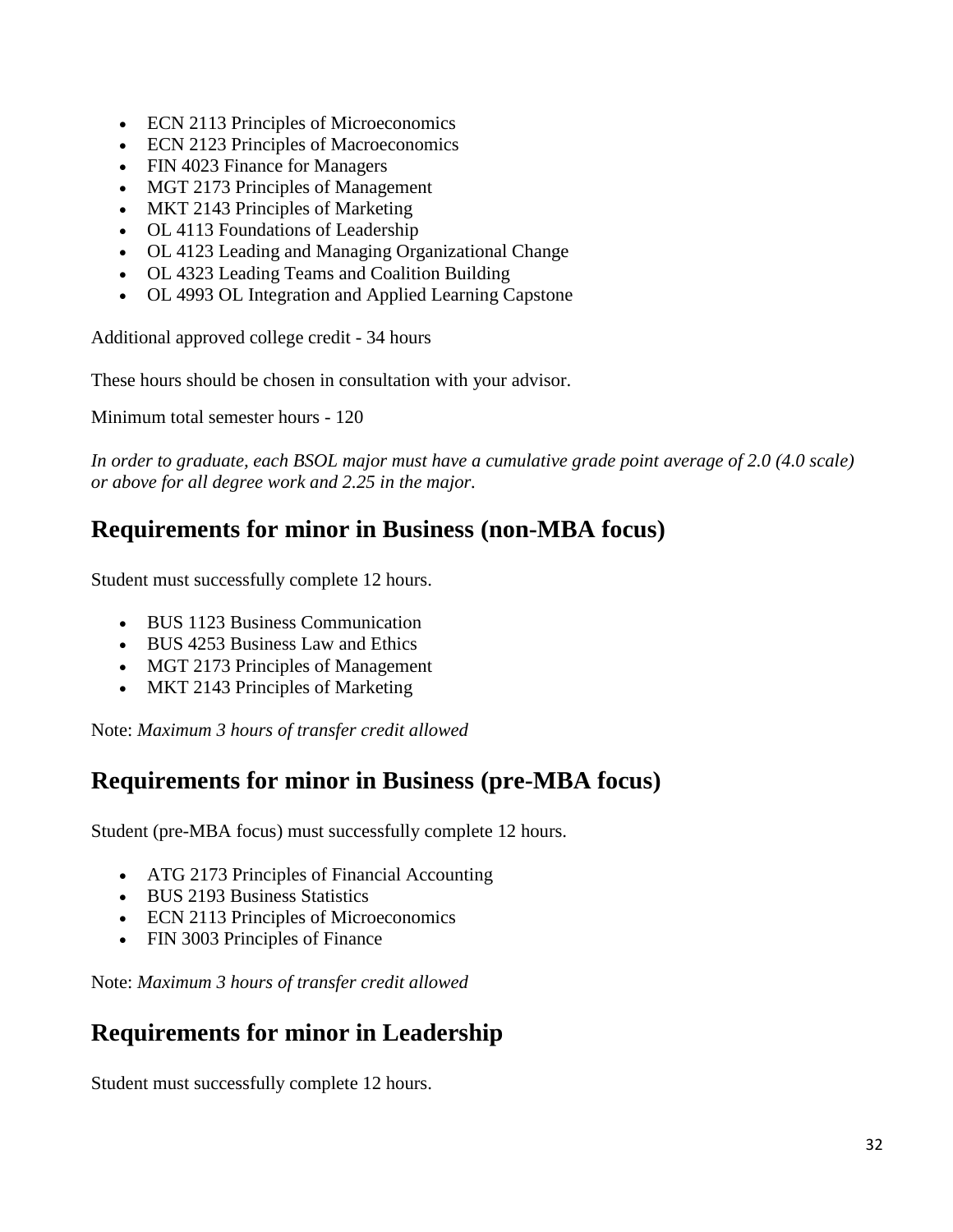- ECN 2113 Principles of Microeconomics
- ECN 2123 Principles of Macroeconomics
- FIN 4023 Finance for Managers
- MGT 2173 Principles of Management
- MKT 2143 Principles of Marketing
- OL 4113 Foundations of Leadership
- OL 4123 Leading and Managing Organizational Change
- OL 4323 Leading Teams and Coalition Building
- OL 4993 OL Integration and Applied Learning Capstone

Additional approved college credit - 34 hours

These hours should be chosen in consultation with your advisor.

Minimum total semester hours - 120

*In order to graduate, each BSOL major must have a cumulative grade point average of 2.0 (4.0 scale) or above for all degree work and 2.25 in the major.*

## Requirements for minor in Business (non-MBA focus)

Student must successfully complete 12 hours.

- BUS 1123 Business Communication
- BUS 4253 Business Law and Ethics
- MGT 2173 Principles of Management
- MKT 2143 Principles of Marketing

Note: *Maximum 3 hours of transfer credit allowed*

## Requirements for minor in Business (pre-MBA focus)

Student (pre-MBA focus) must successfully complete 12 hours.

- ATG 2173 Principles of Financial Accounting
- BUS 2193 Business Statistics
- ECN 2113 Principles of Microeconomics
- FIN 3003 Principles of Finance

Note: *Maximum 3 hours of transfer credit allowed*

## Requirements for minor in Leadership

Student must successfully complete 12 hours.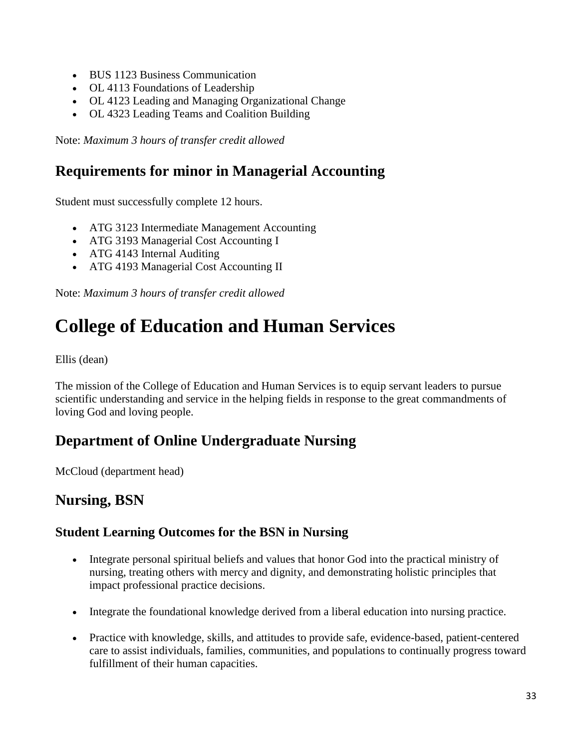- BUS 1123 Business Communication
- OL 4113 Foundations of Leadership
- OL 4123 Leading and Managing Organizational Change
- OL 4323 Leading Teams and Coalition Building

Note: *Maximum 3 hours of transfer credit allowed*

## Requirements for minor in Managerial Accounting

Student must successfully complete 12 hours.

- ATG 3123 Intermediate Management Accounting
- ATG 3193 Managerial Cost Accounting I
- ATG 4143 Internal Auditing
- ATG 4193 Managerial Cost Accounting II

Note: *Maximum 3 hours of transfer credit allowed*

# College of Education and Human Services

Ellis (dean)

The mission of the College of Education and Human Services is to equip servant leaders to pursue scientific understanding and service in the helping fields in response to the great commandments of loving God and loving people.

## Department of Online Undergraduate Nursing

McCloud (department head)

## Nursing, BSN

### Student Learning Outcomes for the BSN in Nursing

- Integrate personal spiritual beliefs and values that honor God into the practical ministry of nursing, treating others with mercy and dignity, and demonstrating holistic principles that impact professional practice decisions.
- Integrate the foundational knowledge derived from a liberal education into nursing practice.
- Practice with knowledge, skills, and attitudes to provide safe, evidence-based, patient-centered care to assist individuals, families, communities, and populations to continually progress toward fulfillment of their human capacities.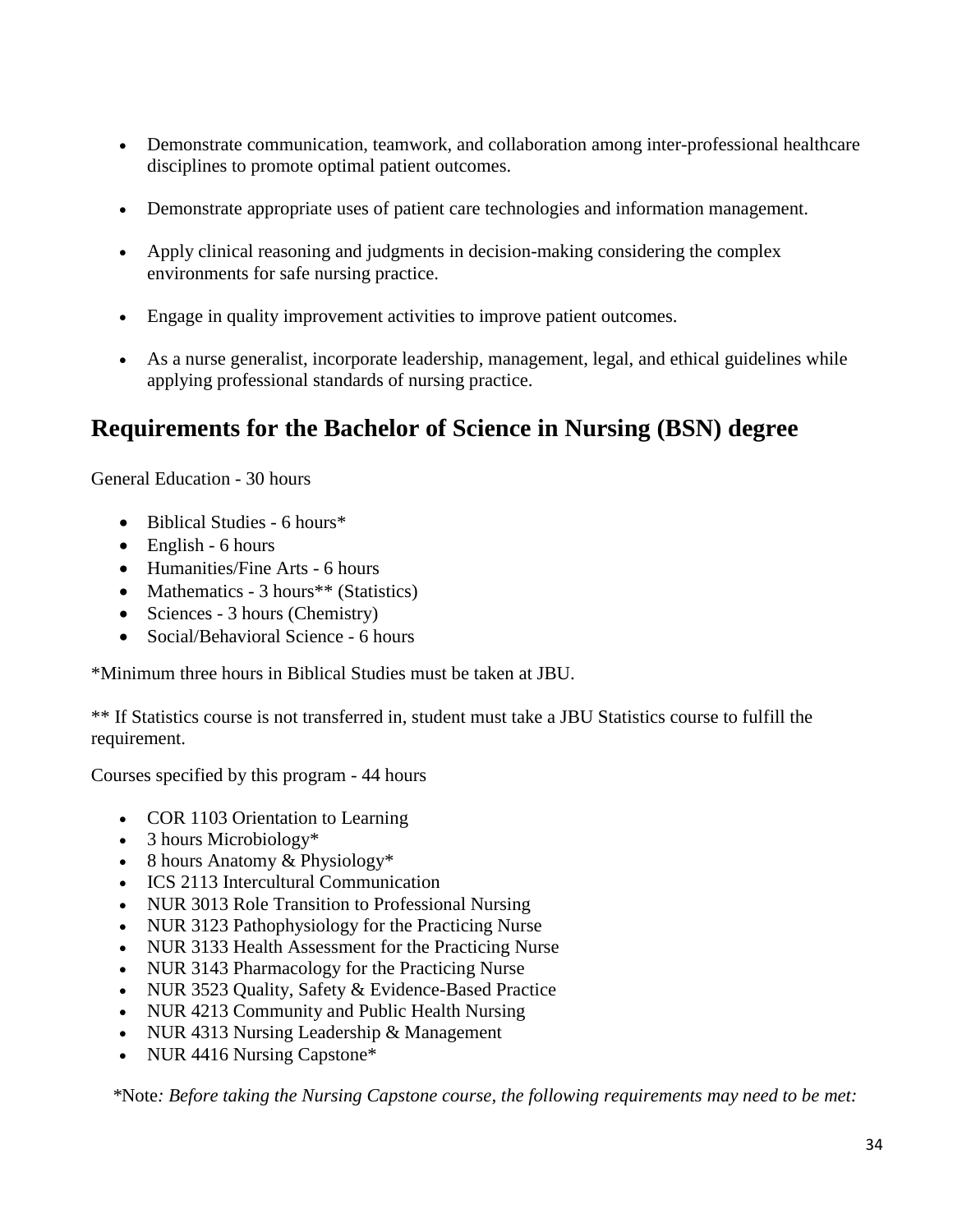- Demonstrate communication, teamwork, and collaboration among inter-professional healthcare disciplines to promote optimal patient outcomes.
- Demonstrate appropriate uses of patient care technologies and information management.
- Apply clinical reasoning and judgments in decision-making considering the complex environments for safe nursing practice.
- Engage in quality improvement activities to improve patient outcomes.
- As a nurse generalist, incorporate leadership, management, legal, and ethical guidelines while applying professional standards of nursing practice.

## Requirements for the Bachelor of Science in Nursing (BSN) degree

General Education - 30 hours

- Biblical Studies - 6 hours*
- English - 6 hours
- Humanities/Fine Arts - 6 hours
- Mathematics - 3 hours** (Statistics)
- Sciences - 3 hours (Chemistry)
- Social/Behavioral Science - 6 hours

*Minimum three hours in Biblical Studies must be taken at JBU.

** If Statistics course is not transferred in, student must take a JBU Statistics course to fulfill the requirement.

Courses specified by this program - 44 hours

- COR 1103 Orientation to Learning
- 3 hours Microbiology*
- 8 hours Anatomy & Physiology*
- ICS 2113 Intercultural Communication
- NUR 3013 Role Transition to Professional Nursing
- NUR 3123 Pathophysiology for the Practicing Nurse
- NUR 3133 Health Assessment for the Practicing Nurse
- NUR 3143 Pharmacology for the Practicing Nurse
- NUR 3523 Quality, Safety & Evidence-Based Practice
- NUR 4213 Community and Public Health Nursing
- NUR 4313 Nursing Leadership & Management
- NUR 4416 Nursing Capstone*

*Note*: Before taking the Nursing Capstone course, the following requirements may need to be met:*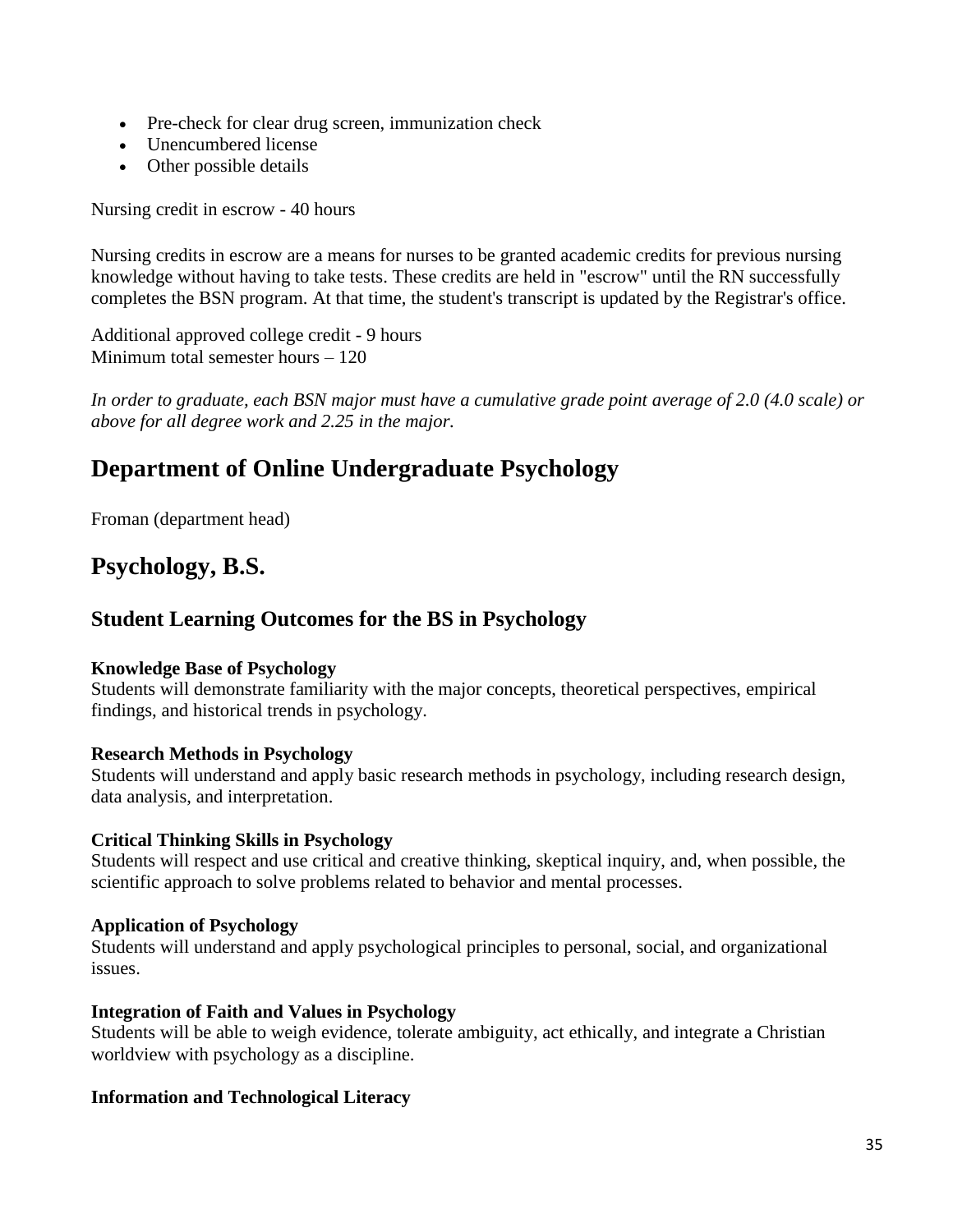- Pre-check for clear drug screen, immunization check
- Unencumbered license
- Other possible details

Nursing credit in escrow - 40 hours

Nursing credits in escrow are a means for nurses to be granted academic credits for previous nursing knowledge without having to take tests. These credits are held in "escrow" until the RN successfully completes the BSN program. At that time, the student's transcript is updated by the Registrar's office.

Additional approved college credit - 9 hours
Minimum total semester hours – 120

*In order to graduate, each BSN major must have a cumulative grade point average of 2.0 (4.0 scale) or above for all degree work and 2.25 in the major.*

# Department of Online Undergraduate Psychology

Froman (department head)

# Psychology, B.S.

## Student Learning Outcomes for the BS in Psychology

**Knowledge Base of Psychology**
Students will demonstrate familiarity with the major concepts, theoretical perspectives, empirical findings, and historical trends in psychology.

**Research Methods in Psychology**
Students will understand and apply basic research methods in psychology, including research design, data analysis, and interpretation.

**Critical Thinking Skills in Psychology**
Students will respect and use critical and creative thinking, skeptical inquiry, and, when possible, the scientific approach to solve problems related to behavior and mental processes.

**Application of Psychology**
Students will understand and apply psychological principles to personal, social, and organizational issues.

**Integration of Faith and Values in Psychology**
Students will be able to weigh evidence, tolerate ambiguity, act ethically, and integrate a Christian worldview with psychology as a discipline.

**Information and Technological Literacy**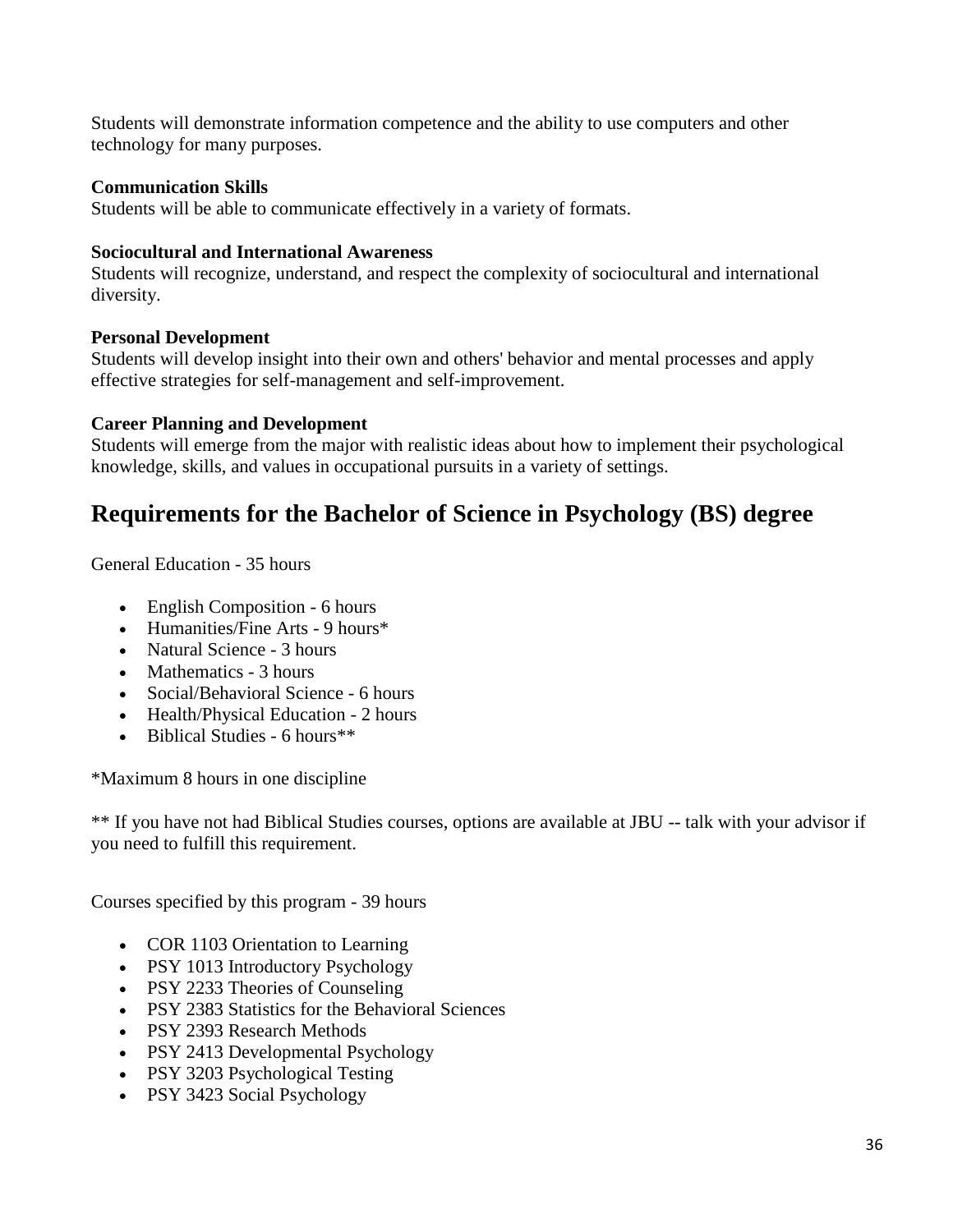Students will demonstrate information competence and the ability to use computers and other technology for many purposes.

**Communication Skills**
Students will be able to communicate effectively in a variety of formats.

**Sociocultural and International Awareness**
Students will recognize, understand, and respect the complexity of sociocultural and international diversity.

**Personal Development**
Students will develop insight into their own and others' behavior and mental processes and apply effective strategies for self-management and self-improvement.

**Career Planning and Development**
Students will emerge from the major with realistic ideas about how to implement their psychological knowledge, skills, and values in occupational pursuits in a variety of settings.

## Requirements for the Bachelor of Science in Psychology (BS) degree

General Education - 35 hours

- English Composition - 6 hours
- Humanities/Fine Arts - 9 hours*
- Natural Science - 3 hours
- Mathematics - 3 hours
- Social/Behavioral Science - 6 hours
- Health/Physical Education - 2 hours
- Biblical Studies - 6 hours**

*Maximum 8 hours in one discipline

** If you have not had Biblical Studies courses, options are available at JBU -- talk with your advisor if you need to fulfill this requirement.

Courses specified by this program - 39 hours

- COR 1103 Orientation to Learning
- PSY 1013 Introductory Psychology
- PSY 2233 Theories of Counseling
- PSY 2383 Statistics for the Behavioral Sciences
- PSY 2393 Research Methods
- PSY 2413 Developmental Psychology
- PSY 3203 Psychological Testing
- PSY 3423 Social Psychology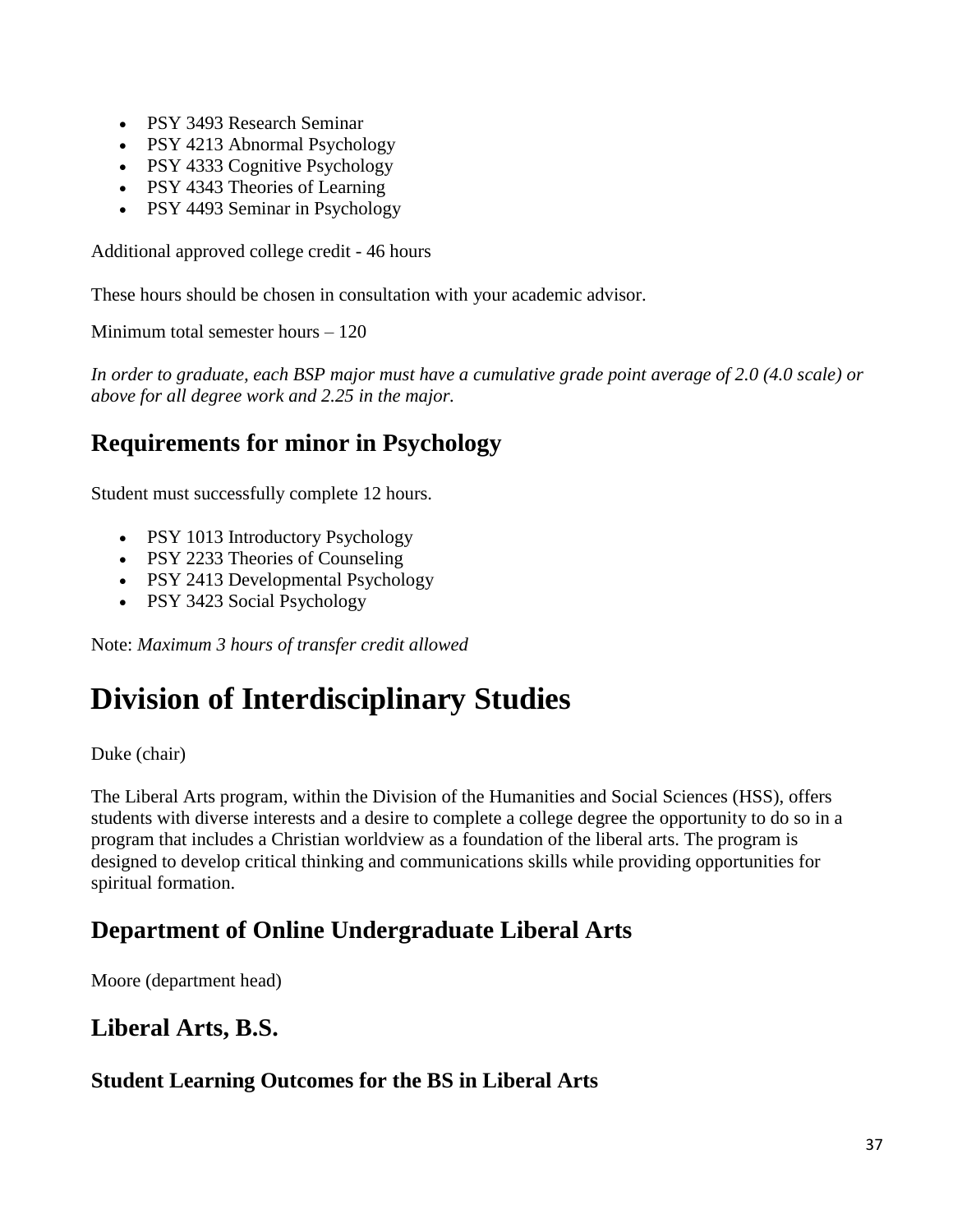- PSY 3493 Research Seminar
- PSY 4213 Abnormal Psychology
- PSY 4333 Cognitive Psychology
- PSY 4343 Theories of Learning
- PSY 4493 Seminar in Psychology

Additional approved college credit - 46 hours

These hours should be chosen in consultation with your academic advisor.

Minimum total semester hours – 120

*In order to graduate, each BSP major must have a cumulative grade point average of 2.0 (4.0 scale) or above for all degree work and 2.25 in the major.*

## Requirements for minor in Psychology

Student must successfully complete 12 hours.

- PSY 1013 Introductory Psychology
- PSY 2233 Theories of Counseling
- PSY 2413 Developmental Psychology
- PSY 3423 Social Psychology

Note: *Maximum 3 hours of transfer credit allowed*

# Division of Interdisciplinary Studies

Duke (chair)

The Liberal Arts program, within the Division of the Humanities and Social Sciences (HSS), offers students with diverse interests and a desire to complete a college degree the opportunity to do so in a program that includes a Christian worldview as a foundation of the liberal arts. The program is designed to develop critical thinking and communications skills while providing opportunities for spiritual formation.

## Department of Online Undergraduate Liberal Arts

Moore (department head)

## Liberal Arts, B.S.

### Student Learning Outcomes for the BS in Liberal Arts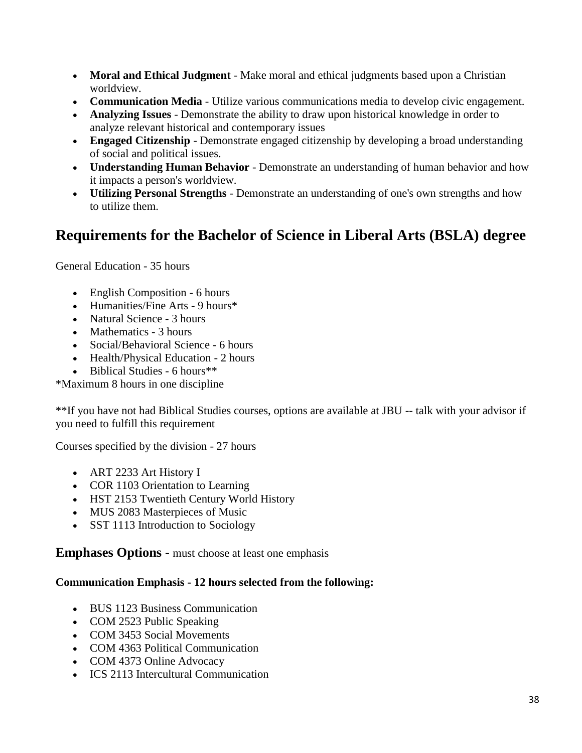- **Moral and Ethical Judgment** - Make moral and ethical judgments based upon a Christian worldview.
- **Communication Media** - Utilize various communications media to develop civic engagement.
- **Analyzing Issues** - Demonstrate the ability to draw upon historical knowledge in order to analyze relevant historical and contemporary issues
- **Engaged Citizenship** - Demonstrate engaged citizenship by developing a broad understanding of social and political issues.
- **Understanding Human Behavior** - Demonstrate an understanding of human behavior and how it impacts a person's worldview.
- **Utilizing Personal Strengths** - Demonstrate an understanding of one's own strengths and how to utilize them.

## Requirements for the Bachelor of Science in Liberal Arts (BSLA) degree

General Education - 35 hours

- English Composition - 6 hours
- Humanities/Fine Arts - 9 hours*
- Natural Science - 3 hours
- Mathematics - 3 hours
- Social/Behavioral Science - 6 hours
- Health/Physical Education - 2 hours
- Biblical Studies - 6 hours**

*Maximum 8 hours in one discipline

**If you have not had Biblical Studies courses, options are available at JBU -- talk with your advisor if you need to fulfill this requirement

Courses specified by the division - 27 hours

- ART 2233 Art History I
- COR 1103 Orientation to Learning
- HST 2153 Twentieth Century World History
- MUS 2083 Masterpieces of Music
- SST 1113 Introduction to Sociology

### Emphases Options - must choose at least one emphasis

**Communication Emphasis - 12 hours selected from the following:**

- BUS 1123 Business Communication
- COM 2523 Public Speaking
- COM 3453 Social Movements
- COM 4363 Political Communication
- COM 4373 Online Advocacy
- ICS 2113 Intercultural Communication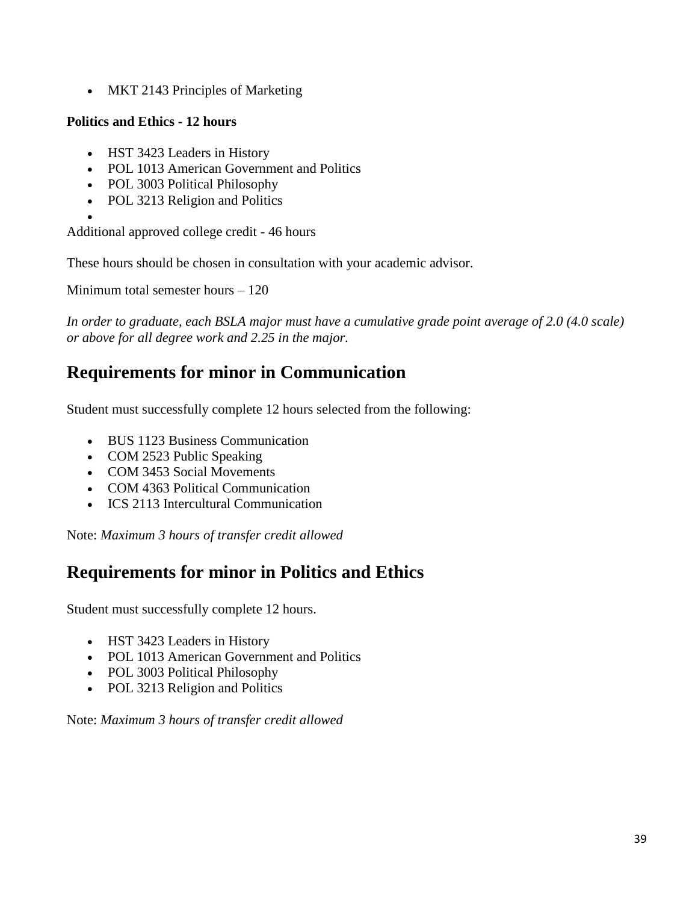- MKT 2143 Principles of Marketing

**Politics and Ethics - 12 hours**

- HST 3423 Leaders in History
- POL 1013 American Government and Politics
- POL 3003 Political Philosophy
- POL 3213 Religion and Politics

Additional approved college credit - 46 hours

These hours should be chosen in consultation with your academic advisor.

Minimum total semester hours – 120

*In order to graduate, each BSLA major must have a cumulative grade point average of 2.0 (4.0 scale) or above for all degree work and 2.25 in the major.*

## Requirements for minor in Communication

Student must successfully complete 12 hours selected from the following:

- BUS 1123 Business Communication
- COM 2523 Public Speaking
- COM 3453 Social Movements
- COM 4363 Political Communication
- ICS 2113 Intercultural Communication

Note: *Maximum 3 hours of transfer credit allowed*

## Requirements for minor in Politics and Ethics

Student must successfully complete 12 hours.

- HST 3423 Leaders in History
- POL 1013 American Government and Politics
- POL 3003 Political Philosophy
- POL 3213 Religion and Politics

Note: *Maximum 3 hours of transfer credit allowed*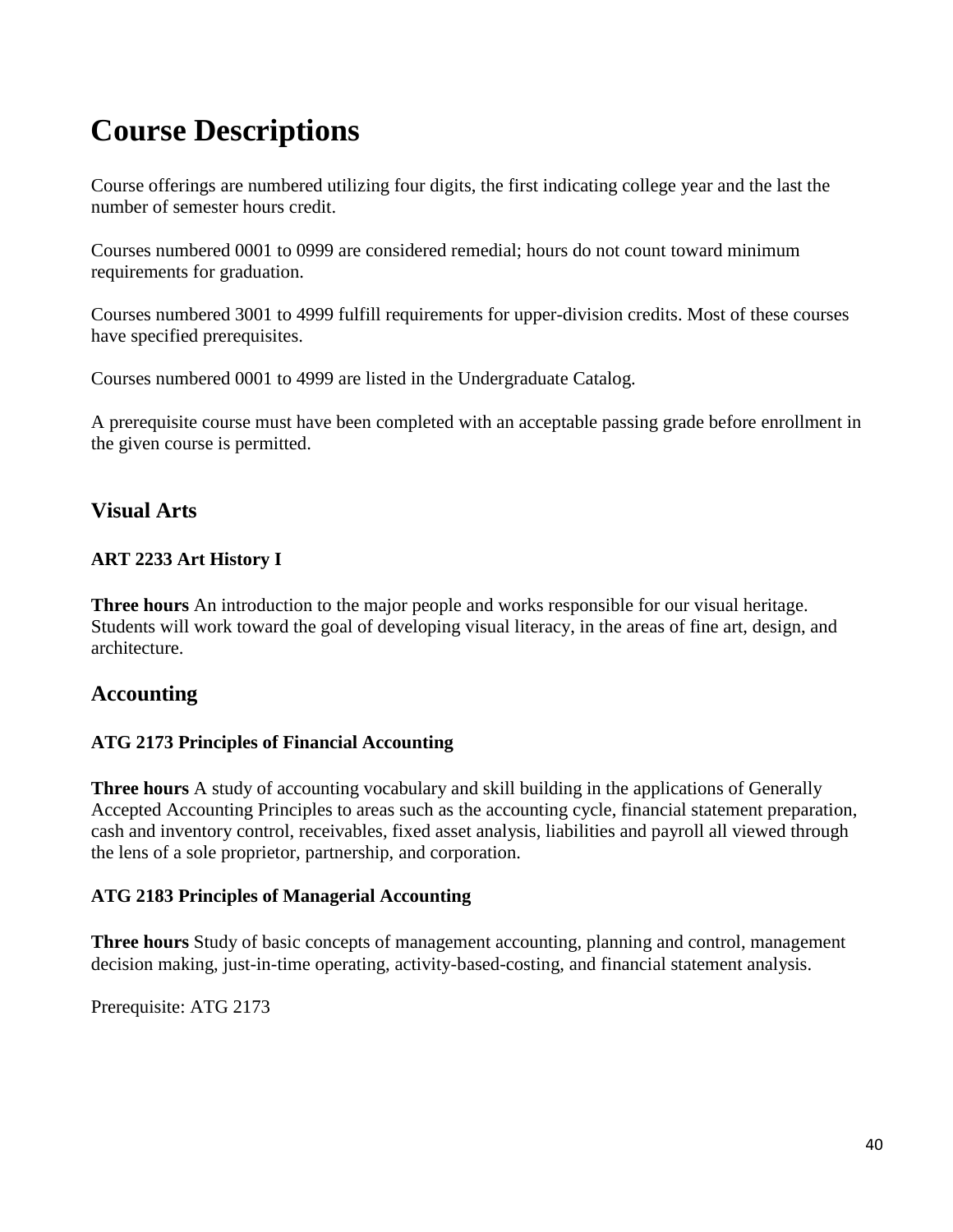# Course Descriptions

Course offerings are numbered utilizing four digits, the first indicating college year and the last the number of semester hours credit.

Courses numbered 0001 to 0999 are considered remedial; hours do not count toward minimum requirements for graduation.

Courses numbered 3001 to 4999 fulfill requirements for upper-division credits. Most of these courses have specified prerequisites.

Courses numbered 0001 to 4999 are listed in the Undergraduate Catalog.

A prerequisite course must have been completed with an acceptable passing grade before enrollment in the given course is permitted.

## Visual Arts

### ART 2233 Art History I

**Three hours** An introduction to the major people and works responsible for our visual heritage. Students will work toward the goal of developing visual literacy, in the areas of fine art, design, and architecture.

## Accounting

### ATG 2173 Principles of Financial Accounting

**Three hours** A study of accounting vocabulary and skill building in the applications of Generally Accepted Accounting Principles to areas such as the accounting cycle, financial statement preparation, cash and inventory control, receivables, fixed asset analysis, liabilities and payroll all viewed through the lens of a sole proprietor, partnership, and corporation.

### ATG 2183 Principles of Managerial Accounting

**Three hours** Study of basic concepts of management accounting, planning and control, management decision making, just-in-time operating, activity-based-costing, and financial statement analysis.

Prerequisite: ATG 2173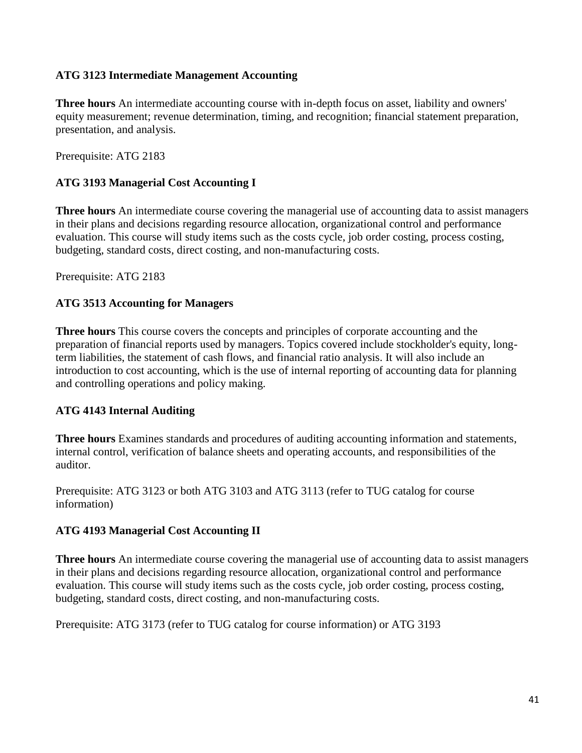**ATG 3123 Intermediate Management Accounting**

**Three hours** An intermediate accounting course with in-depth focus on asset, liability and owners' equity measurement; revenue determination, timing, and recognition; financial statement preparation, presentation, and analysis.

Prerequisite: ATG 2183

**ATG 3193 Managerial Cost Accounting I**

**Three hours** An intermediate course covering the managerial use of accounting data to assist managers in their plans and decisions regarding resource allocation, organizational control and performance evaluation. This course will study items such as the costs cycle, job order costing, process costing, budgeting, standard costs, direct costing, and non-manufacturing costs.

Prerequisite: ATG 2183

**ATG 3513 Accounting for Managers**

**Three hours** This course covers the concepts and principles of corporate accounting and the preparation of financial reports used by managers. Topics covered include stockholder's equity, long-term liabilities, the statement of cash flows, and financial ratio analysis. It will also include an introduction to cost accounting, which is the use of internal reporting of accounting data for planning and controlling operations and policy making.

**ATG 4143 Internal Auditing**

**Three hours** Examines standards and procedures of auditing accounting information and statements, internal control, verification of balance sheets and operating accounts, and responsibilities of the auditor.

Prerequisite: ATG 3123 or both ATG 3103 and ATG 3113 (refer to TUG catalog for course information)

**ATG 4193 Managerial Cost Accounting II**

**Three hours** An intermediate course covering the managerial use of accounting data to assist managers in their plans and decisions regarding resource allocation, organizational control and performance evaluation. This course will study items such as the costs cycle, job order costing, process costing, budgeting, standard costs, direct costing, and non-manufacturing costs.

Prerequisite: ATG 3173 (refer to TUG catalog for course information) or ATG 3193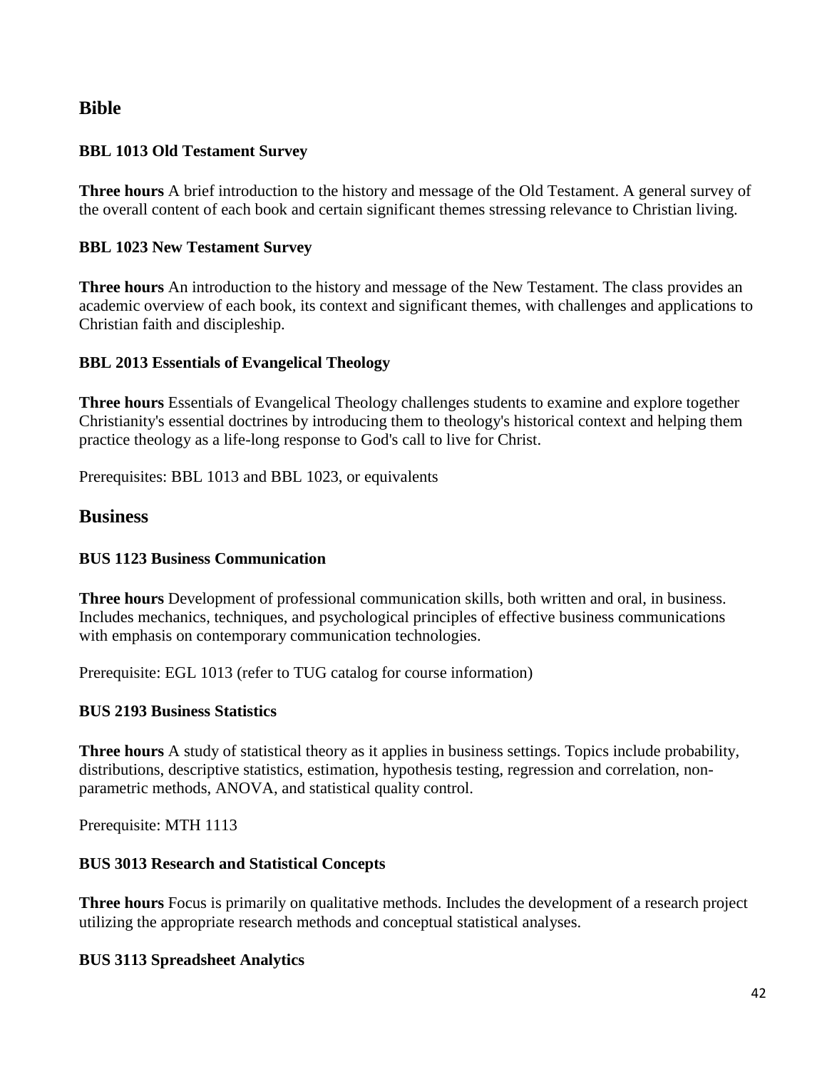## Bible

### BBL 1013 Old Testament Survey

**Three hours** A brief introduction to the history and message of the Old Testament. A general survey of the overall content of each book and certain significant themes stressing relevance to Christian living.

### BBL 1023 New Testament Survey

**Three hours** An introduction to the history and message of the New Testament. The class provides an academic overview of each book, its context and significant themes, with challenges and applications to Christian faith and discipleship.

### BBL 2013 Essentials of Evangelical Theology

**Three hours** Essentials of Evangelical Theology challenges students to examine and explore together Christianity's essential doctrines by introducing them to theology's historical context and helping them practice theology as a life-long response to God's call to live for Christ.

Prerequisites: BBL 1013 and BBL 1023, or equivalents

## Business

### BUS 1123 Business Communication

**Three hours** Development of professional communication skills, both written and oral, in business. Includes mechanics, techniques, and psychological principles of effective business communications with emphasis on contemporary communication technologies.

Prerequisite: EGL 1013 (refer to TUG catalog for course information)

### BUS 2193 Business Statistics

**Three hours** A study of statistical theory as it applies in business settings. Topics include probability, distributions, descriptive statistics, estimation, hypothesis testing, regression and correlation, non-parametric methods, ANOVA, and statistical quality control.

Prerequisite: MTH 1113

### BUS 3013 Research and Statistical Concepts

**Three hours** Focus is primarily on qualitative methods. Includes the development of a research project utilizing the appropriate research methods and conceptual statistical analyses.

### BUS 3113 Spreadsheet Analytics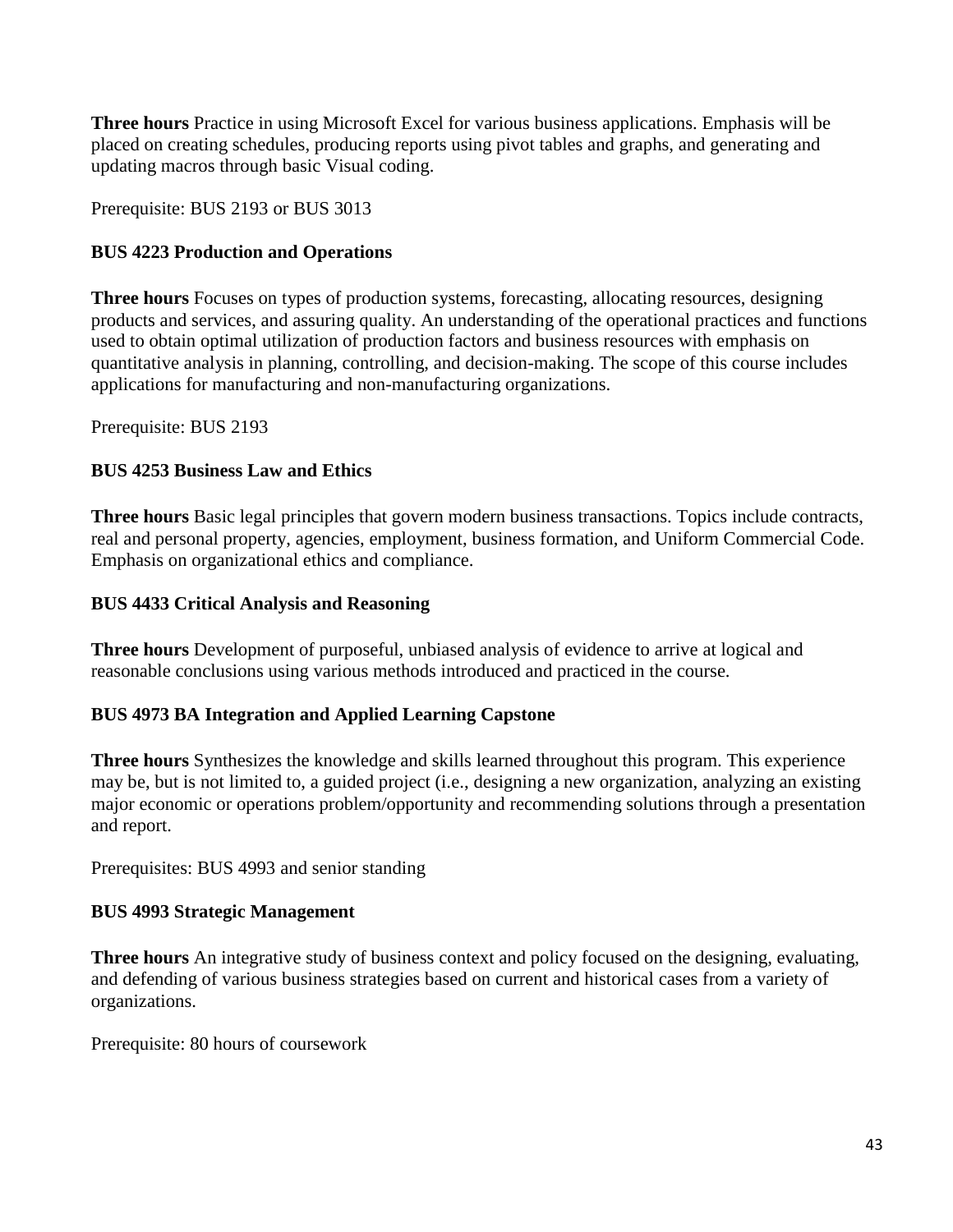**Three hours** Practice in using Microsoft Excel for various business applications. Emphasis will be placed on creating schedules, producing reports using pivot tables and graphs, and generating and updating macros through basic Visual coding.

Prerequisite: BUS 2193 or BUS 3013

**BUS 4223 Production and Operations**

**Three hours** Focuses on types of production systems, forecasting, allocating resources, designing products and services, and assuring quality. An understanding of the operational practices and functions used to obtain optimal utilization of production factors and business resources with emphasis on quantitative analysis in planning, controlling, and decision-making. The scope of this course includes applications for manufacturing and non-manufacturing organizations.

Prerequisite: BUS 2193

**BUS 4253 Business Law and Ethics**

**Three hours** Basic legal principles that govern modern business transactions. Topics include contracts, real and personal property, agencies, employment, business formation, and Uniform Commercial Code. Emphasis on organizational ethics and compliance.

**BUS 4433 Critical Analysis and Reasoning**

**Three hours** Development of purposeful, unbiased analysis of evidence to arrive at logical and reasonable conclusions using various methods introduced and practiced in the course.

**BUS 4973 BA Integration and Applied Learning Capstone**

**Three hours** Synthesizes the knowledge and skills learned throughout this program. This experience may be, but is not limited to, a guided project (i.e., designing a new organization, analyzing an existing major economic or operations problem/opportunity and recommending solutions through a presentation and report.

Prerequisites: BUS 4993 and senior standing

**BUS 4993 Strategic Management**

**Three hours** An integrative study of business context and policy focused on the designing, evaluating, and defending of various business strategies based on current and historical cases from a variety of organizations.

Prerequisite: 80 hours of coursework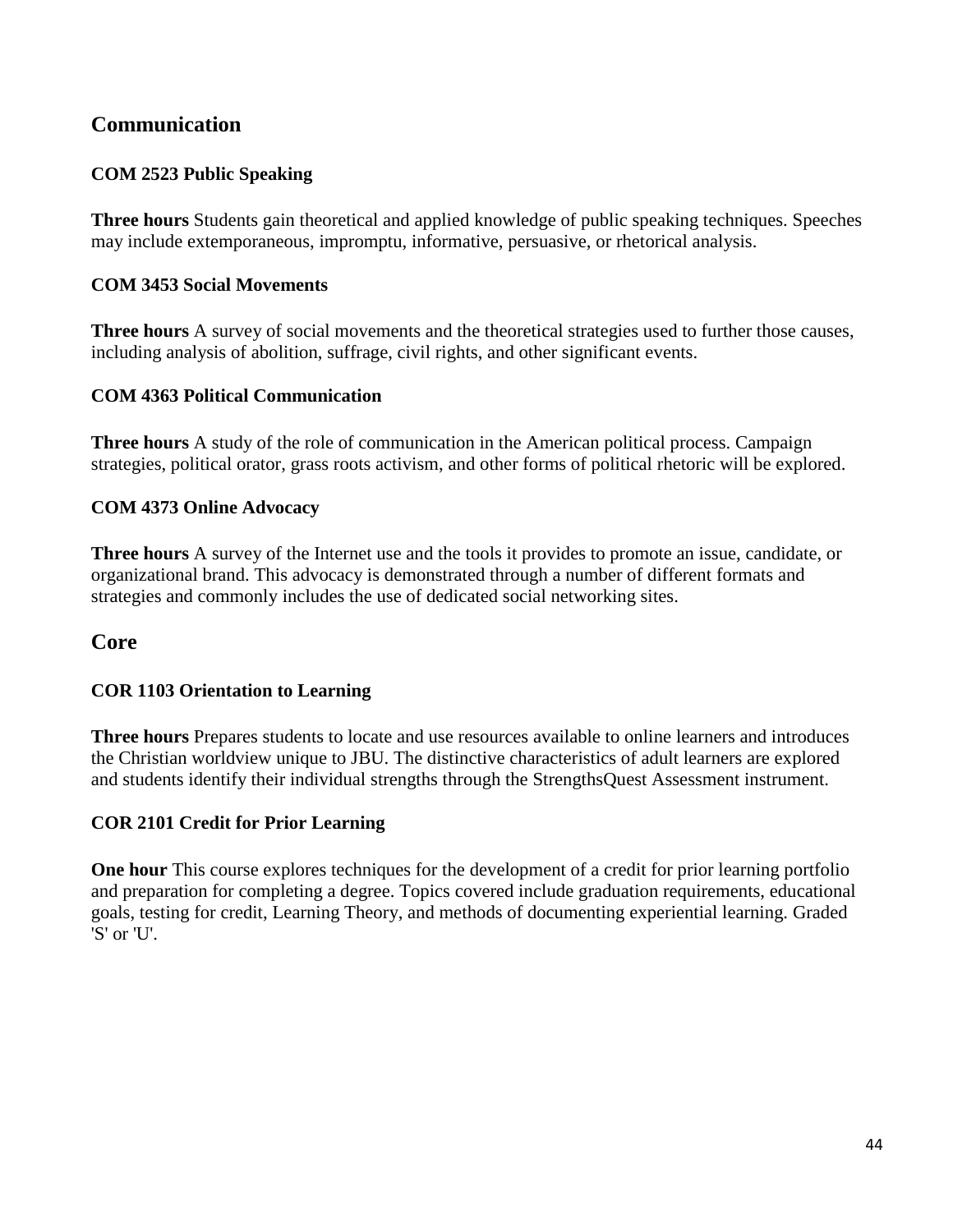## Communication

### COM 2523 Public Speaking

**Three hours** Students gain theoretical and applied knowledge of public speaking techniques. Speeches may include extemporaneous, impromptu, informative, persuasive, or rhetorical analysis.

### COM 3453 Social Movements

**Three hours** A survey of social movements and the theoretical strategies used to further those causes, including analysis of abolition, suffrage, civil rights, and other significant events.

### COM 4363 Political Communication

**Three hours** A study of the role of communication in the American political process. Campaign strategies, political orator, grass roots activism, and other forms of political rhetoric will be explored.

### COM 4373 Online Advocacy

**Three hours** A survey of the Internet use and the tools it provides to promote an issue, candidate, or organizational brand. This advocacy is demonstrated through a number of different formats and strategies and commonly includes the use of dedicated social networking sites.

## Core

### COR 1103 Orientation to Learning

**Three hours** Prepares students to locate and use resources available to online learners and introduces the Christian worldview unique to JBU. The distinctive characteristics of adult learners are explored and students identify their individual strengths through the StrengthsQuest Assessment instrument.

### COR 2101 Credit for Prior Learning

**One hour** This course explores techniques for the development of a credit for prior learning portfolio and preparation for completing a degree. Topics covered include graduation requirements, educational goals, testing for credit, Learning Theory, and methods of documenting experiential learning. Graded 'S' or 'U'.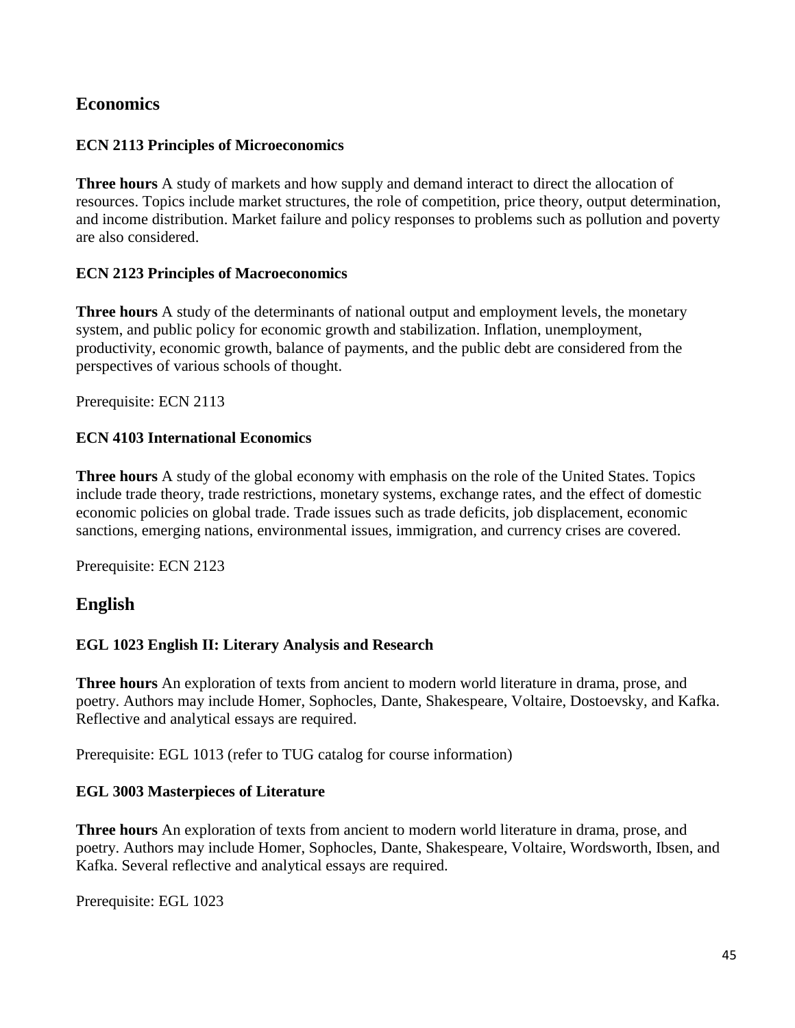## Economics

### ECN 2113 Principles of Microeconomics

**Three hours** A study of markets and how supply and demand interact to direct the allocation of resources. Topics include market structures, the role of competition, price theory, output determination, and income distribution. Market failure and policy responses to problems such as pollution and poverty are also considered.

### ECN 2123 Principles of Macroeconomics

**Three hours** A study of the determinants of national output and employment levels, the monetary system, and public policy for economic growth and stabilization. Inflation, unemployment, productivity, economic growth, balance of payments, and the public debt are considered from the perspectives of various schools of thought.

Prerequisite: ECN 2113

### ECN 4103 International Economics

**Three hours** A study of the global economy with emphasis on the role of the United States. Topics include trade theory, trade restrictions, monetary systems, exchange rates, and the effect of domestic economic policies on global trade. Trade issues such as trade deficits, job displacement, economic sanctions, emerging nations, environmental issues, immigration, and currency crises are covered.

Prerequisite: ECN 2123

## English

### EGL 1023 English II: Literary Analysis and Research

**Three hours** An exploration of texts from ancient to modern world literature in drama, prose, and poetry. Authors may include Homer, Sophocles, Dante, Shakespeare, Voltaire, Dostoevsky, and Kafka. Reflective and analytical essays are required.

Prerequisite: EGL 1013 (refer to TUG catalog for course information)

### EGL 3003 Masterpieces of Literature

**Three hours** An exploration of texts from ancient to modern world literature in drama, prose, and poetry. Authors may include Homer, Sophocles, Dante, Shakespeare, Voltaire, Wordsworth, Ibsen, and Kafka. Several reflective and analytical essays are required.

Prerequisite: EGL 1023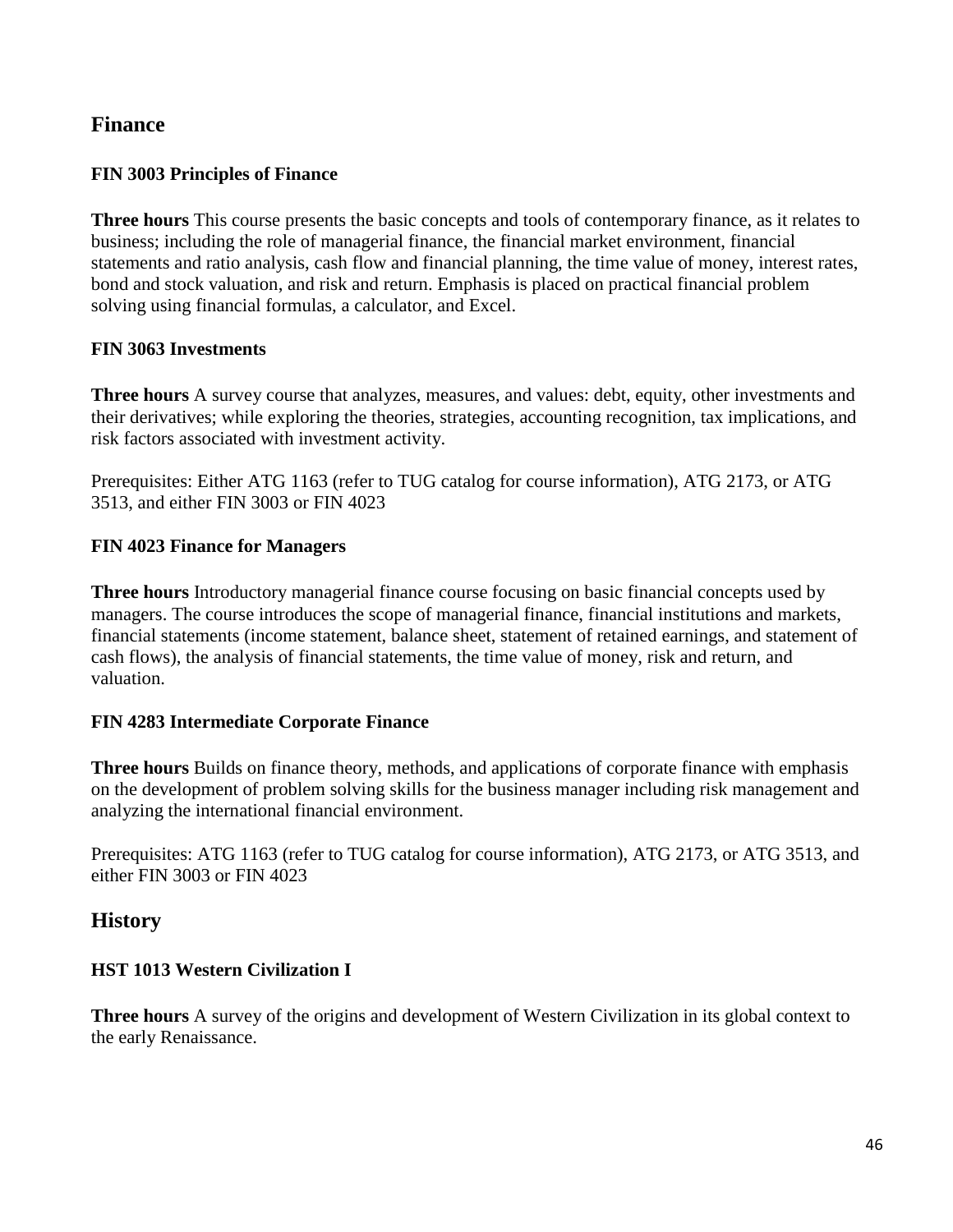## Finance

### FIN 3003 Principles of Finance

**Three hours** This course presents the basic concepts and tools of contemporary finance, as it relates to business; including the role of managerial finance, the financial market environment, financial statements and ratio analysis, cash flow and financial planning, the time value of money, interest rates, bond and stock valuation, and risk and return. Emphasis is placed on practical financial problem solving using financial formulas, a calculator, and Excel.

### FIN 3063 Investments

**Three hours** A survey course that analyzes, measures, and values: debt, equity, other investments and their derivatives; while exploring the theories, strategies, accounting recognition, tax implications, and risk factors associated with investment activity.

Prerequisites: Either ATG 1163 (refer to TUG catalog for course information), ATG 2173, or ATG 3513, and either FIN 3003 or FIN 4023

### FIN 4023 Finance for Managers

**Three hours** Introductory managerial finance course focusing on basic financial concepts used by managers. The course introduces the scope of managerial finance, financial institutions and markets, financial statements (income statement, balance sheet, statement of retained earnings, and statement of cash flows), the analysis of financial statements, the time value of money, risk and return, and valuation.

### FIN 4283 Intermediate Corporate Finance

**Three hours** Builds on finance theory, methods, and applications of corporate finance with emphasis on the development of problem solving skills for the business manager including risk management and analyzing the international financial environment.

Prerequisites: ATG 1163 (refer to TUG catalog for course information), ATG 2173, or ATG 3513, and either FIN 3003 or FIN 4023

## History

### HST 1013 Western Civilization I

**Three hours** A survey of the origins and development of Western Civilization in its global context to the early Renaissance.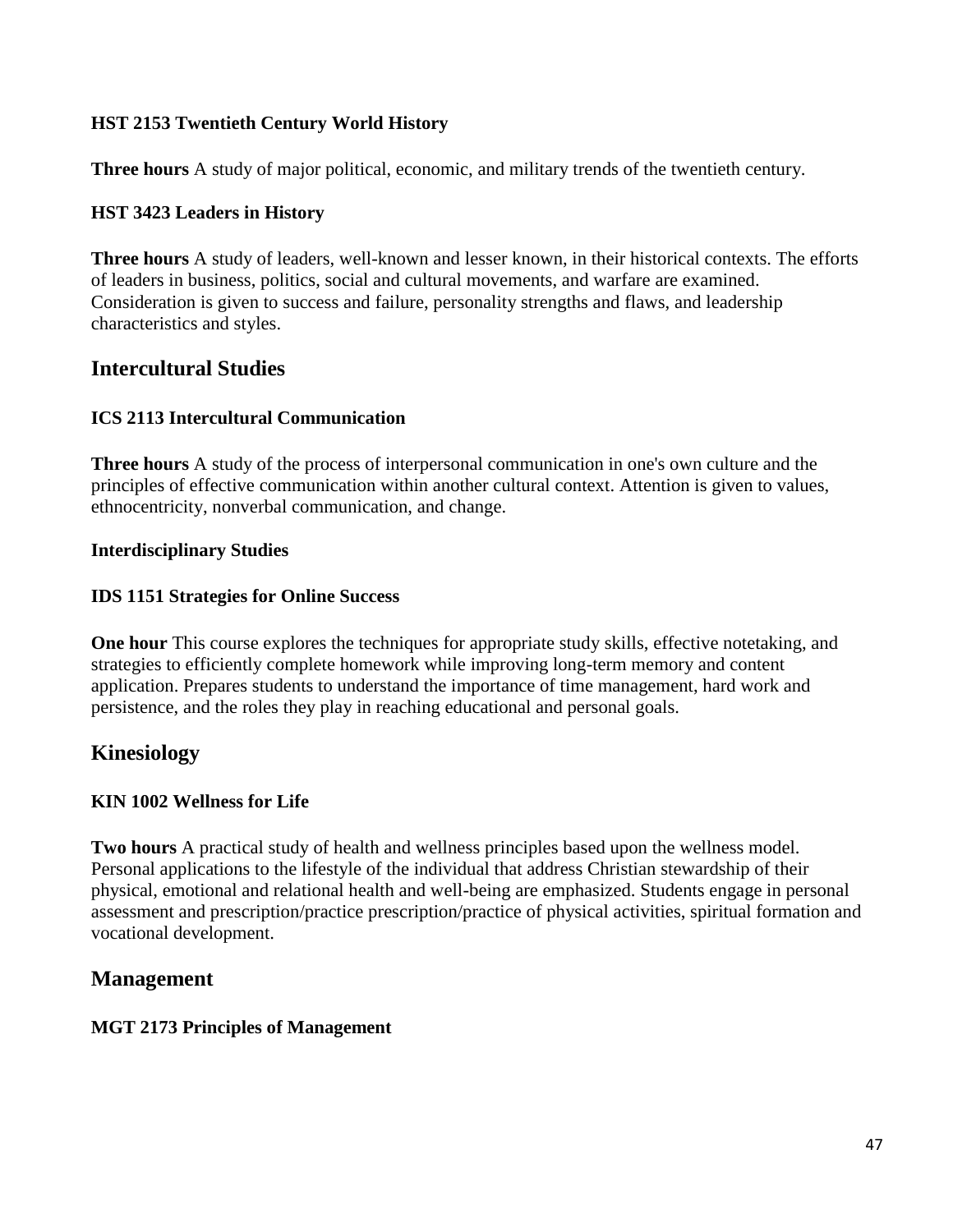### HST 2153 Twentieth Century World History

**Three hours** A study of major political, economic, and military trends of the twentieth century.

### HST 3423 Leaders in History

**Three hours** A study of leaders, well-known and lesser known, in their historical contexts. The efforts of leaders in business, politics, social and cultural movements, and warfare are examined. Consideration is given to success and failure, personality strengths and flaws, and leadership characteristics and styles.

## Intercultural Studies

### ICS 2113 Intercultural Communication

**Three hours** A study of the process of interpersonal communication in one's own culture and the principles of effective communication within another cultural context. Attention is given to values, ethnocentricity, nonverbal communication, and change.

### Interdisciplinary Studies

### IDS 1151 Strategies for Online Success

**One hour** This course explores the techniques for appropriate study skills, effective notetaking, and strategies to efficiently complete homework while improving long-term memory and content application. Prepares students to understand the importance of time management, hard work and persistence, and the roles they play in reaching educational and personal goals.

## Kinesiology

### KIN 1002 Wellness for Life

**Two hours** A practical study of health and wellness principles based upon the wellness model. Personal applications to the lifestyle of the individual that address Christian stewardship of their physical, emotional and relational health and well-being are emphasized. Students engage in personal assessment and prescription/practice prescription/practice of physical activities, spiritual formation and vocational development.

## Management

### MGT 2173 Principles of Management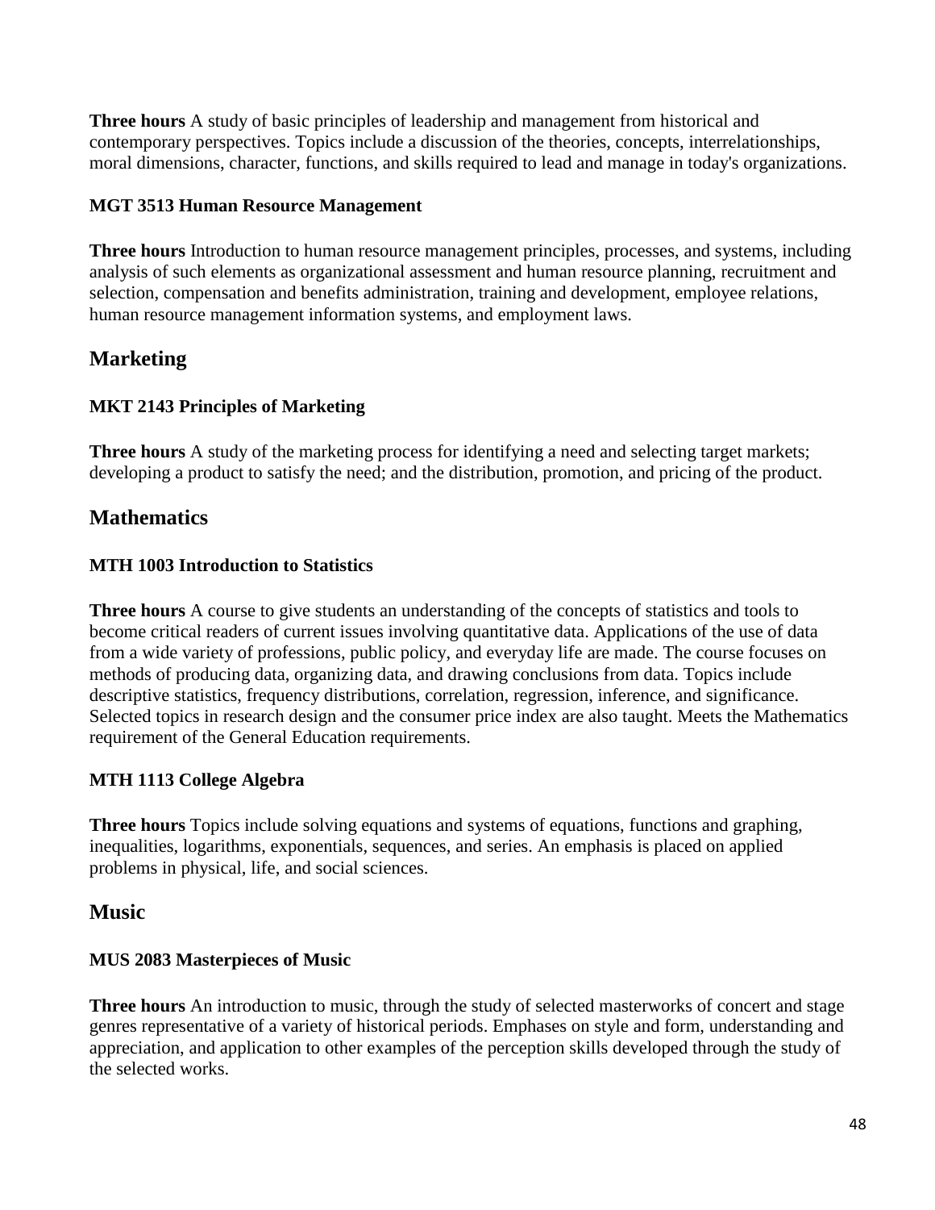**Three hours** A study of basic principles of leadership and management from historical and contemporary perspectives. Topics include a discussion of the theories, concepts, interrelationships, moral dimensions, character, functions, and skills required to lead and manage in today's organizations.

#### MGT 3513 Human Resource Management

**Three hours** Introduction to human resource management principles, processes, and systems, including analysis of such elements as organizational assessment and human resource planning, recruitment and selection, compensation and benefits administration, training and development, employee relations, human resource management information systems, and employment laws.

## Marketing

#### MKT 2143 Principles of Marketing

**Three hours** A study of the marketing process for identifying a need and selecting target markets; developing a product to satisfy the need; and the distribution, promotion, and pricing of the product.

## Mathematics

#### MTH 1003 Introduction to Statistics

**Three hours** A course to give students an understanding of the concepts of statistics and tools to become critical readers of current issues involving quantitative data. Applications of the use of data from a wide variety of professions, public policy, and everyday life are made. The course focuses on methods of producing data, organizing data, and drawing conclusions from data. Topics include descriptive statistics, frequency distributions, correlation, regression, inference, and significance. Selected topics in research design and the consumer price index are also taught. Meets the Mathematics requirement of the General Education requirements.

#### MTH 1113 College Algebra

**Three hours** Topics include solving equations and systems of equations, functions and graphing, inequalities, logarithms, exponentials, sequences, and series. An emphasis is placed on applied problems in physical, life, and social sciences.

## Music

#### MUS 2083 Masterpieces of Music

**Three hours** An introduction to music, through the study of selected masterworks of concert and stage genres representative of a variety of historical periods. Emphases on style and form, understanding and appreciation, and application to other examples of the perception skills developed through the study of the selected works.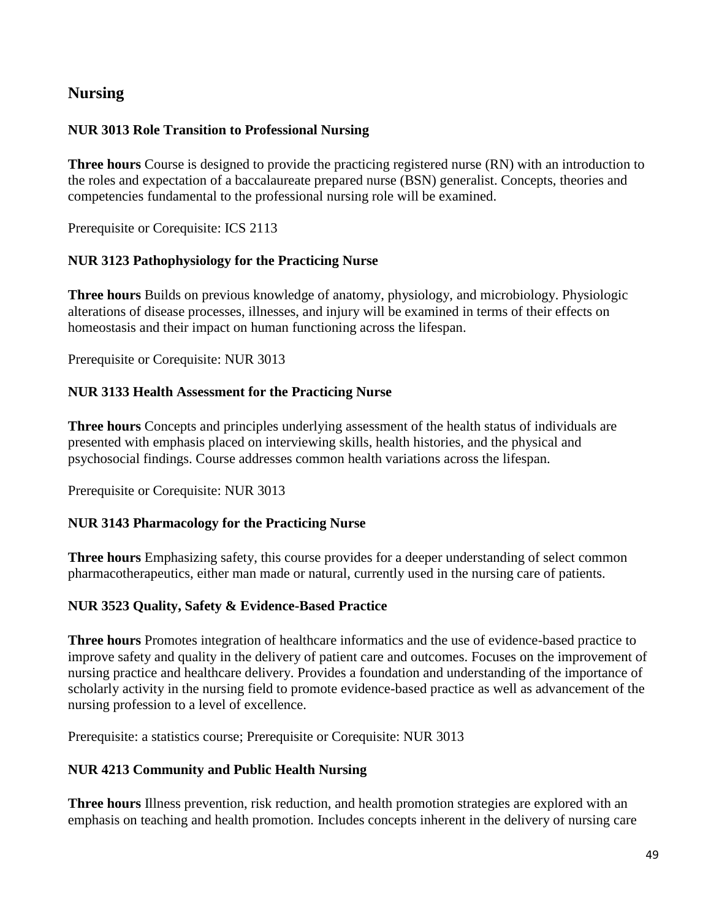## Nursing

### NUR 3013 Role Transition to Professional Nursing

**Three hours** Course is designed to provide the practicing registered nurse (RN) with an introduction to the roles and expectation of a baccalaureate prepared nurse (BSN) generalist. Concepts, theories and competencies fundamental to the professional nursing role will be examined.

Prerequisite or Corequisite: ICS 2113

### NUR 3123 Pathophysiology for the Practicing Nurse

**Three hours** Builds on previous knowledge of anatomy, physiology, and microbiology. Physiologic alterations of disease processes, illnesses, and injury will be examined in terms of their effects on homeostasis and their impact on human functioning across the lifespan.

Prerequisite or Corequisite: NUR 3013

### NUR 3133 Health Assessment for the Practicing Nurse

**Three hours** Concepts and principles underlying assessment of the health status of individuals are presented with emphasis placed on interviewing skills, health histories, and the physical and psychosocial findings. Course addresses common health variations across the lifespan.

Prerequisite or Corequisite: NUR 3013

### NUR 3143 Pharmacology for the Practicing Nurse

**Three hours** Emphasizing safety, this course provides for a deeper understanding of select common pharmacotherapeutics, either man made or natural, currently used in the nursing care of patients.

### NUR 3523 Quality, Safety & Evidence-Based Practice

**Three hours** Promotes integration of healthcare informatics and the use of evidence-based practice to improve safety and quality in the delivery of patient care and outcomes. Focuses on the improvement of nursing practice and healthcare delivery. Provides a foundation and understanding of the importance of scholarly activity in the nursing field to promote evidence-based practice as well as advancement of the nursing profession to a level of excellence.

Prerequisite: a statistics course; Prerequisite or Corequisite: NUR 3013

### NUR 4213 Community and Public Health Nursing

**Three hours** Illness prevention, risk reduction, and health promotion strategies are explored with an emphasis on teaching and health promotion. Includes concepts inherent in the delivery of nursing care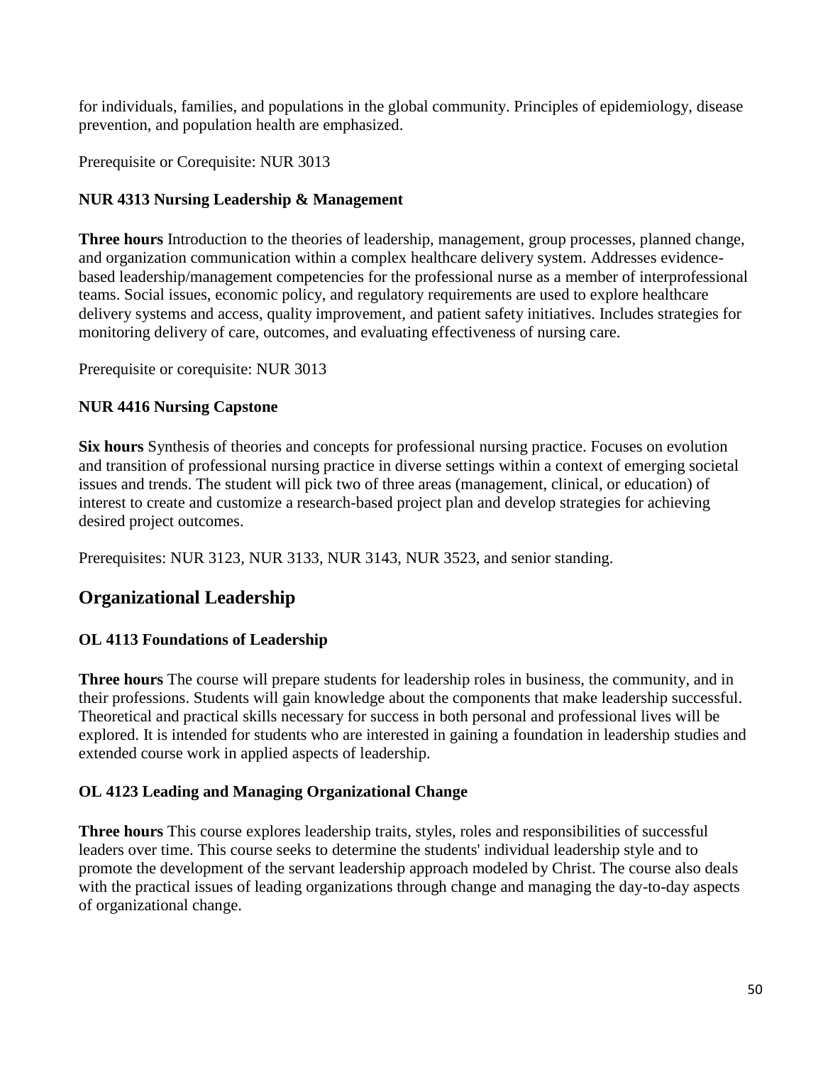for individuals, families, and populations in the global community. Principles of epidemiology, disease prevention, and population health are emphasized.

Prerequisite or Corequisite: NUR 3013

### NUR 4313 Nursing Leadership & Management

**Three hours** Introduction to the theories of leadership, management, group processes, planned change, and organization communication within a complex healthcare delivery system. Addresses evidence-based leadership/management competencies for the professional nurse as a member of interprofessional teams. Social issues, economic policy, and regulatory requirements are used to explore healthcare delivery systems and access, quality improvement, and patient safety initiatives. Includes strategies for monitoring delivery of care, outcomes, and evaluating effectiveness of nursing care.

Prerequisite or corequisite: NUR 3013

### NUR 4416 Nursing Capstone

**Six hours** Synthesis of theories and concepts for professional nursing practice. Focuses on evolution and transition of professional nursing practice in diverse settings within a context of emerging societal issues and trends. The student will pick two of three areas (management, clinical, or education) of interest to create and customize a research-based project plan and develop strategies for achieving desired project outcomes.

Prerequisites: NUR 3123, NUR 3133, NUR 3143, NUR 3523, and senior standing.

## Organizational Leadership

### OL 4113 Foundations of Leadership

**Three hours** The course will prepare students for leadership roles in business, the community, and in their professions. Students will gain knowledge about the components that make leadership successful. Theoretical and practical skills necessary for success in both personal and professional lives will be explored. It is intended for students who are interested in gaining a foundation in leadership studies and extended course work in applied aspects of leadership.

### OL 4123 Leading and Managing Organizational Change

**Three hours** This course explores leadership traits, styles, roles and responsibilities of successful leaders over time. This course seeks to determine the students' individual leadership style and to promote the development of the servant leadership approach modeled by Christ. The course also deals with the practical issues of leading organizations through change and managing the day-to-day aspects of organizational change.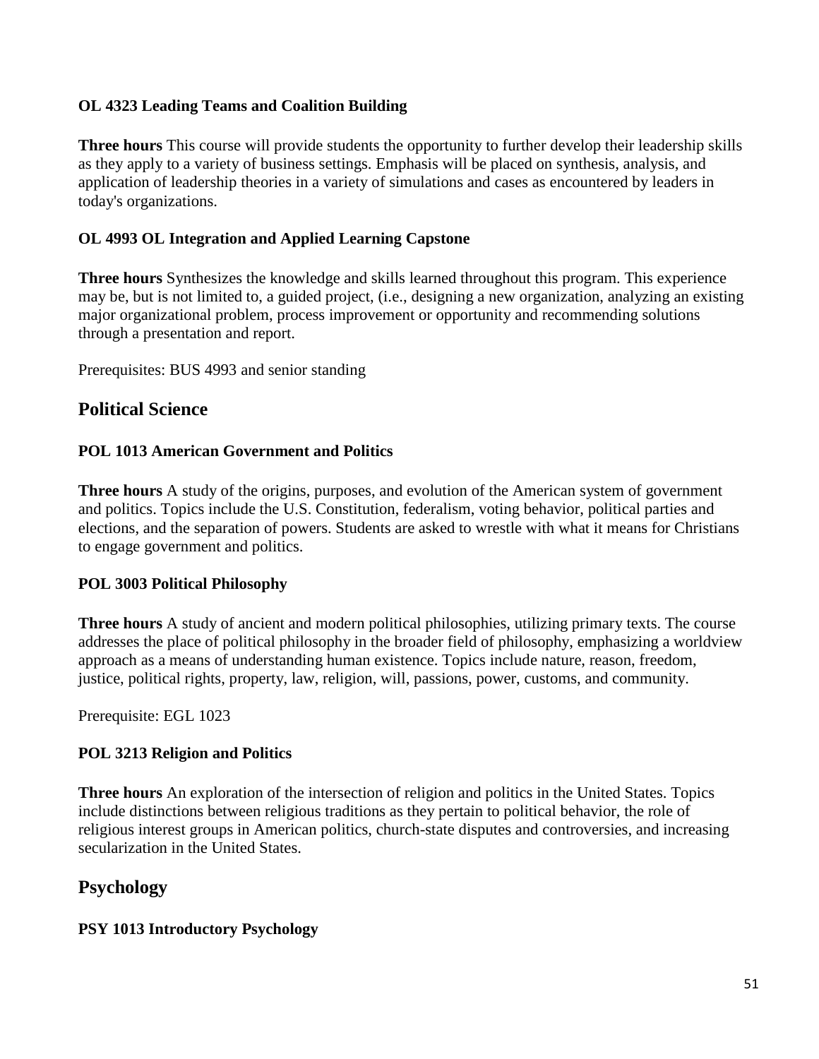### OL 4323 Leading Teams and Coalition Building

**Three hours** This course will provide students the opportunity to further develop their leadership skills as they apply to a variety of business settings. Emphasis will be placed on synthesis, analysis, and application of leadership theories in a variety of simulations and cases as encountered by leaders in today's organizations.

### OL 4993 OL Integration and Applied Learning Capstone

**Three hours** Synthesizes the knowledge and skills learned throughout this program. This experience may be, but is not limited to, a guided project, (i.e., designing a new organization, analyzing an existing major organizational problem, process improvement or opportunity and recommending solutions through a presentation and report.

Prerequisites: BUS 4993 and senior standing

## Political Science

### POL 1013 American Government and Politics

**Three hours** A study of the origins, purposes, and evolution of the American system of government and politics. Topics include the U.S. Constitution, federalism, voting behavior, political parties and elections, and the separation of powers. Students are asked to wrestle with what it means for Christians to engage government and politics.

### POL 3003 Political Philosophy

**Three hours** A study of ancient and modern political philosophies, utilizing primary texts. The course addresses the place of political philosophy in the broader field of philosophy, emphasizing a worldview approach as a means of understanding human existence. Topics include nature, reason, freedom, justice, political rights, property, law, religion, will, passions, power, customs, and community.

Prerequisite: EGL 1023

### POL 3213 Religion and Politics

**Three hours** An exploration of the intersection of religion and politics in the United States. Topics include distinctions between religious traditions as they pertain to political behavior, the role of religious interest groups in American politics, church-state disputes and controversies, and increasing secularization in the United States.

## Psychology

### PSY 1013 Introductory Psychology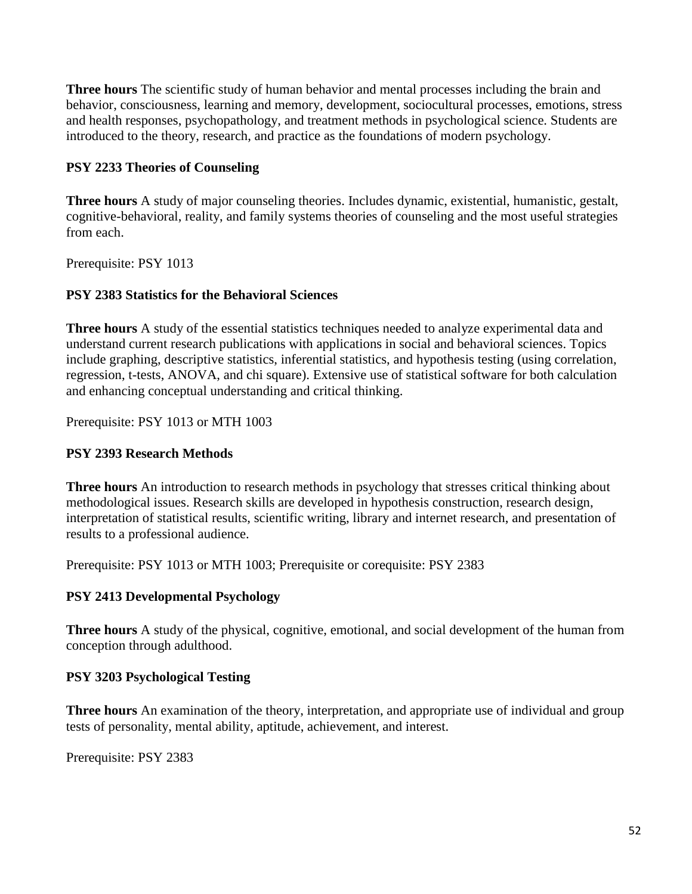**Three hours** The scientific study of human behavior and mental processes including the brain and behavior, consciousness, learning and memory, development, sociocultural processes, emotions, stress and health responses, psychopathology, and treatment methods in psychological science. Students are introduced to the theory, research, and practice as the foundations of modern psychology.

**PSY 2233 Theories of Counseling**

**Three hours** A study of major counseling theories. Includes dynamic, existential, humanistic, gestalt, cognitive-behavioral, reality, and family systems theories of counseling and the most useful strategies from each.

Prerequisite: PSY 1013

**PSY 2383 Statistics for the Behavioral Sciences**

**Three hours** A study of the essential statistics techniques needed to analyze experimental data and understand current research publications with applications in social and behavioral sciences. Topics include graphing, descriptive statistics, inferential statistics, and hypothesis testing (using correlation, regression, t-tests, ANOVA, and chi square). Extensive use of statistical software for both calculation and enhancing conceptual understanding and critical thinking.

Prerequisite: PSY 1013 or MTH 1003

**PSY 2393 Research Methods**

**Three hours** An introduction to research methods in psychology that stresses critical thinking about methodological issues. Research skills are developed in hypothesis construction, research design, interpretation of statistical results, scientific writing, library and internet research, and presentation of results to a professional audience.

Prerequisite: PSY 1013 or MTH 1003; Prerequisite or corequisite: PSY 2383

**PSY 2413 Developmental Psychology**

**Three hours** A study of the physical, cognitive, emotional, and social development of the human from conception through adulthood.

**PSY 3203 Psychological Testing**

**Three hours** An examination of the theory, interpretation, and appropriate use of individual and group tests of personality, mental ability, aptitude, achievement, and interest.

Prerequisite: PSY 2383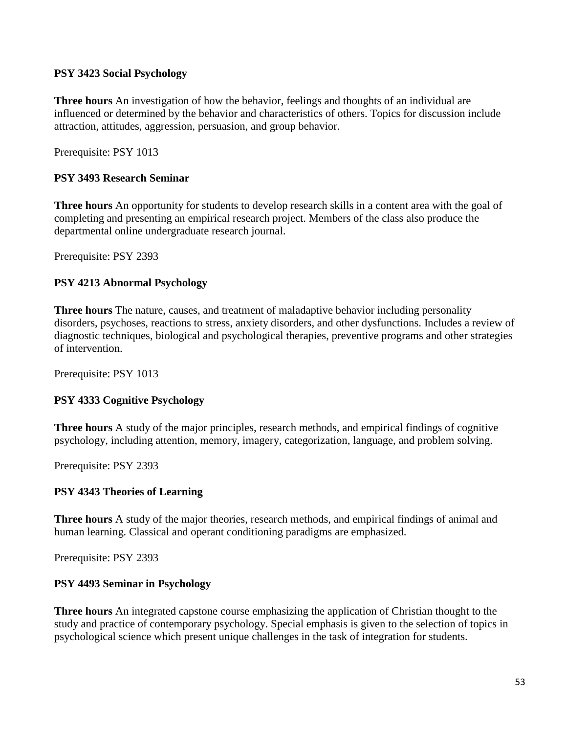**PSY 3423 Social Psychology**

**Three hours** An investigation of how the behavior, feelings and thoughts of an individual are influenced or determined by the behavior and characteristics of others. Topics for discussion include attraction, attitudes, aggression, persuasion, and group behavior.

Prerequisite: PSY 1013

**PSY 3493 Research Seminar**

**Three hours** An opportunity for students to develop research skills in a content area with the goal of completing and presenting an empirical research project. Members of the class also produce the departmental online undergraduate research journal.

Prerequisite: PSY 2393

**PSY 4213 Abnormal Psychology**

**Three hours** The nature, causes, and treatment of maladaptive behavior including personality disorders, psychoses, reactions to stress, anxiety disorders, and other dysfunctions. Includes a review of diagnostic techniques, biological and psychological therapies, preventive programs and other strategies of intervention.

Prerequisite: PSY 1013

**PSY 4333 Cognitive Psychology**

**Three hours** A study of the major principles, research methods, and empirical findings of cognitive psychology, including attention, memory, imagery, categorization, language, and problem solving.

Prerequisite: PSY 2393

**PSY 4343 Theories of Learning**

**Three hours** A study of the major theories, research methods, and empirical findings of animal and human learning. Classical and operant conditioning paradigms are emphasized.

Prerequisite: PSY 2393

**PSY 4493 Seminar in Psychology**

**Three hours** An integrated capstone course emphasizing the application of Christian thought to the study and practice of contemporary psychology. Special emphasis is given to the selection of topics in psychological science which present unique challenges in the task of integration for students.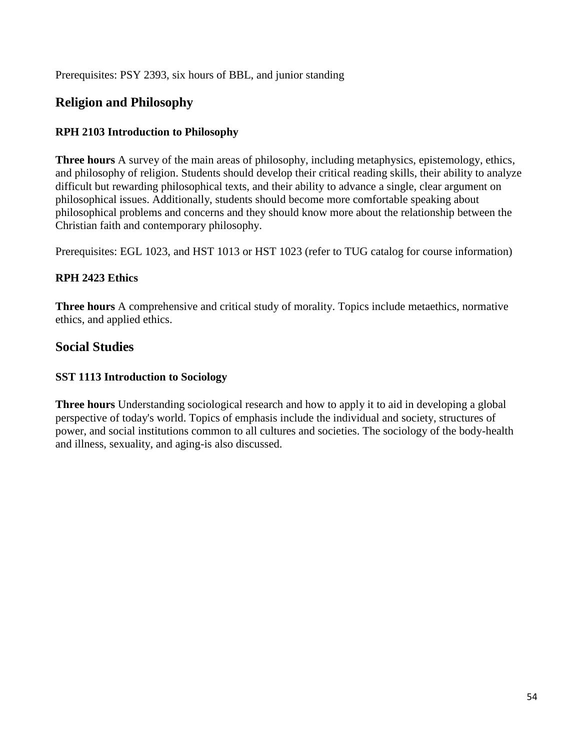Prerequisites: PSY 2393, six hours of BBL, and junior standing

## Religion and Philosophy

### RPH 2103 Introduction to Philosophy

**Three hours** A survey of the main areas of philosophy, including metaphysics, epistemology, ethics, and philosophy of religion. Students should develop their critical reading skills, their ability to analyze difficult but rewarding philosophical texts, and their ability to advance a single, clear argument on philosophical issues. Additionally, students should become more comfortable speaking about philosophical problems and concerns and they should know more about the relationship between the Christian faith and contemporary philosophy.

Prerequisites: EGL 1023, and HST 1013 or HST 1023 (refer to TUG catalog for course information)

### RPH 2423 Ethics

**Three hours** A comprehensive and critical study of morality. Topics include metaethics, normative ethics, and applied ethics.

## Social Studies

### SST 1113 Introduction to Sociology

**Three hours** Understanding sociological research and how to apply it to aid in developing a global perspective of today's world. Topics of emphasis include the individual and society, structures of power, and social institutions common to all cultures and societies. The sociology of the body-health and illness, sexuality, and aging-is also discussed.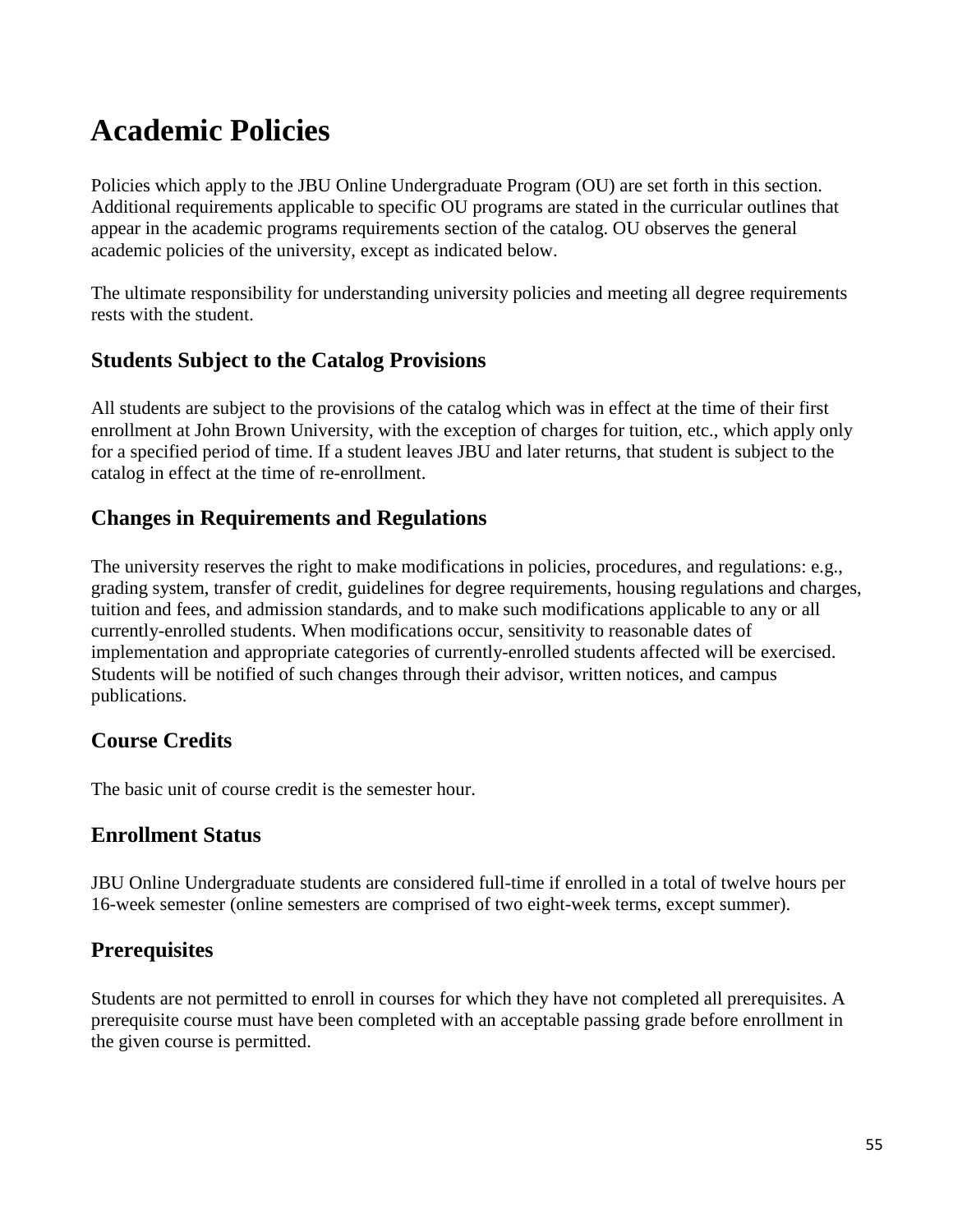# Academic Policies

Policies which apply to the JBU Online Undergraduate Program (OU) are set forth in this section. Additional requirements applicable to specific OU programs are stated in the curricular outlines that appear in the academic programs requirements section of the catalog. OU observes the general academic policies of the university, except as indicated below.

The ultimate responsibility for understanding university policies and meeting all degree requirements rests with the student.

## Students Subject to the Catalog Provisions

All students are subject to the provisions of the catalog which was in effect at the time of their first enrollment at John Brown University, with the exception of charges for tuition, etc., which apply only for a specified period of time. If a student leaves JBU and later returns, that student is subject to the catalog in effect at the time of re-enrollment.

## Changes in Requirements and Regulations

The university reserves the right to make modifications in policies, procedures, and regulations: e.g., grading system, transfer of credit, guidelines for degree requirements, housing regulations and charges, tuition and fees, and admission standards, and to make such modifications applicable to any or all currently-enrolled students. When modifications occur, sensitivity to reasonable dates of implementation and appropriate categories of currently-enrolled students affected will be exercised. Students will be notified of such changes through their advisor, written notices, and campus publications.

## Course Credits

The basic unit of course credit is the semester hour.

## Enrollment Status

JBU Online Undergraduate students are considered full-time if enrolled in a total of twelve hours per 16-week semester (online semesters are comprised of two eight-week terms, except summer).

## Prerequisites

Students are not permitted to enroll in courses for which they have not completed all prerequisites. A prerequisite course must have been completed with an acceptable passing grade before enrollment in the given course is permitted.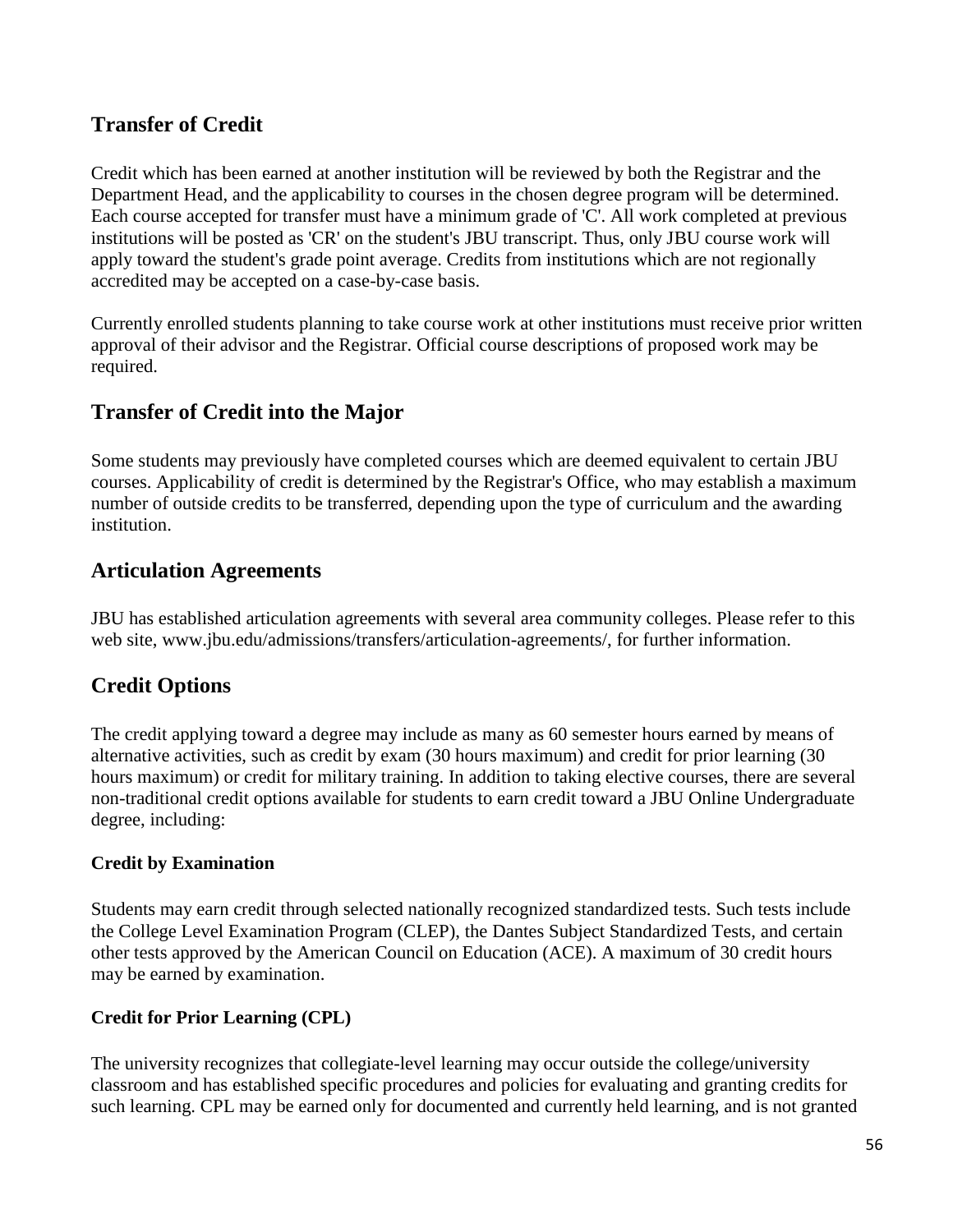## Transfer of Credit

Credit which has been earned at another institution will be reviewed by both the Registrar and the Department Head, and the applicability to courses in the chosen degree program will be determined. Each course accepted for transfer must have a minimum grade of 'C'. All work completed at previous institutions will be posted as 'CR' on the student's JBU transcript. Thus, only JBU course work will apply toward the student's grade point average. Credits from institutions which are not regionally accredited may be accepted on a case-by-case basis.

Currently enrolled students planning to take course work at other institutions must receive prior written approval of their advisor and the Registrar. Official course descriptions of proposed work may be required.

## Transfer of Credit into the Major

Some students may previously have completed courses which are deemed equivalent to certain JBU courses. Applicability of credit is determined by the Registrar's Office, who may establish a maximum number of outside credits to be transferred, depending upon the type of curriculum and the awarding institution.

## Articulation Agreements

JBU has established articulation agreements with several area community colleges. Please refer to this web site, www.jbu.edu/admissions/transfers/articulation-agreements/, for further information.

## Credit Options

The credit applying toward a degree may include as many as 60 semester hours earned by means of alternative activities, such as credit by exam (30 hours maximum) and credit for prior learning (30 hours maximum) or credit for military training. In addition to taking elective courses, there are several non-traditional credit options available for students to earn credit toward a JBU Online Undergraduate degree, including:

### Credit by Examination

Students may earn credit through selected nationally recognized standardized tests. Such tests include the College Level Examination Program (CLEP), the Dantes Subject Standardized Tests, and certain other tests approved by the American Council on Education (ACE). A maximum of 30 credit hours may be earned by examination.

### Credit for Prior Learning (CPL)

The university recognizes that collegiate-level learning may occur outside the college/university classroom and has established specific procedures and policies for evaluating and granting credits for such learning. CPL may be earned only for documented and currently held learning, and is not granted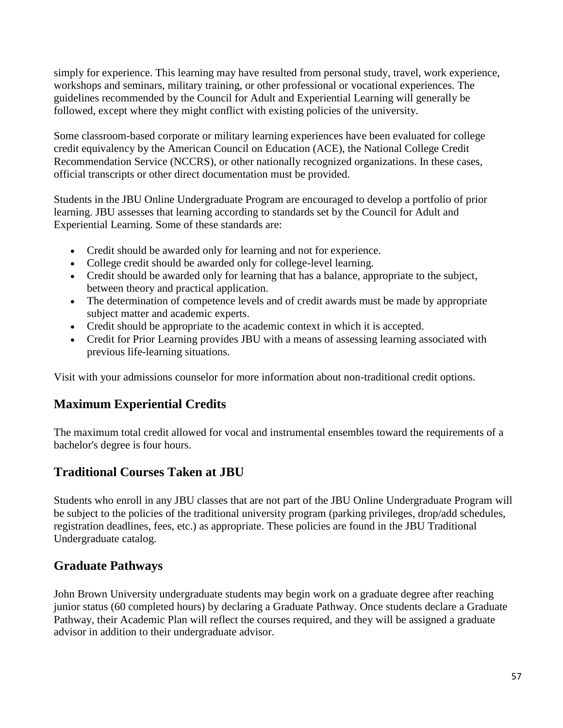simply for experience. This learning may have resulted from personal study, travel, work experience, workshops and seminars, military training, or other professional or vocational experiences. The guidelines recommended by the Council for Adult and Experiential Learning will generally be followed, except where they might conflict with existing policies of the university.

Some classroom-based corporate or military learning experiences have been evaluated for college credit equivalency by the American Council on Education (ACE), the National College Credit Recommendation Service (NCCRS), or other nationally recognized organizations. In these cases, official transcripts or other direct documentation must be provided.

Students in the JBU Online Undergraduate Program are encouraged to develop a portfolio of prior learning. JBU assesses that learning according to standards set by the Council for Adult and Experiential Learning. Some of these standards are:

- Credit should be awarded only for learning and not for experience.
- College credit should be awarded only for college-level learning.
- Credit should be awarded only for learning that has a balance, appropriate to the subject, between theory and practical application.
- The determination of competence levels and of credit awards must be made by appropriate subject matter and academic experts.
- Credit should be appropriate to the academic context in which it is accepted.
- Credit for Prior Learning provides JBU with a means of assessing learning associated with previous life-learning situations.

Visit with your admissions counselor for more information about non-traditional credit options.

## Maximum Experiential Credits

The maximum total credit allowed for vocal and instrumental ensembles toward the requirements of a bachelor's degree is four hours.

## Traditional Courses Taken at JBU

Students who enroll in any JBU classes that are not part of the JBU Online Undergraduate Program will be subject to the policies of the traditional university program (parking privileges, drop/add schedules, registration deadlines, fees, etc.) as appropriate. These policies are found in the JBU Traditional Undergraduate catalog.

## Graduate Pathways

John Brown University undergraduate students may begin work on a graduate degree after reaching junior status (60 completed hours) by declaring a Graduate Pathway. Once students declare a Graduate Pathway, their Academic Plan will reflect the courses required, and they will be assigned a graduate advisor in addition to their undergraduate advisor.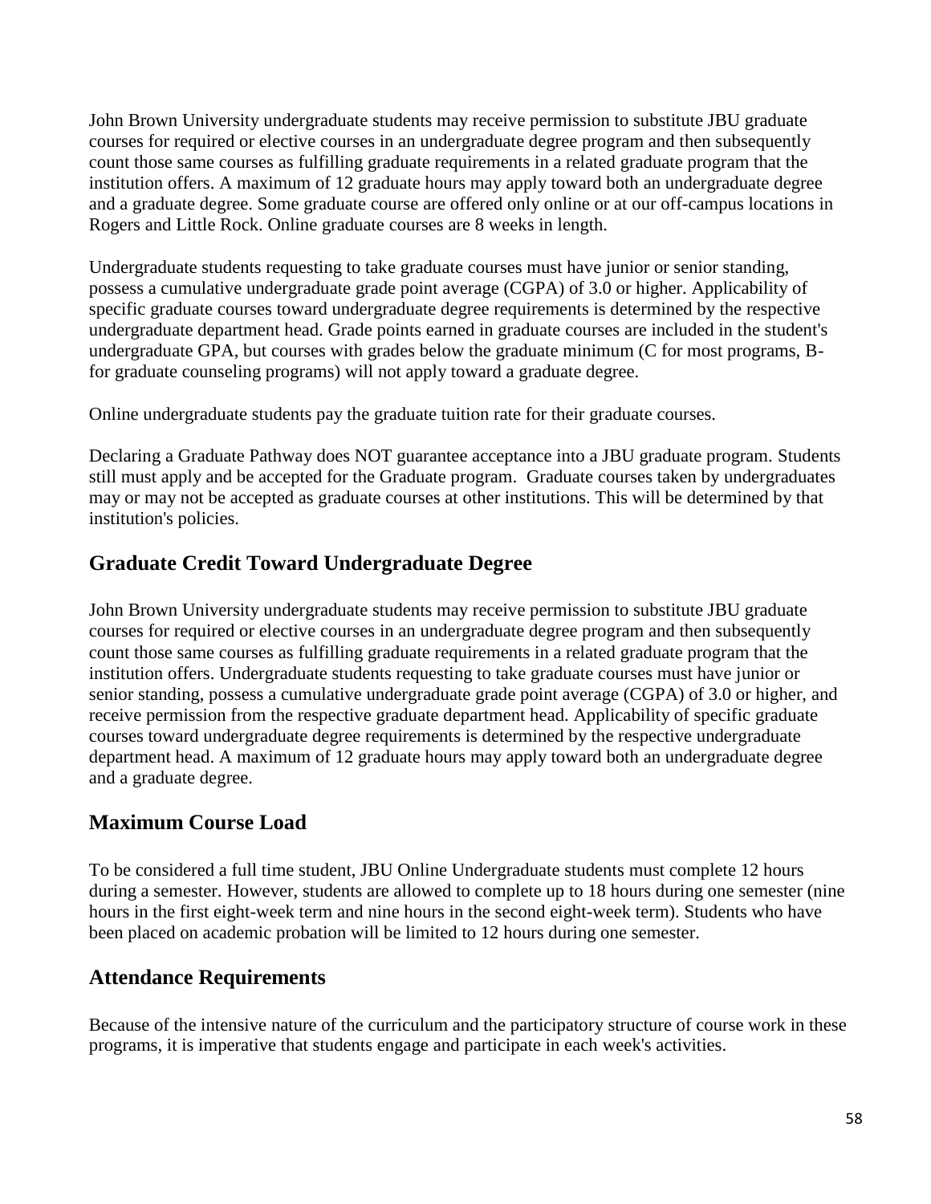John Brown University undergraduate students may receive permission to substitute JBU graduate courses for required or elective courses in an undergraduate degree program and then subsequently count those same courses as fulfilling graduate requirements in a related graduate program that the institution offers. A maximum of 12 graduate hours may apply toward both an undergraduate degree and a graduate degree. Some graduate course are offered only online or at our off-campus locations in Rogers and Little Rock. Online graduate courses are 8 weeks in length.

Undergraduate students requesting to take graduate courses must have junior or senior standing, possess a cumulative undergraduate grade point average (CGPA) of 3.0 or higher. Applicability of specific graduate courses toward undergraduate degree requirements is determined by the respective undergraduate department head. Grade points earned in graduate courses are included in the student's undergraduate GPA, but courses with grades below the graduate minimum (C for most programs, B- for graduate counseling programs) will not apply toward a graduate degree.

Online undergraduate students pay the graduate tuition rate for their graduate courses.

Declaring a Graduate Pathway does NOT guarantee acceptance into a JBU graduate program. Students still must apply and be accepted for the Graduate program. Graduate courses taken by undergraduates may or may not be accepted as graduate courses at other institutions. This will be determined by that institution's policies.

## Graduate Credit Toward Undergraduate Degree

John Brown University undergraduate students may receive permission to substitute JBU graduate courses for required or elective courses in an undergraduate degree program and then subsequently count those same courses as fulfilling graduate requirements in a related graduate program that the institution offers. Undergraduate students requesting to take graduate courses must have junior or senior standing, possess a cumulative undergraduate grade point average (CGPA) of 3.0 or higher, and receive permission from the respective graduate department head. Applicability of specific graduate courses toward undergraduate degree requirements is determined by the respective undergraduate department head. A maximum of 12 graduate hours may apply toward both an undergraduate degree and a graduate degree.

## Maximum Course Load

To be considered a full time student, JBU Online Undergraduate students must complete 12 hours during a semester. However, students are allowed to complete up to 18 hours during one semester (nine hours in the first eight-week term and nine hours in the second eight-week term). Students who have been placed on academic probation will be limited to 12 hours during one semester.

## Attendance Requirements

Because of the intensive nature of the curriculum and the participatory structure of course work in these programs, it is imperative that students engage and participate in each week's activities.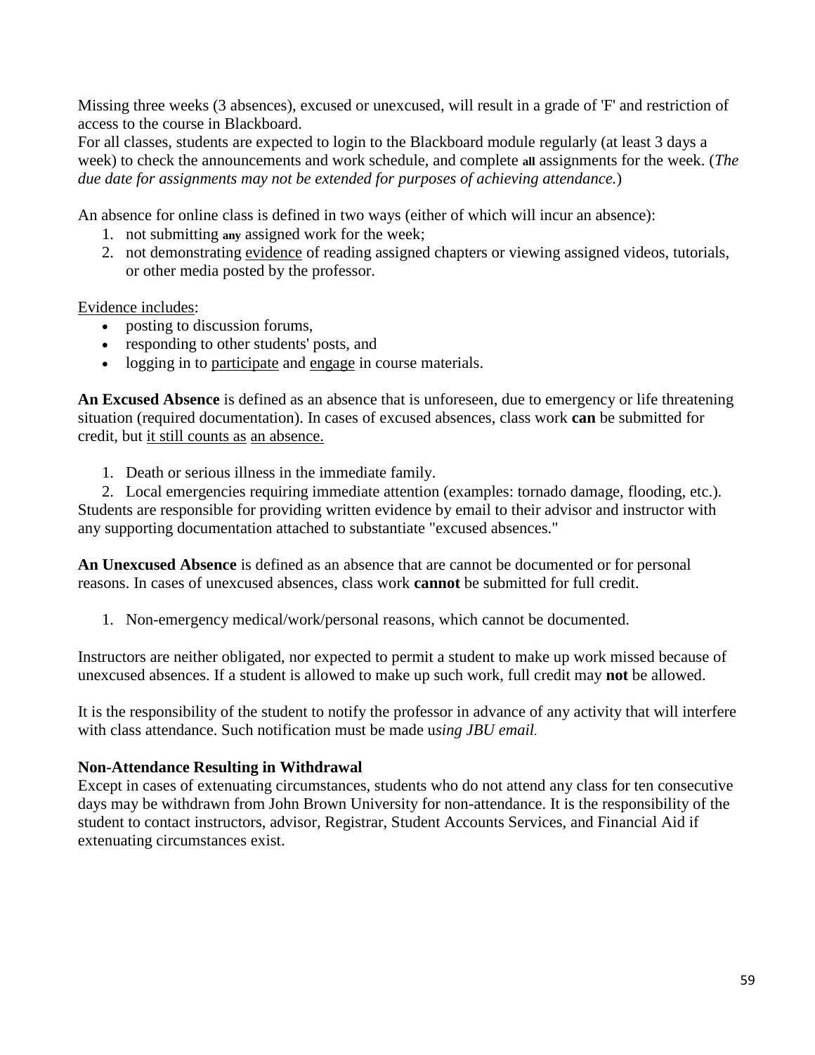Missing three weeks (3 absences), excused or unexcused, will result in a grade of 'F' and restriction of access to the course in Blackboard.
For all classes, students are expected to login to the Blackboard module regularly (at least 3 days a week) to check the announcements and work schedule, and complete **all** assignments for the week. (*The due date for assignments may not be extended for purposes of achieving attendance.*)

An absence for online class is defined in two ways (either of which will incur an absence):

1. not submitting **any** assigned work for the week;
2. not demonstrating <u>evidence</u> of reading assigned chapters or viewing assigned videos, tutorials, or other media posted by the professor.

<u>Evidence includes</u>:

- posting to discussion forums,
- responding to other students' posts, and
- logging in to <u>participate</u> and <u>engage</u> in course materials.

**An Excused Absence** is defined as an absence that is unforeseen, due to emergency or life threatening situation (required documentation). In cases of excused absences, class work **can** be submitted for credit, but <u>it still counts as</u> <u>an absence.</u>

1. Death or serious illness in the immediate family.
2. Local emergencies requiring immediate attention (examples: tornado damage, flooding, etc.).

Students are responsible for providing written evidence by email to their advisor and instructor with any supporting documentation attached to substantiate "excused absences."

**An Unexcused Absence** is defined as an absence that are cannot be documented or for personal reasons. In cases of unexcused absences, class work **cannot** be submitted for full credit.

1. Non-emergency medical/work/personal reasons, which cannot be documented.

Instructors are neither obligated, nor expected to permit a student to make up work missed because of unexcused absences. If a student is allowed to make up such work, full credit may **not** be allowed.

It is the responsibility of the student to notify the professor in advance of any activity that will interfere with class attendance. Such notification must be made u*sing JBU email.*

**Non-Attendance Resulting in Withdrawal**
Except in cases of extenuating circumstances, students who do not attend any class for ten consecutive days may be withdrawn from John Brown University for non-attendance. It is the responsibility of the student to contact instructors, advisor, Registrar, Student Accounts Services, and Financial Aid if extenuating circumstances exist.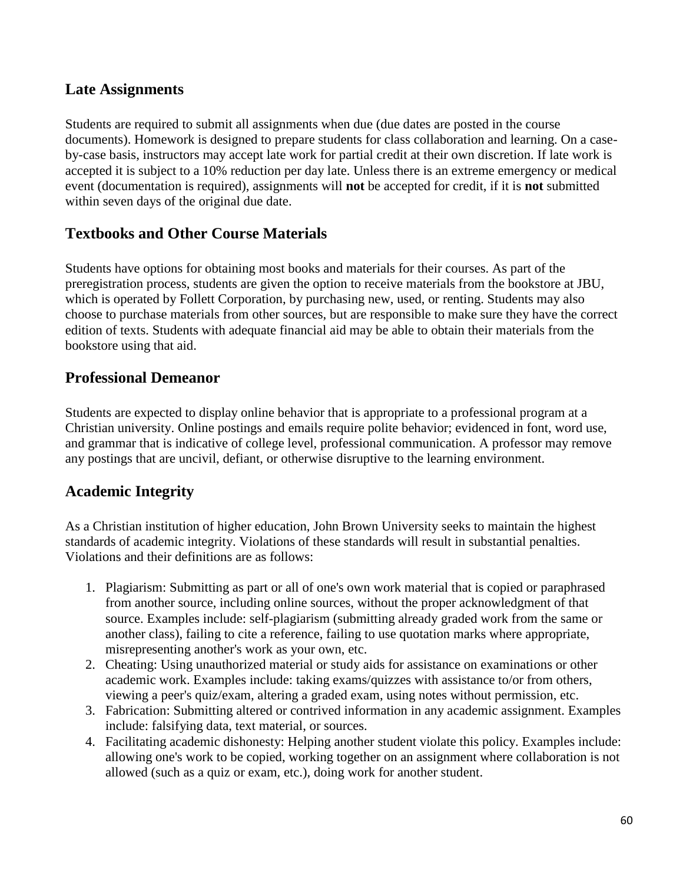## Late Assignments

Students are required to submit all assignments when due (due dates are posted in the course documents). Homework is designed to prepare students for class collaboration and learning. On a case-by-case basis, instructors may accept late work for partial credit at their own discretion. If late work is accepted it is subject to a 10% reduction per day late. Unless there is an extreme emergency or medical event (documentation is required), assignments will **not** be accepted for credit, if it is **not** submitted within seven days of the original due date.

## Textbooks and Other Course Materials

Students have options for obtaining most books and materials for their courses. As part of the preregistration process, students are given the option to receive materials from the bookstore at JBU, which is operated by Follett Corporation, by purchasing new, used, or renting. Students may also choose to purchase materials from other sources, but are responsible to make sure they have the correct edition of texts. Students with adequate financial aid may be able to obtain their materials from the bookstore using that aid.

## Professional Demeanor

Students are expected to display online behavior that is appropriate to a professional program at a Christian university. Online postings and emails require polite behavior; evidenced in font, word use, and grammar that is indicative of college level, professional communication. A professor may remove any postings that are uncivil, defiant, or otherwise disruptive to the learning environment.

## Academic Integrity

As a Christian institution of higher education, John Brown University seeks to maintain the highest standards of academic integrity. Violations of these standards will result in substantial penalties. Violations and their definitions are as follows:

1. Plagiarism: Submitting as part or all of one's own work material that is copied or paraphrased from another source, including online sources, without the proper acknowledgment of that source. Examples include: self-plagiarism (submitting already graded work from the same or another class), failing to cite a reference, failing to use quotation marks where appropriate, misrepresenting another's work as your own, etc.
2. Cheating: Using unauthorized material or study aids for assistance on examinations or other academic work. Examples include: taking exams/quizzes with assistance to/or from others, viewing a peer's quiz/exam, altering a graded exam, using notes without permission, etc.
3. Fabrication: Submitting altered or contrived information in any academic assignment. Examples include: falsifying data, text material, or sources.
4. Facilitating academic dishonesty: Helping another student violate this policy. Examples include: allowing one's work to be copied, working together on an assignment where collaboration is not allowed (such as a quiz or exam, etc.), doing work for another student.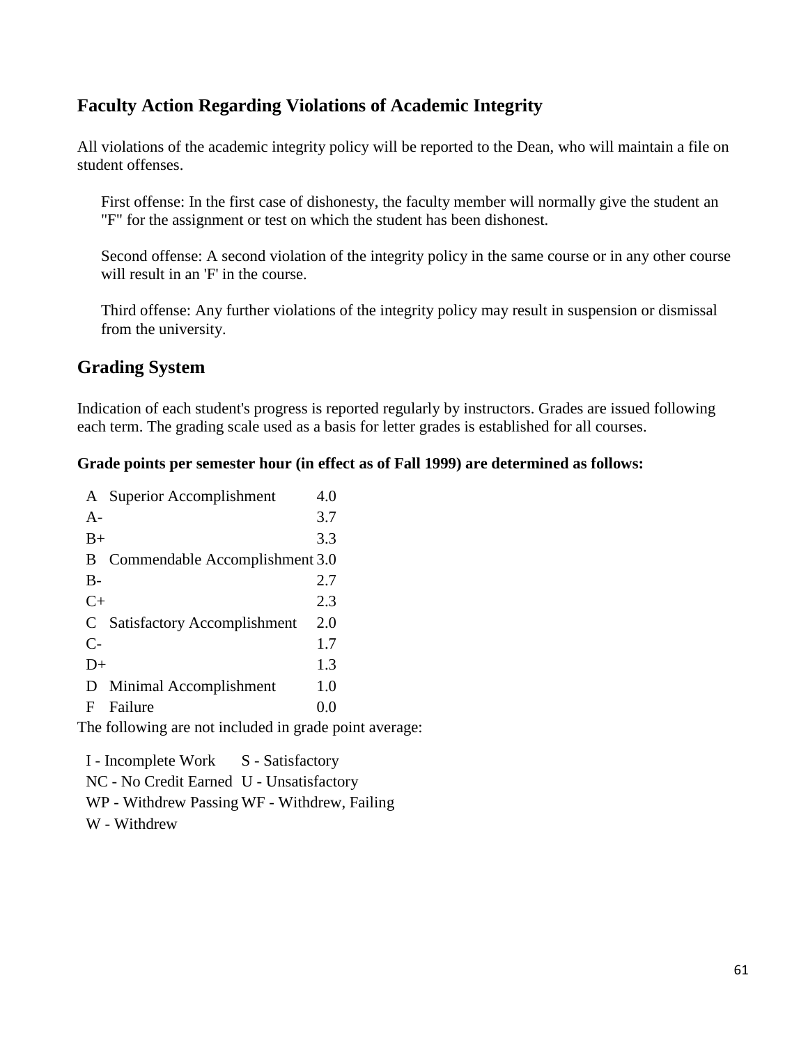## Faculty Action Regarding Violations of Academic Integrity

All violations of the academic integrity policy will be reported to the Dean, who will maintain a file on student offenses.

First offense: In the first case of dishonesty, the faculty member will normally give the student an "F" for the assignment or test on which the student has been dishonest.

Second offense: A second violation of the integrity policy in the same course or in any other course will result in an 'F' in the course.

Third offense: Any further violations of the integrity policy may result in suspension or dismissal from the university.

## Grading System

Indication of each student's progress is reported regularly by instructors. Grades are issued following each term. The grading scale used as a basis for letter grades is established for all courses.

**Grade points per semester hour (in effect as of Fall 1999) are determined as follows:**

| Grade | Description | Points |
|---|---|---|
| A | Superior Accomplishment | 4.0 |
| A- | | 3.7 |
| B+ | | 3.3 |
| B | Commendable Accomplishment | 3.0 |
| B- | | 2.7 |
| C+ | | 2.3 |
| C | Satisfactory Accomplishment | 2.0 |
| C- | | 1.7 |
| D+ | | 1.3 |
| D | Minimal Accomplishment | 1.0 |
| F | Failure | 0.0 |

The following are not included in grade point average:

| | |
|---|---|
| I - Incomplete Work | S - Satisfactory |
| NC - No Credit Earned | U - Unsatisfactory |
| WP - Withdrew Passing | WF - Withdrew, Failing |
| W - Withdrew | |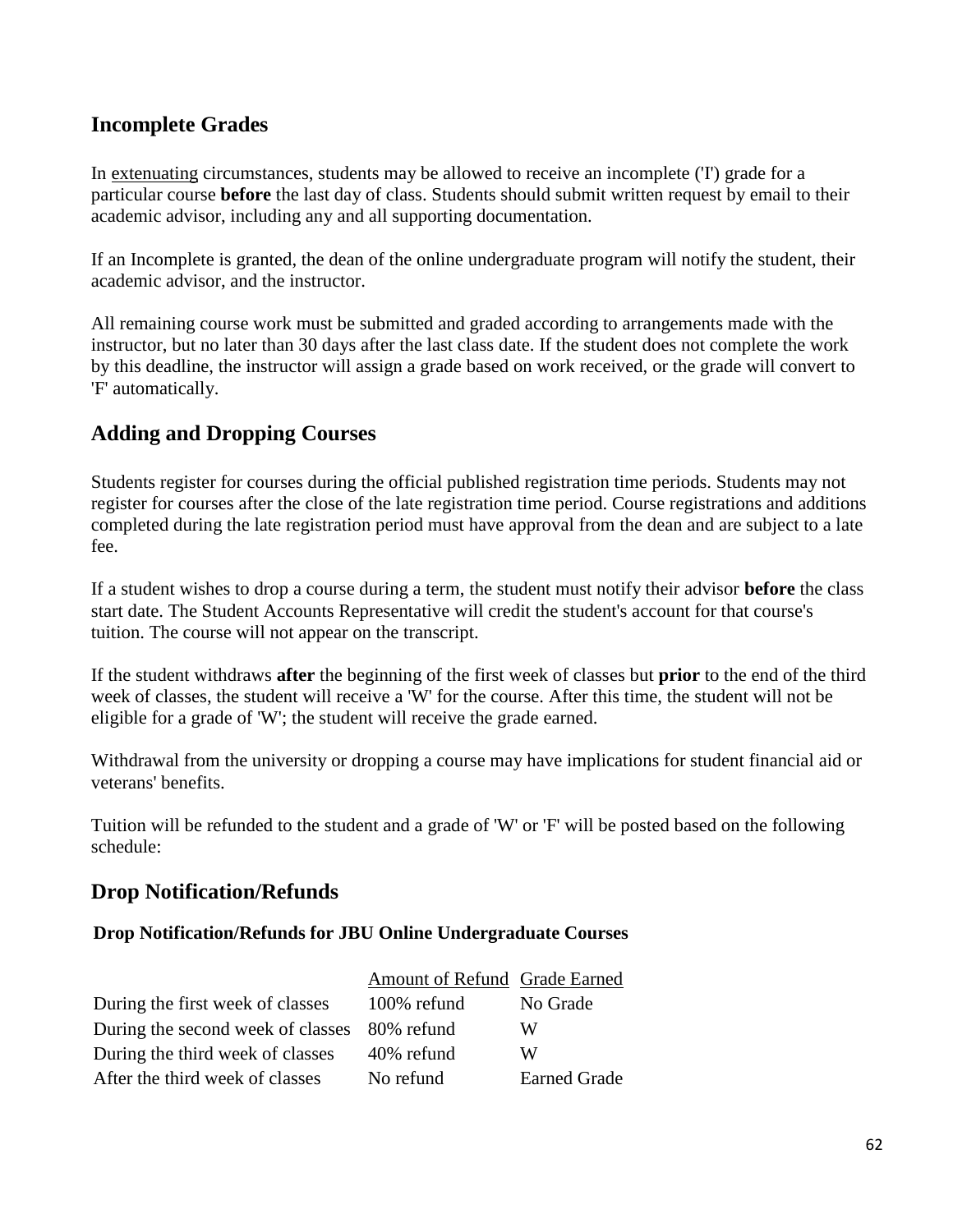## Incomplete Grades

In extenuating circumstances, students may be allowed to receive an incomplete ('I') grade for a particular course **before** the last day of class. Students should submit written request by email to their academic advisor, including any and all supporting documentation.

If an Incomplete is granted, the dean of the online undergraduate program will notify the student, their academic advisor, and the instructor.

All remaining course work must be submitted and graded according to arrangements made with the instructor, but no later than 30 days after the last class date. If the student does not complete the work by this deadline, the instructor will assign a grade based on work received, or the grade will convert to 'F' automatically.

## Adding and Dropping Courses

Students register for courses during the official published registration time periods. Students may not register for courses after the close of the late registration time period. Course registrations and additions completed during the late registration period must have approval from the dean and are subject to a late fee.

If a student wishes to drop a course during a term, the student must notify their advisor **before** the class start date. The Student Accounts Representative will credit the student's account for that course's tuition. The course will not appear on the transcript.

If the student withdraws **after** the beginning of the first week of classes but **prior** to the end of the third week of classes, the student will receive a 'W' for the course. After this time, the student will not be eligible for a grade of 'W'; the student will receive the grade earned.

Withdrawal from the university or dropping a course may have implications for student financial aid or veterans' benefits.

Tuition will be refunded to the student and a grade of 'W' or 'F' will be posted based on the following schedule:

## Drop Notification/Refunds

**Drop Notification/Refunds for JBU Online Undergraduate Courses**

| | Amount of Refund | Grade Earned |
|---|---|---|
| During the first week of classes | 100% refund | No Grade |
| During the second week of classes | 80% refund | W |
| During the third week of classes | 40% refund | W |
| After the third week of classes | No refund | Earned Grade |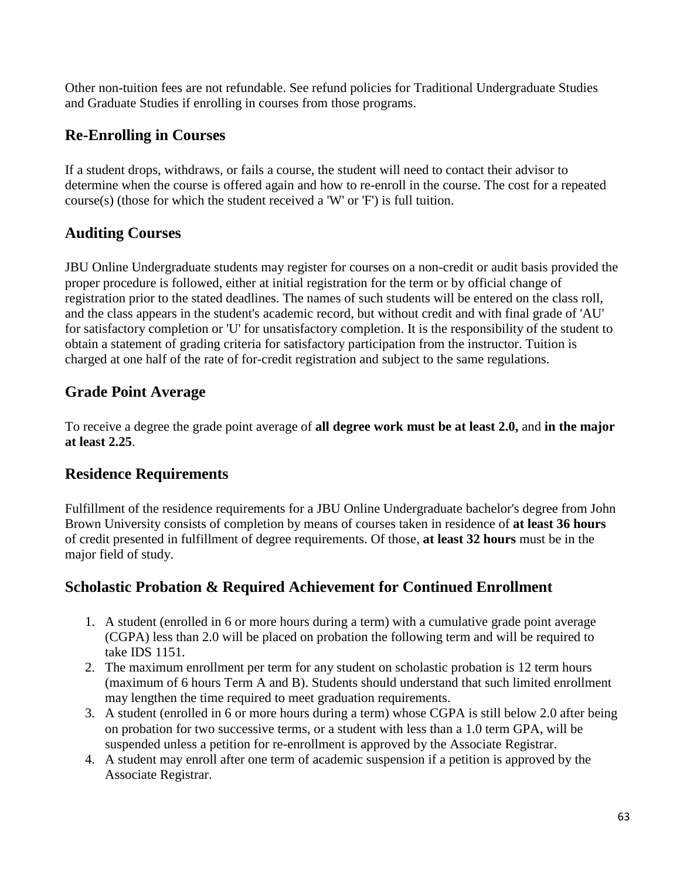Other non-tuition fees are not refundable. See refund policies for Traditional Undergraduate Studies and Graduate Studies if enrolling in courses from those programs.

## Re-Enrolling in Courses

If a student drops, withdraws, or fails a course, the student will need to contact their advisor to determine when the course is offered again and how to re-enroll in the course. The cost for a repeated course(s) (those for which the student received a 'W' or 'F') is full tuition.

## Auditing Courses

JBU Online Undergraduate students may register for courses on a non-credit or audit basis provided the proper procedure is followed, either at initial registration for the term or by official change of registration prior to the stated deadlines. The names of such students will be entered on the class roll, and the class appears in the student's academic record, but without credit and with final grade of 'AU' for satisfactory completion or 'U' for unsatisfactory completion. It is the responsibility of the student to obtain a statement of grading criteria for satisfactory participation from the instructor. Tuition is charged at one half of the rate of for-credit registration and subject to the same regulations.

## Grade Point Average

To receive a degree the grade point average of **all degree work must be at least 2.0,** and **in the major at least 2.25**.

## Residence Requirements

Fulfillment of the residence requirements for a JBU Online Undergraduate bachelor's degree from John Brown University consists of completion by means of courses taken in residence of **at least 36 hours** of credit presented in fulfillment of degree requirements. Of those, **at least 32 hours** must be in the major field of study.

## Scholastic Probation & Required Achievement for Continued Enrollment

1. A student (enrolled in 6 or more hours during a term) with a cumulative grade point average (CGPA) less than 2.0 will be placed on probation the following term and will be required to take IDS 1151.
2. The maximum enrollment per term for any student on scholastic probation is 12 term hours (maximum of 6 hours Term A and B). Students should understand that such limited enrollment may lengthen the time required to meet graduation requirements.
3. A student (enrolled in 6 or more hours during a term) whose CGPA is still below 2.0 after being on probation for two successive terms, or a student with less than a 1.0 term GPA, will be suspended unless a petition for re-enrollment is approved by the Associate Registrar.
4. A student may enroll after one term of academic suspension if a petition is approved by the Associate Registrar.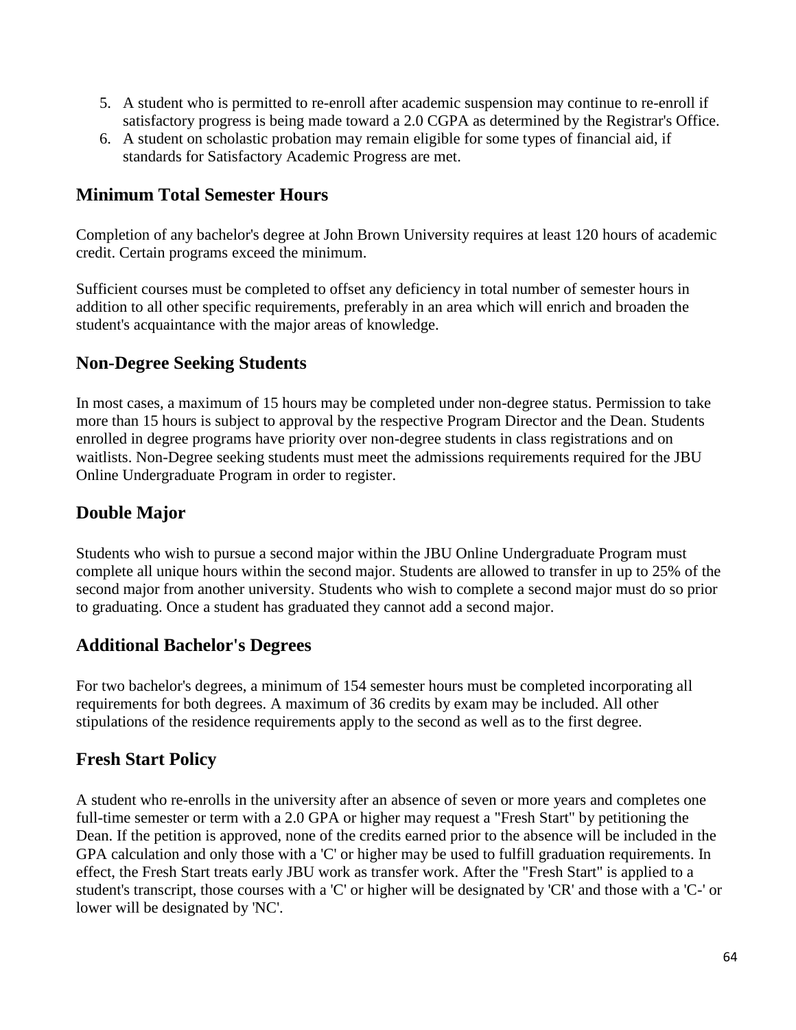5. A student who is permitted to re-enroll after academic suspension may continue to re-enroll if satisfactory progress is being made toward a 2.0 CGPA as determined by the Registrar's Office.
6. A student on scholastic probation may remain eligible for some types of financial aid, if standards for Satisfactory Academic Progress are met.

## Minimum Total Semester Hours

Completion of any bachelor's degree at John Brown University requires at least 120 hours of academic credit. Certain programs exceed the minimum.

Sufficient courses must be completed to offset any deficiency in total number of semester hours in addition to all other specific requirements, preferably in an area which will enrich and broaden the student's acquaintance with the major areas of knowledge.

## Non-Degree Seeking Students

In most cases, a maximum of 15 hours may be completed under non-degree status. Permission to take more than 15 hours is subject to approval by the respective Program Director and the Dean. Students enrolled in degree programs have priority over non-degree students in class registrations and on waitlists. Non-Degree seeking students must meet the admissions requirements required for the JBU Online Undergraduate Program in order to register.

## Double Major

Students who wish to pursue a second major within the JBU Online Undergraduate Program must complete all unique hours within the second major. Students are allowed to transfer in up to 25% of the second major from another university. Students who wish to complete a second major must do so prior to graduating. Once a student has graduated they cannot add a second major.

## Additional Bachelor's Degrees

For two bachelor's degrees, a minimum of 154 semester hours must be completed incorporating all requirements for both degrees. A maximum of 36 credits by exam may be included. All other stipulations of the residence requirements apply to the second as well as to the first degree.

## Fresh Start Policy

A student who re-enrolls in the university after an absence of seven or more years and completes one full-time semester or term with a 2.0 GPA or higher may request a "Fresh Start" by petitioning the Dean. If the petition is approved, none of the credits earned prior to the absence will be included in the GPA calculation and only those with a 'C' or higher may be used to fulfill graduation requirements. In effect, the Fresh Start treats early JBU work as transfer work. After the "Fresh Start" is applied to a student's transcript, those courses with a 'C' or higher will be designated by 'CR' and those with a 'C-' or lower will be designated by 'NC'.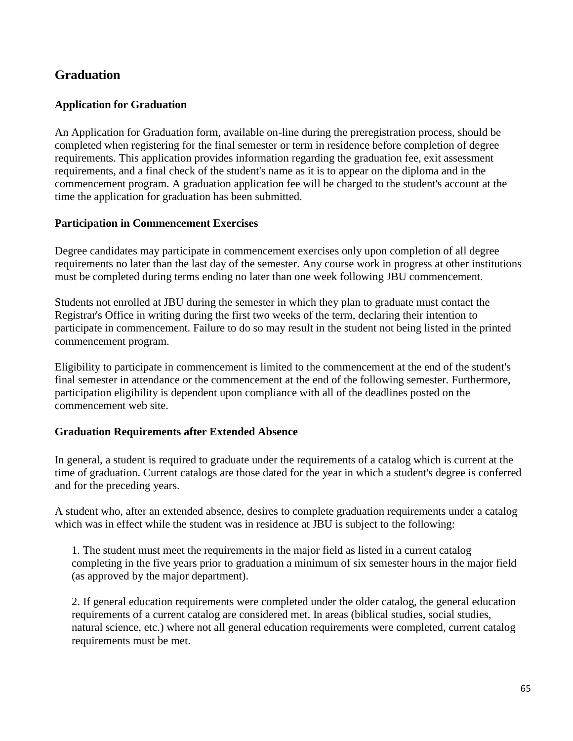## Graduation

### Application for Graduation

An Application for Graduation form, available on-line during the preregistration process, should be completed when registering for the final semester or term in residence before completion of degree requirements. This application provides information regarding the graduation fee, exit assessment requirements, and a final check of the student's name as it is to appear on the diploma and in the commencement program. A graduation application fee will be charged to the student's account at the time the application for graduation has been submitted.

### Participation in Commencement Exercises

Degree candidates may participate in commencement exercises only upon completion of all degree requirements no later than the last day of the semester. Any course work in progress at other institutions must be completed during terms ending no later than one week following JBU commencement.

Students not enrolled at JBU during the semester in which they plan to graduate must contact the Registrar's Office in writing during the first two weeks of the term, declaring their intention to participate in commencement. Failure to do so may result in the student not being listed in the printed commencement program.

Eligibility to participate in commencement is limited to the commencement at the end of the student's final semester in attendance or the commencement at the end of the following semester. Furthermore, participation eligibility is dependent upon compliance with all of the deadlines posted on the commencement web site.

### Graduation Requirements after Extended Absence

In general, a student is required to graduate under the requirements of a catalog which is current at the time of graduation. Current catalogs are those dated for the year in which a student's degree is conferred and for the preceding years.

A student who, after an extended absence, desires to complete graduation requirements under a catalog which was in effect while the student was in residence at JBU is subject to the following:

1. The student must meet the requirements in the major field as listed in a current catalog completing in the five years prior to graduation a minimum of six semester hours in the major field (as approved by the major department).

2. If general education requirements were completed under the older catalog, the general education requirements of a current catalog are considered met. In areas (biblical studies, social studies, natural science, etc.) where not all general education requirements were completed, current catalog requirements must be met.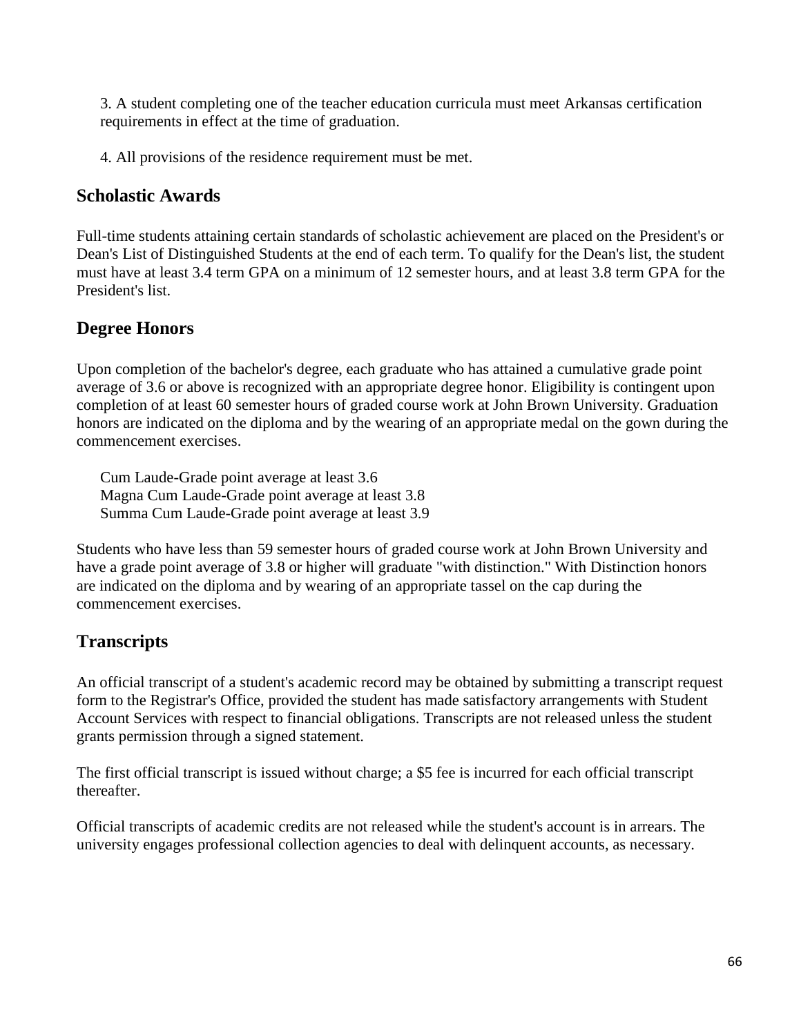3. A student completing one of the teacher education curricula must meet Arkansas certification requirements in effect at the time of graduation.

4. All provisions of the residence requirement must be met.

## Scholastic Awards

Full-time students attaining certain standards of scholastic achievement are placed on the President's or Dean's List of Distinguished Students at the end of each term. To qualify for the Dean's list, the student must have at least 3.4 term GPA on a minimum of 12 semester hours, and at least 3.8 term GPA for the President's list.

## Degree Honors

Upon completion of the bachelor's degree, each graduate who has attained a cumulative grade point average of 3.6 or above is recognized with an appropriate degree honor. Eligibility is contingent upon completion of at least 60 semester hours of graded course work at John Brown University. Graduation honors are indicated on the diploma and by the wearing of an appropriate medal on the gown during the commencement exercises.

Cum Laude-Grade point average at least 3.6
Magna Cum Laude-Grade point average at least 3.8
Summa Cum Laude-Grade point average at least 3.9

Students who have less than 59 semester hours of graded course work at John Brown University and have a grade point average of 3.8 or higher will graduate "with distinction." With Distinction honors are indicated on the diploma and by wearing of an appropriate tassel on the cap during the commencement exercises.

## Transcripts

An official transcript of a student's academic record may be obtained by submitting a transcript request form to the Registrar's Office, provided the student has made satisfactory arrangements with Student Account Services with respect to financial obligations. Transcripts are not released unless the student grants permission through a signed statement.

The first official transcript is issued without charge; a $5 fee is incurred for each official transcript thereafter.

Official transcripts of academic credits are not released while the student's account is in arrears. The university engages professional collection agencies to deal with delinquent accounts, as necessary.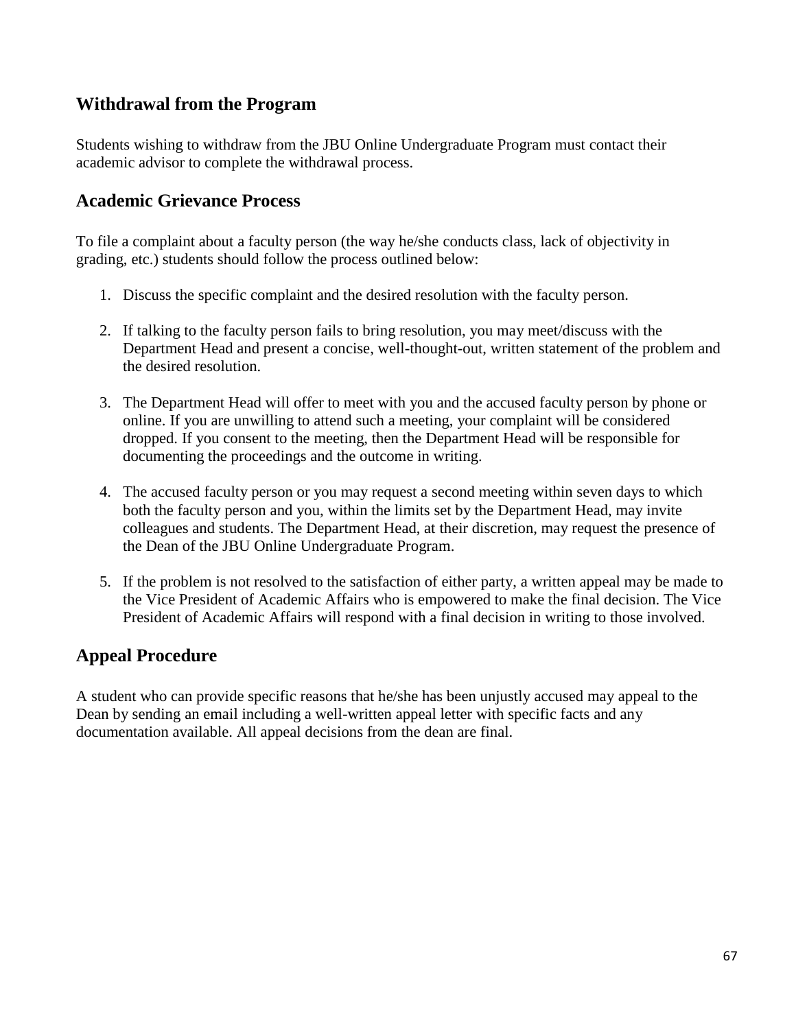## Withdrawal from the Program

Students wishing to withdraw from the JBU Online Undergraduate Program must contact their academic advisor to complete the withdrawal process.

## Academic Grievance Process

To file a complaint about a faculty person (the way he/she conducts class, lack of objectivity in grading, etc.) students should follow the process outlined below:

1. Discuss the specific complaint and the desired resolution with the faculty person.

2. If talking to the faculty person fails to bring resolution, you may meet/discuss with the Department Head and present a concise, well-thought-out, written statement of the problem and the desired resolution.

3. The Department Head will offer to meet with you and the accused faculty person by phone or online. If you are unwilling to attend such a meeting, your complaint will be considered dropped. If you consent to the meeting, then the Department Head will be responsible for documenting the proceedings and the outcome in writing.

4. The accused faculty person or you may request a second meeting within seven days to which both the faculty person and you, within the limits set by the Department Head, may invite colleagues and students. The Department Head, at their discretion, may request the presence of the Dean of the JBU Online Undergraduate Program.

5. If the problem is not resolved to the satisfaction of either party, a written appeal may be made to the Vice President of Academic Affairs who is empowered to make the final decision. The Vice President of Academic Affairs will respond with a final decision in writing to those involved.

## Appeal Procedure

A student who can provide specific reasons that he/she has been unjustly accused may appeal to the Dean by sending an email including a well-written appeal letter with specific facts and any documentation available. All appeal decisions from the dean are final.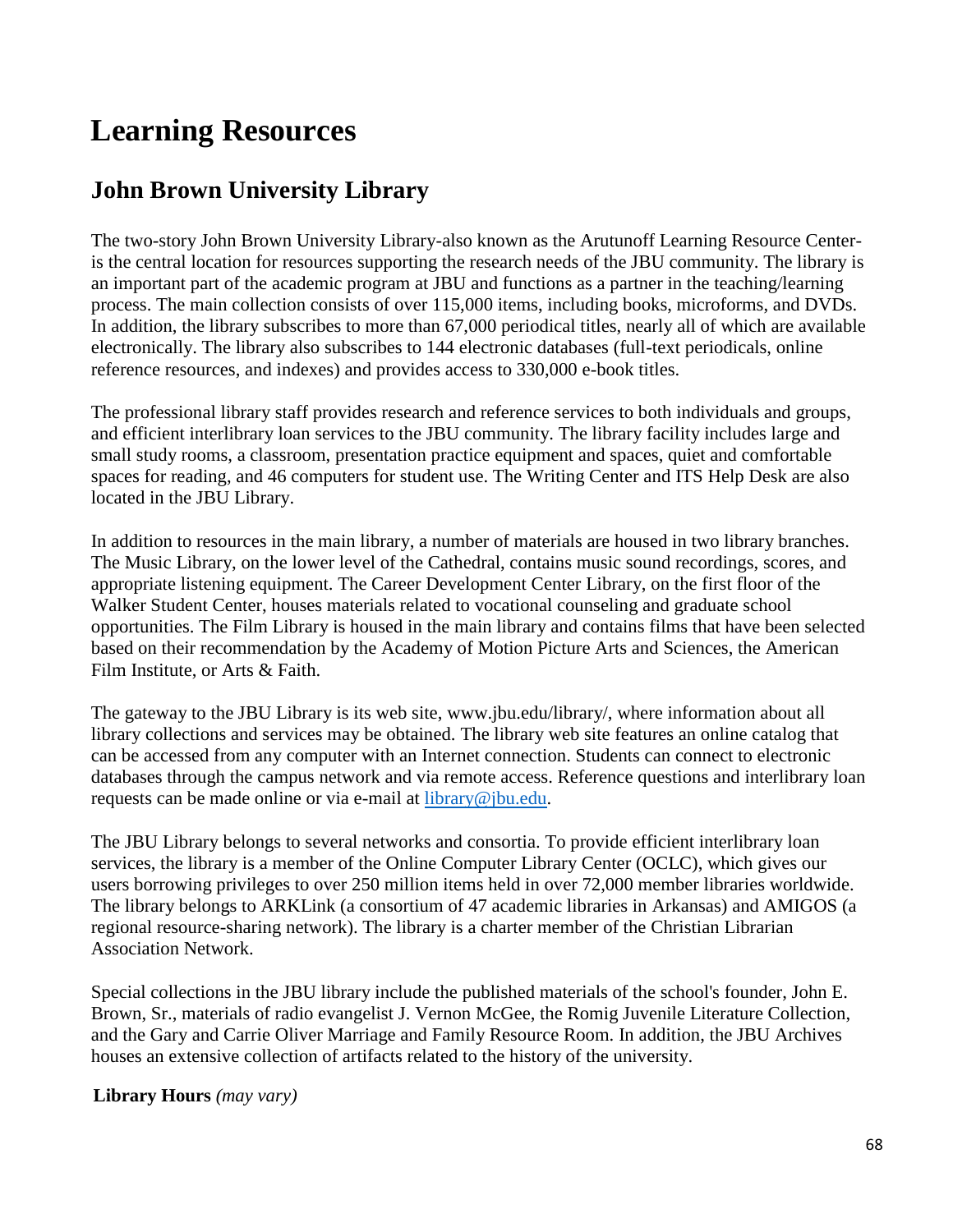# Learning Resources

## John Brown University Library

The two-story John Brown University Library-also known as the Arutunoff Learning Resource Center-is the central location for resources supporting the research needs of the JBU community. The library is an important part of the academic program at JBU and functions as a partner in the teaching/learning process. The main collection consists of over 115,000 items, including books, microforms, and DVDs. In addition, the library subscribes to more than 67,000 periodical titles, nearly all of which are available electronically. The library also subscribes to 144 electronic databases (full-text periodicals, online reference resources, and indexes) and provides access to 330,000 e-book titles.

The professional library staff provides research and reference services to both individuals and groups, and efficient interlibrary loan services to the JBU community. The library facility includes large and small study rooms, a classroom, presentation practice equipment and spaces, quiet and comfortable spaces for reading, and 46 computers for student use. The Writing Center and ITS Help Desk are also located in the JBU Library.

In addition to resources in the main library, a number of materials are housed in two library branches. The Music Library, on the lower level of the Cathedral, contains music sound recordings, scores, and appropriate listening equipment. The Career Development Center Library, on the first floor of the Walker Student Center, houses materials related to vocational counseling and graduate school opportunities. The Film Library is housed in the main library and contains films that have been selected based on their recommendation by the Academy of Motion Picture Arts and Sciences, the American Film Institute, or Arts & Faith.

The gateway to the JBU Library is its web site, www.jbu.edu/library/, where information about all library collections and services may be obtained. The library web site features an online catalog that can be accessed from any computer with an Internet connection. Students can connect to electronic databases through the campus network and via remote access. Reference questions and interlibrary loan requests can be made online or via e-mail at [library@jbu.edu](mailto:library@jbu.edu).

The JBU Library belongs to several networks and consortia. To provide efficient interlibrary loan services, the library is a member of the Online Computer Library Center (OCLC), which gives our users borrowing privileges to over 250 million items held in over 72,000 member libraries worldwide. The library belongs to ARKLink (a consortium of 47 academic libraries in Arkansas) and AMIGOS (a regional resource-sharing network). The library is a charter member of the Christian Librarian Association Network.

Special collections in the JBU library include the published materials of the school's founder, John E. Brown, Sr., materials of radio evangelist J. Vernon McGee, the Romig Juvenile Literature Collection, and the Gary and Carrie Oliver Marriage and Family Resource Room. In addition, the JBU Archives houses an extensive collection of artifacts related to the history of the university.

**Library Hours** *(may vary)*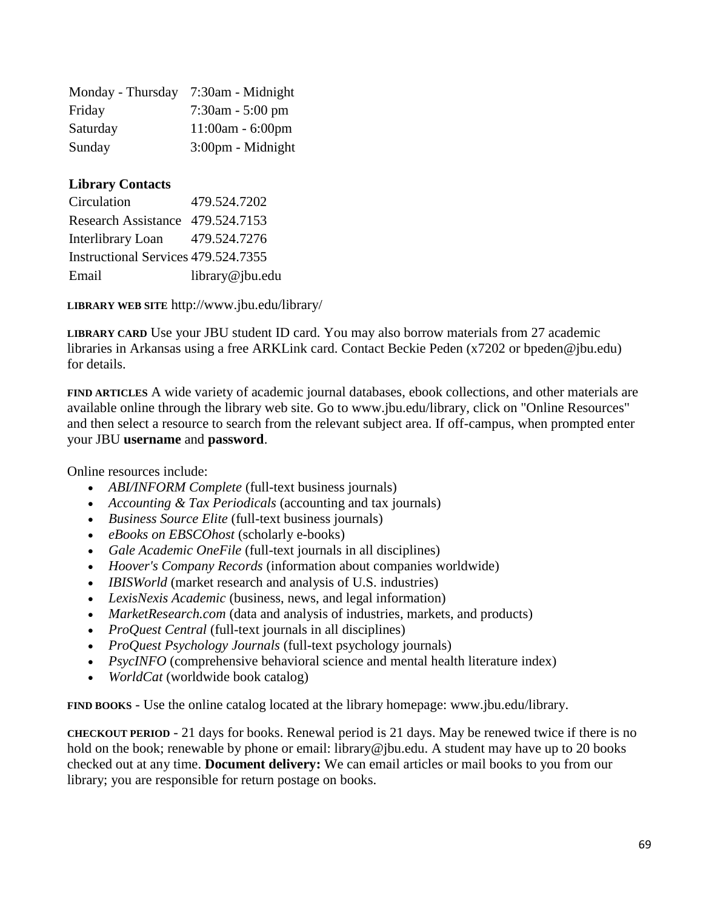| | |
|---|---|
| Monday - Thursday | 7:30am - Midnight |
| Friday | 7:30am - 5:00 pm |
| Saturday | 11:00am - 6:00pm |
| Sunday | 3:00pm - Midnight |

**Library Contacts**

| | |
|---|---|
| Circulation | 479.524.7202 |
| Research Assistance | 479.524.7153 |
| Interlibrary Loan | 479.524.7276 |
| Instructional Services | 479.524.7355 |
| Email | library@jbu.edu |

**LIBRARY WEB SITE** http://www.jbu.edu/library/

**LIBRARY CARD** Use your JBU student ID card. You may also borrow materials from 27 academic libraries in Arkansas using a free ARKLink card. Contact Beckie Peden (x7202 or bpeden@jbu.edu) for details.

**FIND ARTICLES** A wide variety of academic journal databases, ebook collections, and other materials are available online through the library web site. Go to www.jbu.edu/library, click on "Online Resources" and then select a resource to search from the relevant subject area. If off-campus, when prompted enter your JBU **username** and **password**.

Online resources include:

- *ABI/INFORM Complete* (full-text business journals)
- *Accounting & Tax Periodicals* (accounting and tax journals)
- *Business Source Elite* (full-text business journals)
- *eBooks on EBSCOhost* (scholarly e-books)
- *Gale Academic OneFile* (full-text journals in all disciplines)
- *Hoover's Company Records* (information about companies worldwide)
- *IBISWorld* (market research and analysis of U.S. industries)
- *LexisNexis Academic* (business, news, and legal information)
- *MarketResearch.com* (data and analysis of industries, markets, and products)
- *ProQuest Central* (full-text journals in all disciplines)
- *ProQuest Psychology Journals* (full-text psychology journals)
- *PsycINFO* (comprehensive behavioral science and mental health literature index)
- *WorldCat* (worldwide book catalog)

**FIND BOOKS** - Use the online catalog located at the library homepage: www.jbu.edu/library.

**CHECKOUT PERIOD** - 21 days for books. Renewal period is 21 days. May be renewed twice if there is no hold on the book; renewable by phone or email: library@jbu.edu. A student may have up to 20 books checked out at any time. **Document delivery:** We can email articles or mail books to you from our library; you are responsible for return postage on books.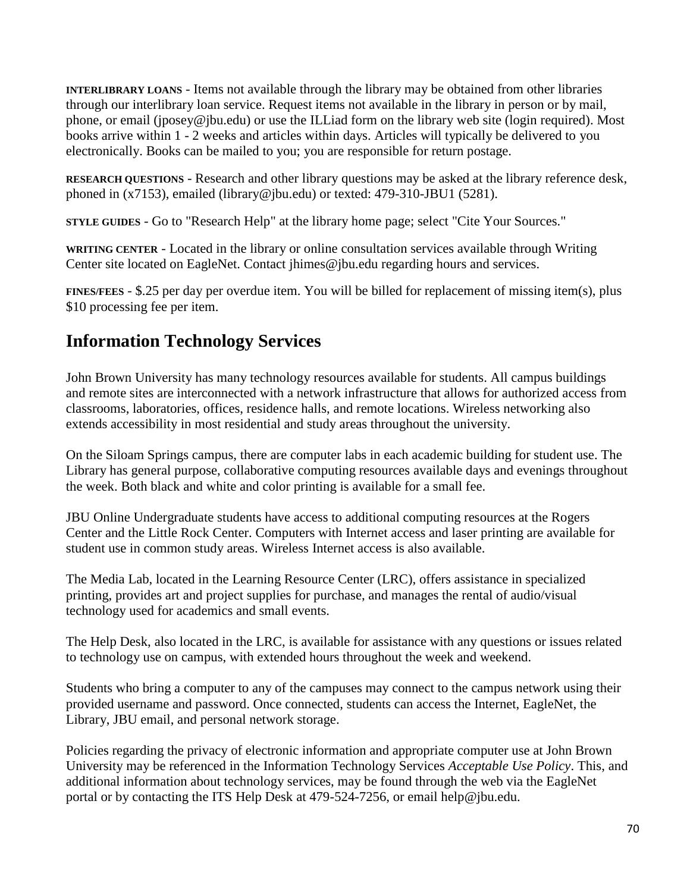**INTERLIBRARY LOANS** - Items not available through the library may be obtained from other libraries through our interlibrary loan service. Request items not available in the library in person or by mail, phone, or email (jposey@jbu.edu) or use the ILLiad form on the library web site (login required). Most books arrive within 1 - 2 weeks and articles within days. Articles will typically be delivered to you electronically. Books can be mailed to you; you are responsible for return postage.

**RESEARCH QUESTIONS** - Research and other library questions may be asked at the library reference desk, phoned in (x7153), emailed (library@jbu.edu) or texted: 479-310-JBU1 (5281).

**STYLE GUIDES** - Go to "Research Help" at the library home page; select "Cite Your Sources."

**WRITING CENTER** - Located in the library or online consultation services available through Writing Center site located on EagleNet. Contact jhimes@jbu.edu regarding hours and services.

**FINES/FEES** - $.25 per day per overdue item. You will be billed for replacement of missing item(s), plus $10 processing fee per item.

## Information Technology Services

John Brown University has many technology resources available for students. All campus buildings and remote sites are interconnected with a network infrastructure that allows for authorized access from classrooms, laboratories, offices, residence halls, and remote locations. Wireless networking also extends accessibility in most residential and study areas throughout the university.

On the Siloam Springs campus, there are computer labs in each academic building for student use. The Library has general purpose, collaborative computing resources available days and evenings throughout the week. Both black and white and color printing is available for a small fee.

JBU Online Undergraduate students have access to additional computing resources at the Rogers Center and the Little Rock Center. Computers with Internet access and laser printing are available for student use in common study areas. Wireless Internet access is also available.

The Media Lab, located in the Learning Resource Center (LRC), offers assistance in specialized printing, provides art and project supplies for purchase, and manages the rental of audio/visual technology used for academics and small events.

The Help Desk, also located in the LRC, is available for assistance with any questions or issues related to technology use on campus, with extended hours throughout the week and weekend.

Students who bring a computer to any of the campuses may connect to the campus network using their provided username and password. Once connected, students can access the Internet, EagleNet, the Library, JBU email, and personal network storage.

Policies regarding the privacy of electronic information and appropriate computer use at John Brown University may be referenced in the Information Technology Services *Acceptable Use Policy*. This, and additional information about technology services, may be found through the web via the EagleNet portal or by contacting the ITS Help Desk at 479-524-7256, or email help@jbu.edu.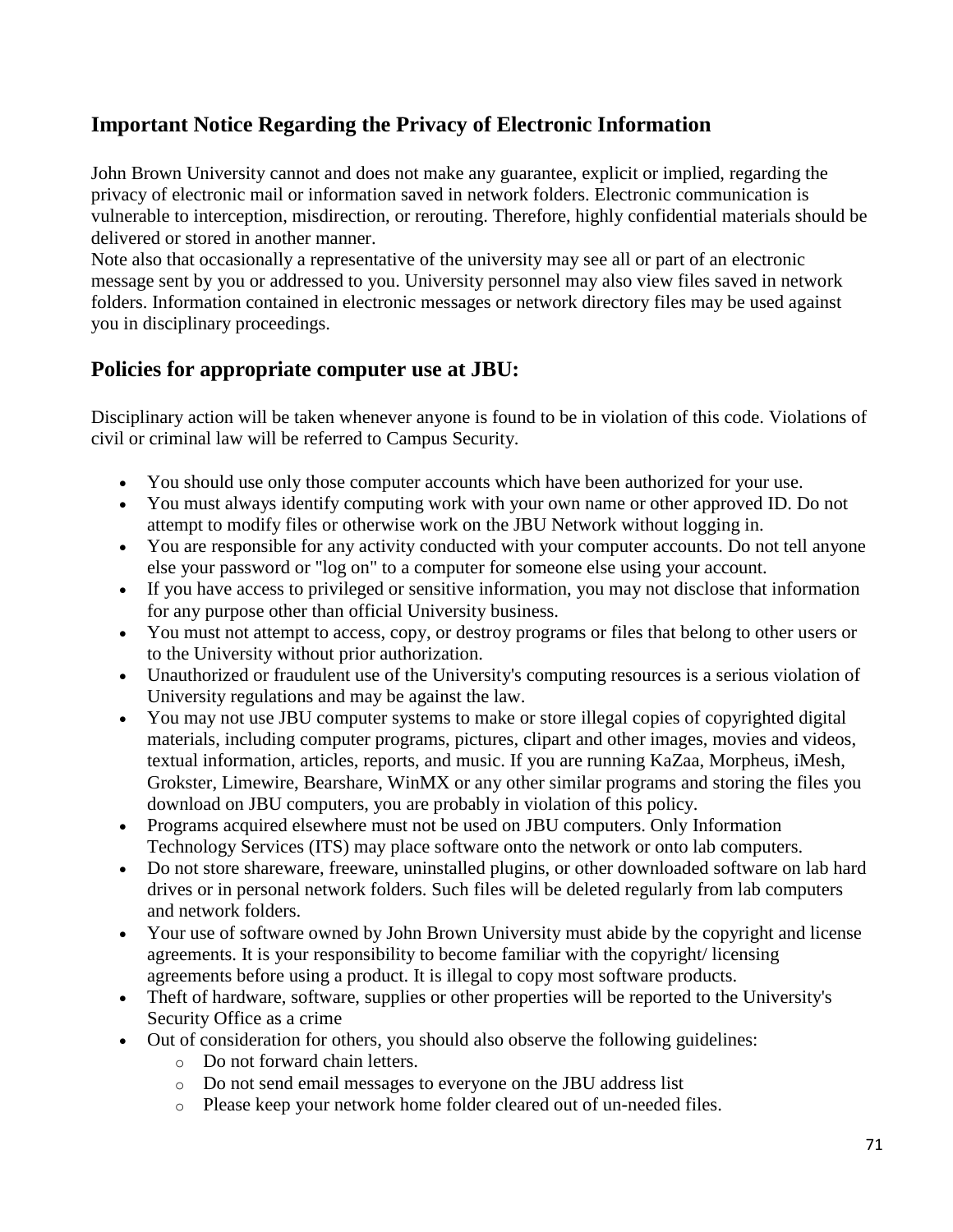## Important Notice Regarding the Privacy of Electronic Information

John Brown University cannot and does not make any guarantee, explicit or implied, regarding the privacy of electronic mail or information saved in network folders. Electronic communication is vulnerable to interception, misdirection, or rerouting. Therefore, highly confidential materials should be delivered or stored in another manner.

Note also that occasionally a representative of the university may see all or part of an electronic message sent by you or addressed to you. University personnel may also view files saved in network folders. Information contained in electronic messages or network directory files may be used against you in disciplinary proceedings.

## Policies for appropriate computer use at JBU:

Disciplinary action will be taken whenever anyone is found to be in violation of this code. Violations of civil or criminal law will be referred to Campus Security.

- You should use only those computer accounts which have been authorized for your use.
- You must always identify computing work with your own name or other approved ID. Do not attempt to modify files or otherwise work on the JBU Network without logging in.
- You are responsible for any activity conducted with your computer accounts. Do not tell anyone else your password or "log on" to a computer for someone else using your account.
- If you have access to privileged or sensitive information, you may not disclose that information for any purpose other than official University business.
- You must not attempt to access, copy, or destroy programs or files that belong to other users or to the University without prior authorization.
- Unauthorized or fraudulent use of the University's computing resources is a serious violation of University regulations and may be against the law.
- You may not use JBU computer systems to make or store illegal copies of copyrighted digital materials, including computer programs, pictures, clipart and other images, movies and videos, textual information, articles, reports, and music. If you are running KaZaa, Morpheus, iMesh, Grokster, Limewire, Bearshare, WinMX or any other similar programs and storing the files you download on JBU computers, you are probably in violation of this policy.
- Programs acquired elsewhere must not be used on JBU computers. Only Information Technology Services (ITS) may place software onto the network or onto lab computers.
- Do not store shareware, freeware, uninstalled plugins, or other downloaded software on lab hard drives or in personal network folders. Such files will be deleted regularly from lab computers and network folders.
- Your use of software owned by John Brown University must abide by the copyright and license agreements. It is your responsibility to become familiar with the copyright/ licensing agreements before using a product. It is illegal to copy most software products.
- Theft of hardware, software, supplies or other properties will be reported to the University's Security Office as a crime
- Out of consideration for others, you should also observe the following guidelines:
  - Do not forward chain letters.
  - Do not send email messages to everyone on the JBU address list
  - Please keep your network home folder cleared out of un-needed files.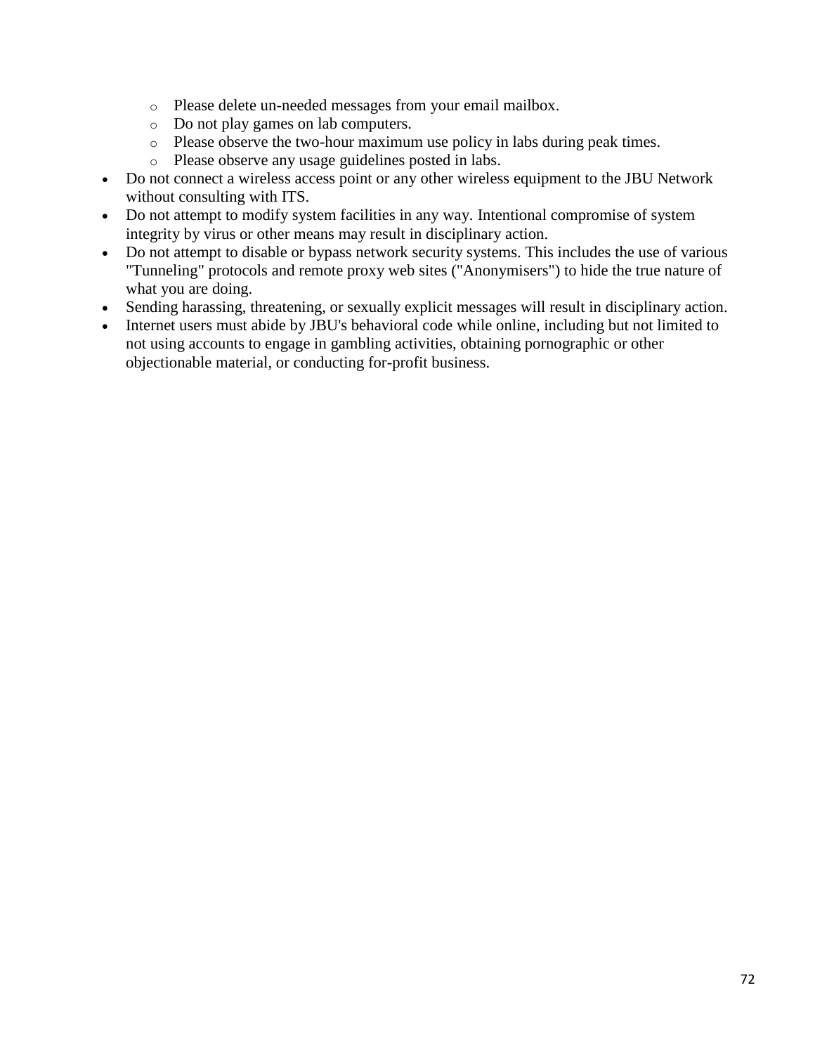- Please delete un-needed messages from your email mailbox.
    - Do not play games on lab computers.
    - Please observe the two-hour maximum use policy in labs during peak times.
    - Please observe any usage guidelines posted in labs.
- Do not connect a wireless access point or any other wireless equipment to the JBU Network without consulting with ITS.
- Do not attempt to modify system facilities in any way. Intentional compromise of system integrity by virus or other means may result in disciplinary action.
- Do not attempt to disable or bypass network security systems. This includes the use of various "Tunneling" protocols and remote proxy web sites ("Anonymisers") to hide the true nature of what you are doing.
- Sending harassing, threatening, or sexually explicit messages will result in disciplinary action.
- Internet users must abide by JBU's behavioral code while online, including but not limited to not using accounts to engage in gambling activities, obtaining pornographic or other objectionable material, or conducting for-profit business.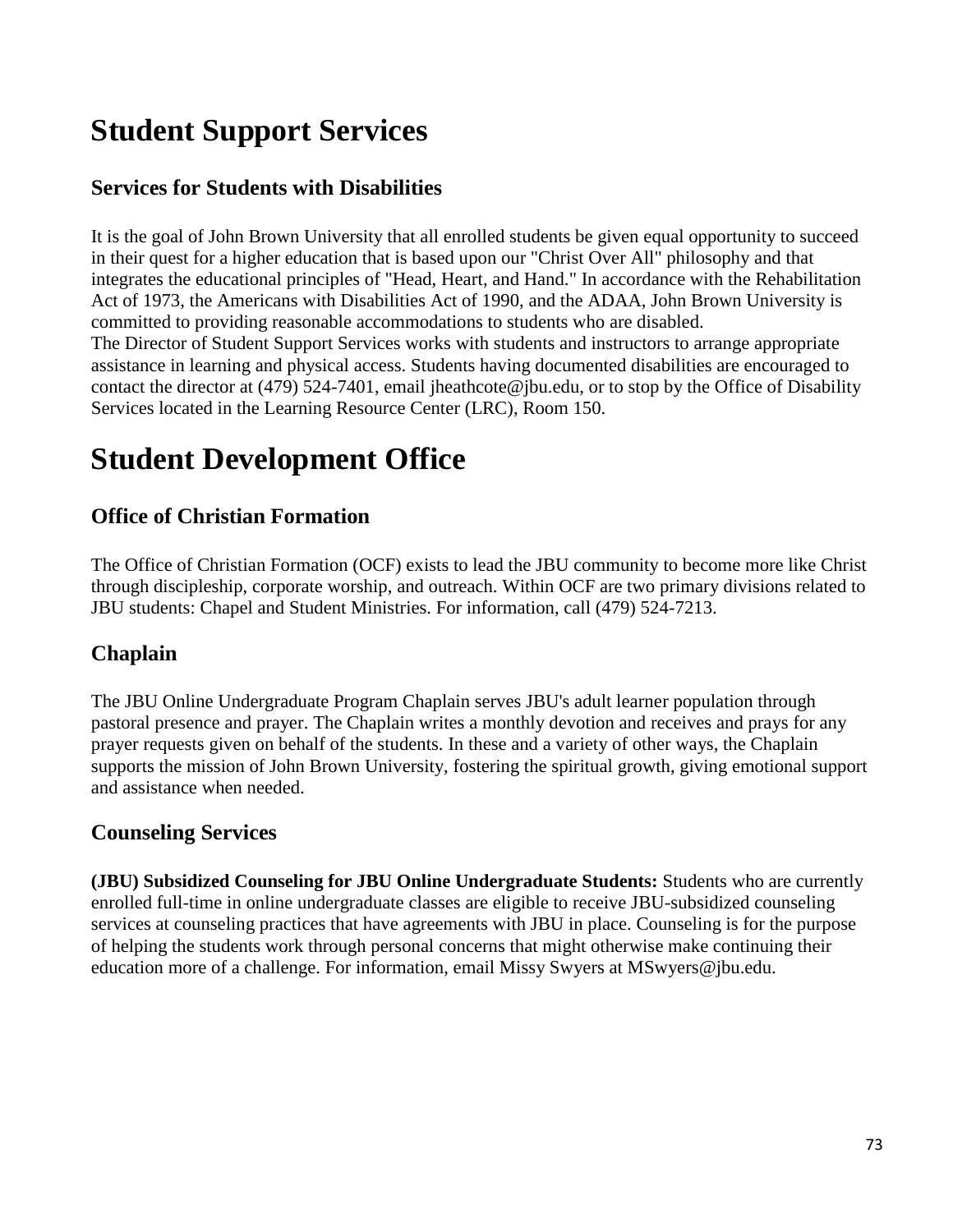# Student Support Services

## Services for Students with Disabilities

It is the goal of John Brown University that all enrolled students be given equal opportunity to succeed in their quest for a higher education that is based upon our "Christ Over All" philosophy and that integrates the educational principles of "Head, Heart, and Hand." In accordance with the Rehabilitation Act of 1973, the Americans with Disabilities Act of 1990, and the ADAA, John Brown University is committed to providing reasonable accommodations to students who are disabled.
The Director of Student Support Services works with students and instructors to arrange appropriate assistance in learning and physical access. Students having documented disabilities are encouraged to contact the director at (479) 524-7401, email jheathcote@jbu.edu, or to stop by the Office of Disability Services located in the Learning Resource Center (LRC), Room 150.

# Student Development Office

## Office of Christian Formation

The Office of Christian Formation (OCF) exists to lead the JBU community to become more like Christ through discipleship, corporate worship, and outreach. Within OCF are two primary divisions related to JBU students: Chapel and Student Ministries. For information, call (479) 524-7213.

## Chaplain

The JBU Online Undergraduate Program Chaplain serves JBU's adult learner population through pastoral presence and prayer. The Chaplain writes a monthly devotion and receives and prays for any prayer requests given on behalf of the students. In these and a variety of other ways, the Chaplain supports the mission of John Brown University, fostering the spiritual growth, giving emotional support and assistance when needed.

## Counseling Services

**(JBU) Subsidized Counseling for JBU Online Undergraduate Students:** Students who are currently enrolled full-time in online undergraduate classes are eligible to receive JBU-subsidized counseling services at counseling practices that have agreements with JBU in place. Counseling is for the purpose of helping the students work through personal concerns that might otherwise make continuing their education more of a challenge. For information, email Missy Swyers at MSwyers@jbu.edu.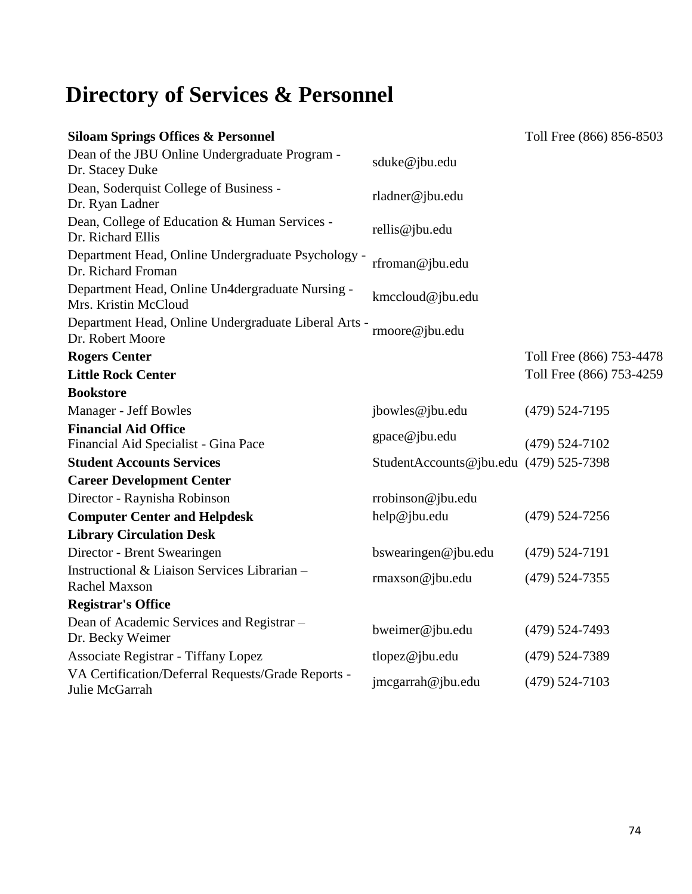# Directory of Services & Personnel

| | | |
|---|---|---|
| **Siloam Springs Offices & Personnel** | | Toll Free (866) 856-8503 |
| Dean of the JBU Online Undergraduate Program - Dr. Stacey Duke | sduke@jbu.edu | |
| Dean, Soderquist College of Business - Dr. Ryan Ladner | rladner@jbu.edu | |
| Dean, College of Education & Human Services - Dr. Richard Ellis | rellis@jbu.edu | |
| Department Head, Online Undergraduate Psychology - Dr. Richard Froman | rfroman@jbu.edu | |
| Department Head, Online Un4dergraduate Nursing - Mrs. Kristin McCloud | kmccloud@jbu.edu | |
| Department Head, Online Undergraduate Liberal Arts - Dr. Robert Moore | rmoore@jbu.edu | |
| **Rogers Center** | | Toll Free (866) 753-4478 |
| **Little Rock Center** | | Toll Free (866) 753-4259 |
| **Bookstore** | | |
| Manager - Jeff Bowles | jbowles@jbu.edu | (479) 524-7195 |
| **Financial Aid Office** Financial Aid Specialist - Gina Pace | gpace@jbu.edu | (479) 524-7102 |
| **Student Accounts Services** | StudentAccounts@jbu.edu | (479) 525-7398 |
| **Career Development Center** | | |
| Director - Raynisha Robinson | rrobinson@jbu.edu | |
| **Computer Center and Helpdesk** | help@jbu.edu | (479) 524-7256 |
| **Library Circulation Desk** | | |
| Director - Brent Swearingen | bswearingen@jbu.edu | (479) 524-7191 |
| Instructional & Liaison Services Librarian – Rachel Maxson | rmaxson@jbu.edu | (479) 524-7355 |
| **Registrar's Office** | | |
| Dean of Academic Services and Registrar – Dr. Becky Weimer | bweimer@jbu.edu | (479) 524-7493 |
| Associate Registrar - Tiffany Lopez | tlopez@jbu.edu | (479) 524-7389 |
| VA Certification/Deferral Requests/Grade Reports - Julie McGarrah | jmcgarrah@jbu.edu | (479) 524-7103 |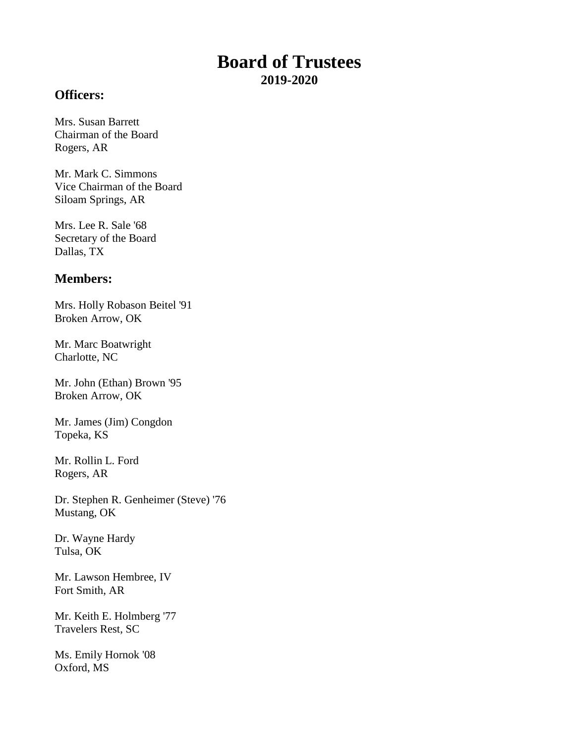# Board of Trustees

**2019-2020**

## Officers:

Mrs. Susan Barrett
Chairman of the Board
Rogers, AR

Mr. Mark C. Simmons
Vice Chairman of the Board
Siloam Springs, AR

Mrs. Lee R. Sale '68
Secretary of the Board
Dallas, TX

## Members:

Mrs. Holly Robason Beitel '91
Broken Arrow, OK

Mr. Marc Boatwright
Charlotte, NC

Mr. John (Ethan) Brown '95
Broken Arrow, OK

Mr. James (Jim) Congdon
Topeka, KS

Mr. Rollin L. Ford
Rogers, AR

Dr. Stephen R. Genheimer (Steve) '76
Mustang, OK

Dr. Wayne Hardy
Tulsa, OK

Mr. Lawson Hembree, IV
Fort Smith, AR

Mr. Keith E. Holmberg '77
Travelers Rest, SC

Ms. Emily Hornok '08
Oxford, MS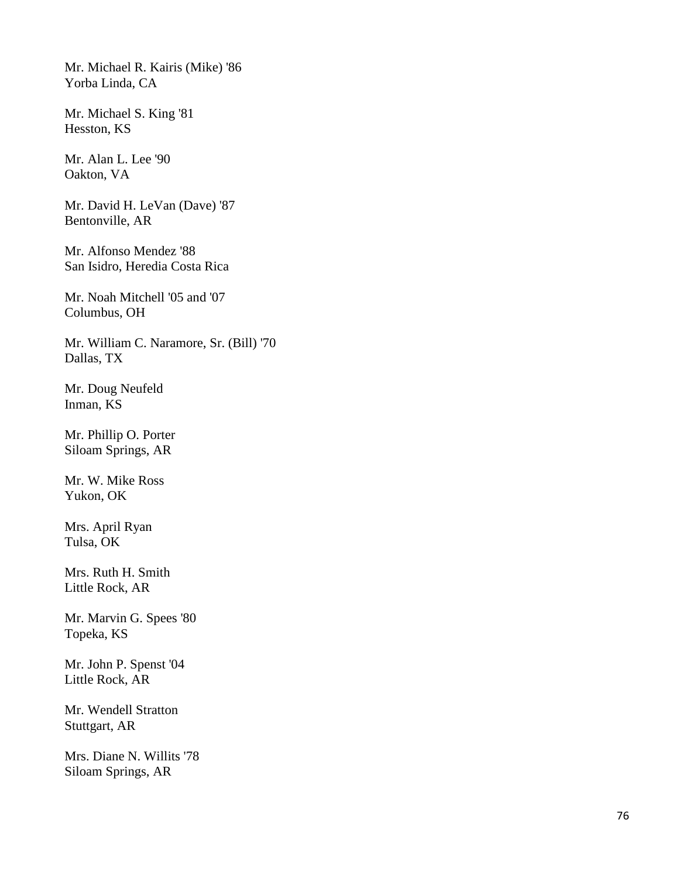Mr. Michael R. Kairis (Mike) '86
Yorba Linda, CA

Mr. Michael S. King '81
Hesston, KS

Mr. Alan L. Lee '90
Oakton, VA

Mr. David H. LeVan (Dave) '87
Bentonville, AR

Mr. Alfonso Mendez '88
San Isidro, Heredia Costa Rica

Mr. Noah Mitchell '05 and '07
Columbus, OH

Mr. William C. Naramore, Sr. (Bill) '70
Dallas, TX

Mr. Doug Neufeld
Inman, KS

Mr. Phillip O. Porter
Siloam Springs, AR

Mr. W. Mike Ross
Yukon, OK

Mrs. April Ryan
Tulsa, OK

Mrs. Ruth H. Smith
Little Rock, AR

Mr. Marvin G. Spees '80
Topeka, KS

Mr. John P. Spenst '04
Little Rock, AR

Mr. Wendell Stratton
Stuttgart, AR

Mrs. Diane N. Willits '78
Siloam Springs, AR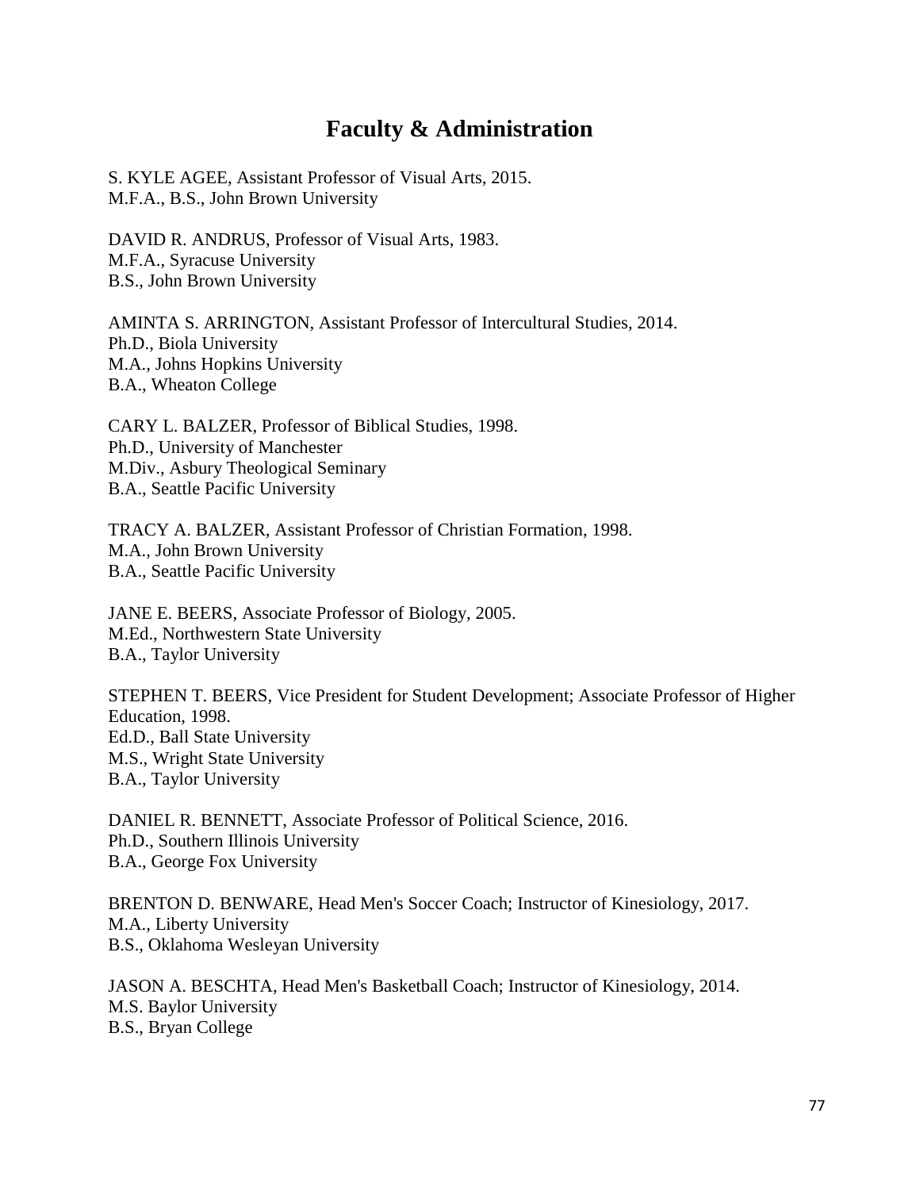# Faculty & Administration

S. KYLE AGEE, Assistant Professor of Visual Arts, 2015.
M.F.A., B.S., John Brown University

DAVID R. ANDRUS, Professor of Visual Arts, 1983.
M.F.A., Syracuse University
B.S., John Brown University

AMINTA S. ARRINGTON, Assistant Professor of Intercultural Studies, 2014.
Ph.D., Biola University
M.A., Johns Hopkins University
B.A., Wheaton College

CARY L. BALZER, Professor of Biblical Studies, 1998.
Ph.D., University of Manchester
M.Div., Asbury Theological Seminary
B.A., Seattle Pacific University

TRACY A. BALZER, Assistant Professor of Christian Formation, 1998.
M.A., John Brown University
B.A., Seattle Pacific University

JANE E. BEERS, Associate Professor of Biology, 2005.
M.Ed., Northwestern State University
B.A., Taylor University

STEPHEN T. BEERS, Vice President for Student Development; Associate Professor of Higher Education, 1998.
Ed.D., Ball State University
M.S., Wright State University
B.A., Taylor University

DANIEL R. BENNETT, Associate Professor of Political Science, 2016.
Ph.D., Southern Illinois University
B.A., George Fox University

BRENTON D. BENWARE, Head Men's Soccer Coach; Instructor of Kinesiology, 2017.
M.A., Liberty University
B.S., Oklahoma Wesleyan University

JASON A. BESCHTA, Head Men's Basketball Coach; Instructor of Kinesiology, 2014.
M.S. Baylor University
B.S., Bryan College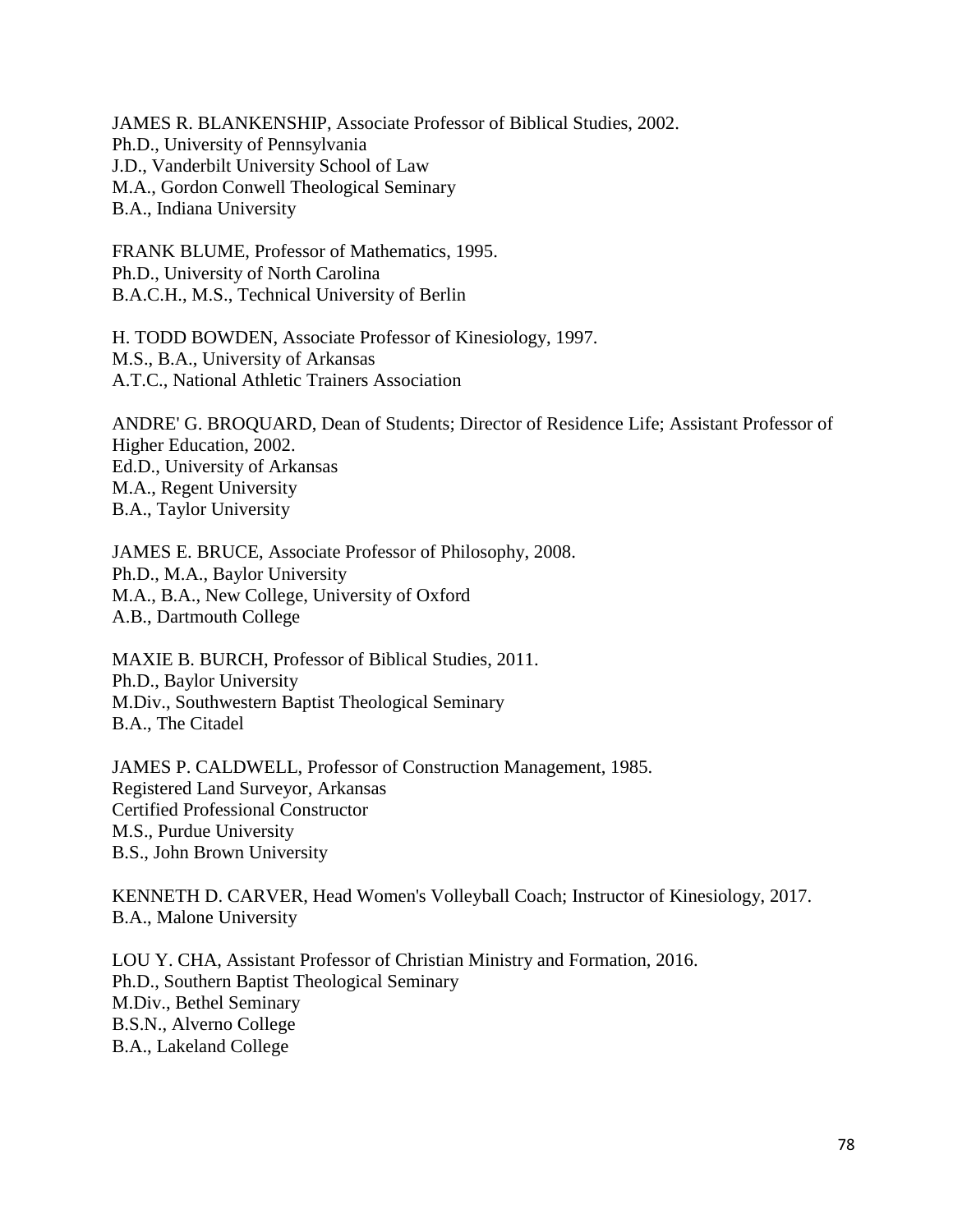JAMES R. BLANKENSHIP, Associate Professor of Biblical Studies, 2002.
Ph.D., University of Pennsylvania
J.D., Vanderbilt University School of Law
M.A., Gordon Conwell Theological Seminary
B.A., Indiana University

FRANK BLUME, Professor of Mathematics, 1995.
Ph.D., University of North Carolina
B.A.C.H., M.S., Technical University of Berlin

H. TODD BOWDEN, Associate Professor of Kinesiology, 1997.
M.S., B.A., University of Arkansas
A.T.C., National Athletic Trainers Association

ANDRE' G. BROQUARD, Dean of Students; Director of Residence Life; Assistant Professor of Higher Education, 2002.
Ed.D., University of Arkansas
M.A., Regent University
B.A., Taylor University

JAMES E. BRUCE, Associate Professor of Philosophy, 2008.
Ph.D., M.A., Baylor University
M.A., B.A., New College, University of Oxford
A.B., Dartmouth College

MAXIE B. BURCH, Professor of Biblical Studies, 2011.
Ph.D., Baylor University
M.Div., Southwestern Baptist Theological Seminary
B.A., The Citadel

JAMES P. CALDWELL, Professor of Construction Management, 1985.
Registered Land Surveyor, Arkansas
Certified Professional Constructor
M.S., Purdue University
B.S., John Brown University

KENNETH D. CARVER, Head Women's Volleyball Coach; Instructor of Kinesiology, 2017.
B.A., Malone University

LOU Y. CHA, Assistant Professor of Christian Ministry and Formation, 2016.
Ph.D., Southern Baptist Theological Seminary
M.Div., Bethel Seminary
B.S.N., Alverno College
B.A., Lakeland College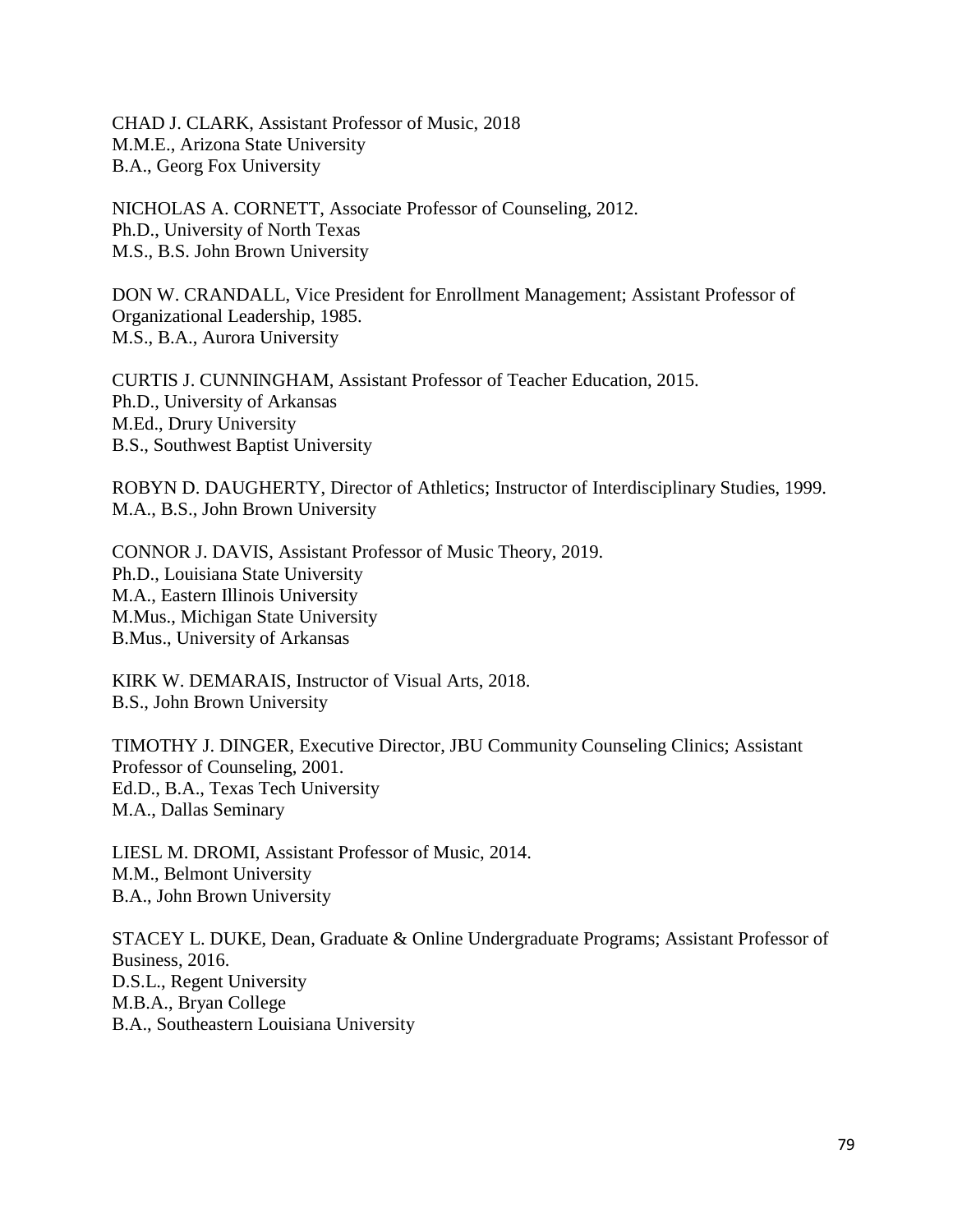CHAD J. CLARK, Assistant Professor of Music, 2018
M.M.E., Arizona State University
B.A., Georg Fox University

NICHOLAS A. CORNETT, Associate Professor of Counseling, 2012.
Ph.D., University of North Texas
M.S., B.S. John Brown University

DON W. CRANDALL, Vice President for Enrollment Management; Assistant Professor of Organizational Leadership, 1985.
M.S., B.A., Aurora University

CURTIS J. CUNNINGHAM, Assistant Professor of Teacher Education, 2015.
Ph.D., University of Arkansas
M.Ed., Drury University
B.S., Southwest Baptist University

ROBYN D. DAUGHERTY, Director of Athletics; Instructor of Interdisciplinary Studies, 1999.
M.A., B.S., John Brown University

CONNOR J. DAVIS, Assistant Professor of Music Theory, 2019.
Ph.D., Louisiana State University
M.A., Eastern Illinois University
M.Mus., Michigan State University
B.Mus., University of Arkansas

KIRK W. DEMARAIS, Instructor of Visual Arts, 2018.
B.S., John Brown University

TIMOTHY J. DINGER, Executive Director, JBU Community Counseling Clinics; Assistant Professor of Counseling, 2001.
Ed.D., B.A., Texas Tech University
M.A., Dallas Seminary

LIESL M. DROMI, Assistant Professor of Music, 2014.
M.M., Belmont University
B.A., John Brown University

STACEY L. DUKE, Dean, Graduate & Online Undergraduate Programs; Assistant Professor of Business, 2016.
D.S.L., Regent University
M.B.A., Bryan College
B.A., Southeastern Louisiana University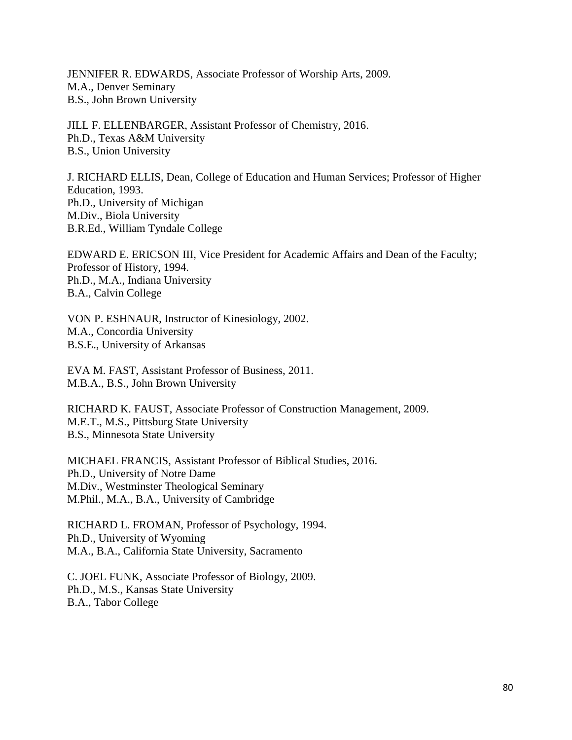JENNIFER R. EDWARDS, Associate Professor of Worship Arts, 2009.
M.A., Denver Seminary
B.S., John Brown University

JILL F. ELLENBARGER, Assistant Professor of Chemistry, 2016.
Ph.D., Texas A&M University
B.S., Union University

J. RICHARD ELLIS, Dean, College of Education and Human Services; Professor of Higher Education, 1993.
Ph.D., University of Michigan
M.Div., Biola University
B.R.Ed., William Tyndale College

EDWARD E. ERICSON III, Vice President for Academic Affairs and Dean of the Faculty; Professor of History, 1994.
Ph.D., M.A., Indiana University
B.A., Calvin College

VON P. ESHNAUR, Instructor of Kinesiology, 2002.
M.A., Concordia University
B.S.E., University of Arkansas

EVA M. FAST, Assistant Professor of Business, 2011.
M.B.A., B.S., John Brown University

RICHARD K. FAUST, Associate Professor of Construction Management, 2009.
M.E.T., M.S., Pittsburg State University
B.S., Minnesota State University

MICHAEL FRANCIS, Assistant Professor of Biblical Studies, 2016.
Ph.D., University of Notre Dame
M.Div., Westminster Theological Seminary
M.Phil., M.A., B.A., University of Cambridge

RICHARD L. FROMAN, Professor of Psychology, 1994.
Ph.D., University of Wyoming
M.A., B.A., California State University, Sacramento

C. JOEL FUNK, Associate Professor of Biology, 2009.
Ph.D., M.S., Kansas State University
B.A., Tabor College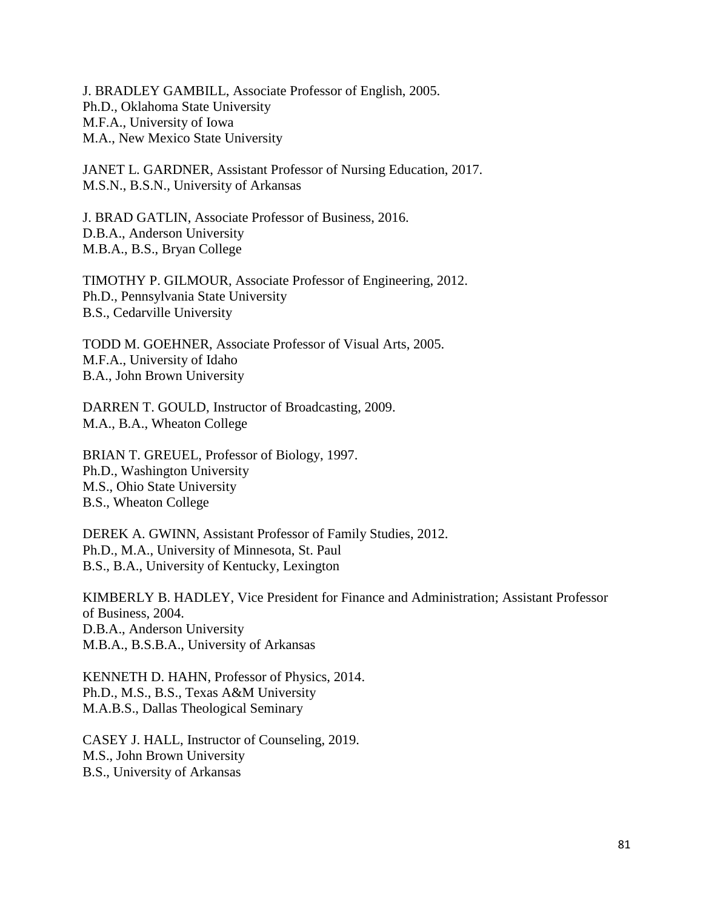J. BRADLEY GAMBILL, Associate Professor of English, 2005.
Ph.D., Oklahoma State University
M.F.A., University of Iowa
M.A., New Mexico State University

JANET L. GARDNER, Assistant Professor of Nursing Education, 2017.
M.S.N., B.S.N., University of Arkansas

J. BRAD GATLIN, Associate Professor of Business, 2016.
D.B.A., Anderson University
M.B.A., B.S., Bryan College

TIMOTHY P. GILMOUR, Associate Professor of Engineering, 2012.
Ph.D., Pennsylvania State University
B.S., Cedarville University

TODD M. GOEHNER, Associate Professor of Visual Arts, 2005.
M.F.A., University of Idaho
B.A., John Brown University

DARREN T. GOULD, Instructor of Broadcasting, 2009.
M.A., B.A., Wheaton College

BRIAN T. GREUEL, Professor of Biology, 1997.
Ph.D., Washington University
M.S., Ohio State University
B.S., Wheaton College

DEREK A. GWINN, Assistant Professor of Family Studies, 2012.
Ph.D., M.A., University of Minnesota, St. Paul
B.S., B.A., University of Kentucky, Lexington

KIMBERLY B. HADLEY, Vice President for Finance and Administration; Assistant Professor of Business, 2004.
D.B.A., Anderson University
M.B.A., B.S.B.A., University of Arkansas

KENNETH D. HAHN, Professor of Physics, 2014.
Ph.D., M.S., B.S., Texas A&M University
M.A.B.S., Dallas Theological Seminary

CASEY J. HALL, Instructor of Counseling, 2019.
M.S., John Brown University
B.S., University of Arkansas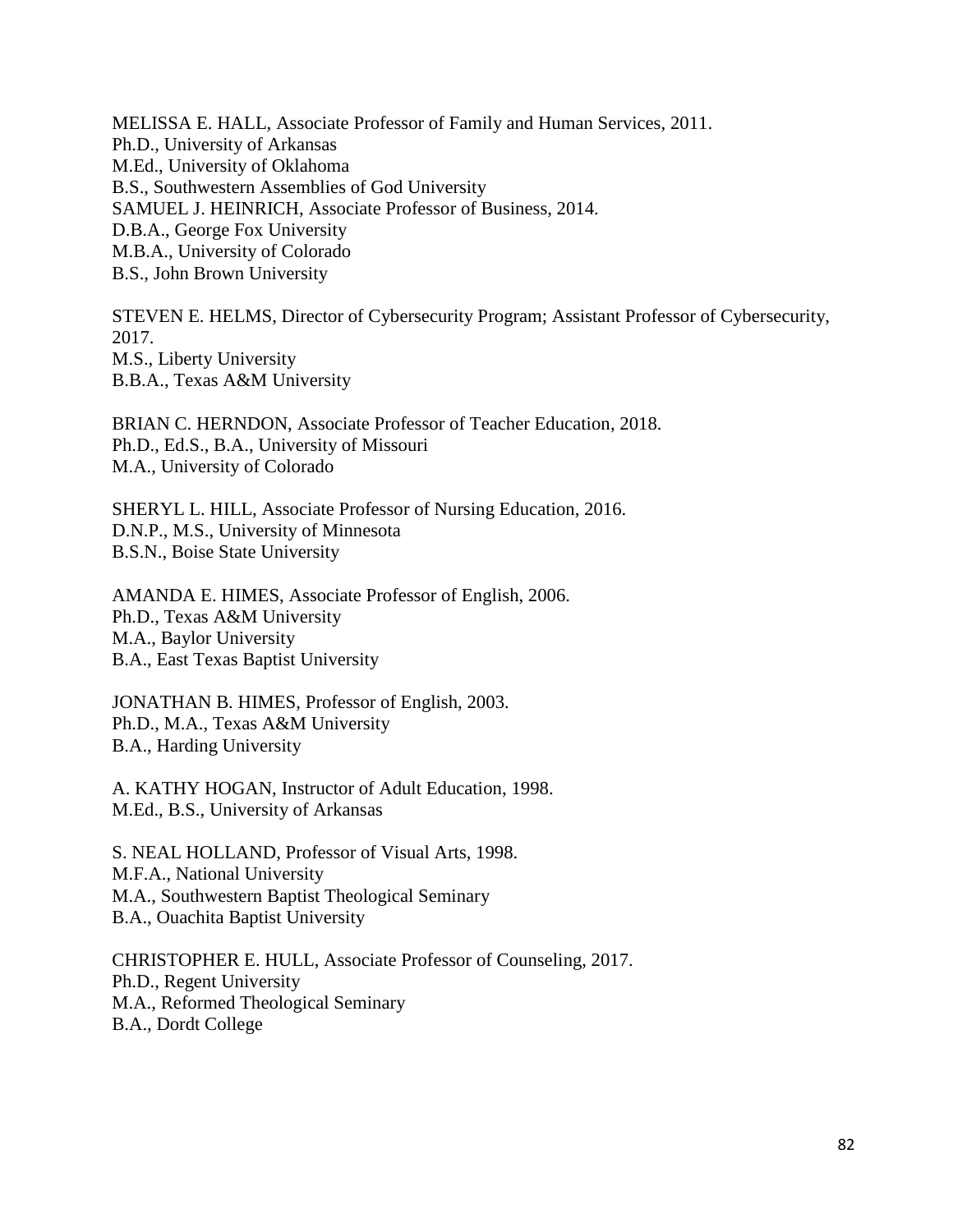MELISSA E. HALL, Associate Professor of Family and Human Services, 2011.
Ph.D., University of Arkansas
M.Ed., University of Oklahoma
B.S., Southwestern Assemblies of God University

SAMUEL J. HEINRICH, Associate Professor of Business, 2014.
D.B.A., George Fox University
M.B.A., University of Colorado
B.S., John Brown University

STEVEN E. HELMS, Director of Cybersecurity Program; Assistant Professor of Cybersecurity, 2017.
M.S., Liberty University
B.B.A., Texas A&M University

BRIAN C. HERNDON, Associate Professor of Teacher Education, 2018.
Ph.D., Ed.S., B.A., University of Missouri
M.A., University of Colorado

SHERYL L. HILL, Associate Professor of Nursing Education, 2016.
D.N.P., M.S., University of Minnesota
B.S.N., Boise State University

AMANDA E. HIMES, Associate Professor of English, 2006.
Ph.D., Texas A&M University
M.A., Baylor University
B.A., East Texas Baptist University

JONATHAN B. HIMES, Professor of English, 2003.
Ph.D., M.A., Texas A&M University
B.A., Harding University

A. KATHY HOGAN, Instructor of Adult Education, 1998.
M.Ed., B.S., University of Arkansas

S. NEAL HOLLAND, Professor of Visual Arts, 1998.
M.F.A., National University
M.A., Southwestern Baptist Theological Seminary
B.A., Ouachita Baptist University

CHRISTOPHER E. HULL, Associate Professor of Counseling, 2017.
Ph.D., Regent University
M.A., Reformed Theological Seminary
B.A., Dordt College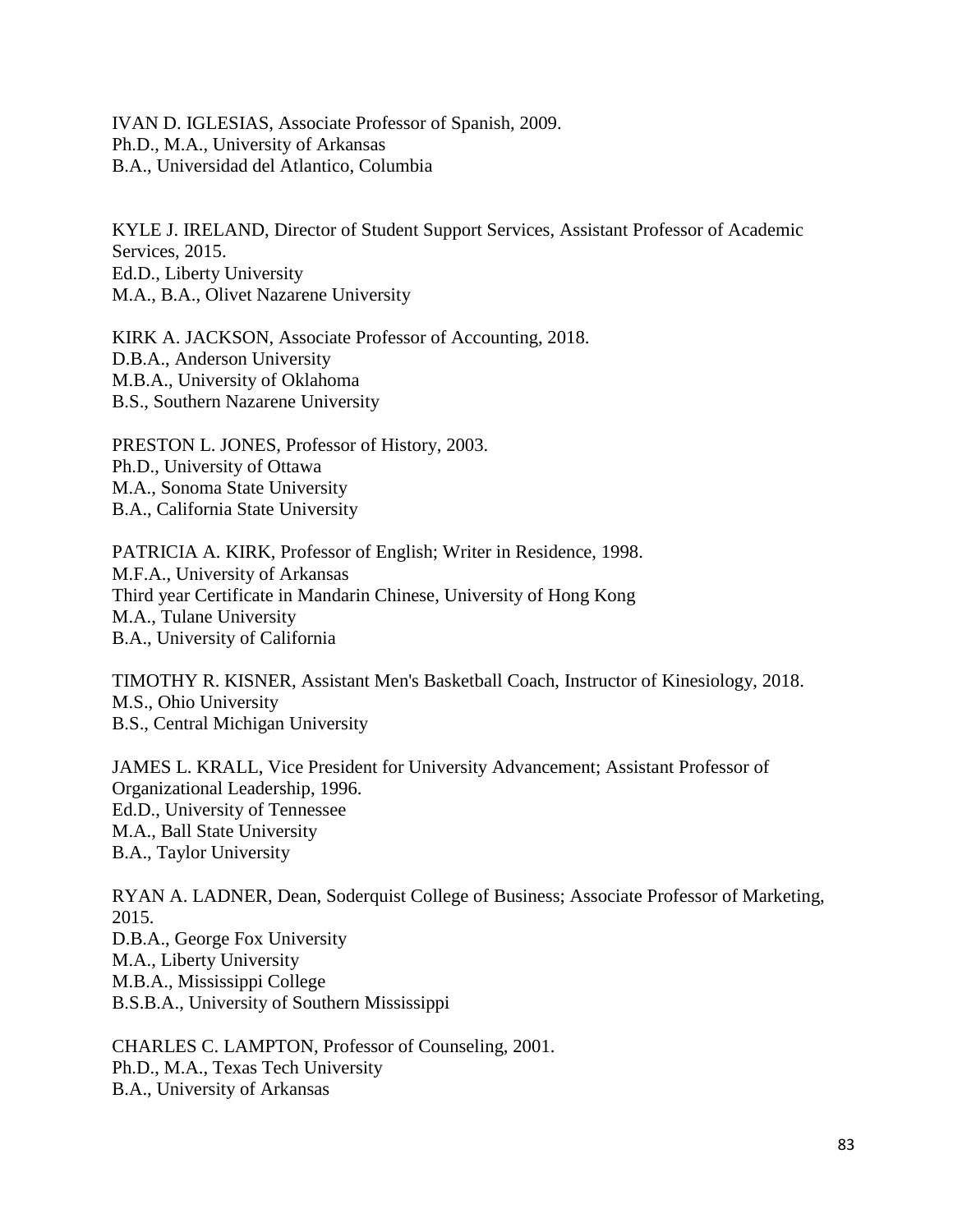IVAN D. IGLESIAS, Associate Professor of Spanish, 2009.
Ph.D., M.A., University of Arkansas
B.A., Universidad del Atlantico, Columbia

KYLE J. IRELAND, Director of Student Support Services, Assistant Professor of Academic Services, 2015.
Ed.D., Liberty University
M.A., B.A., Olivet Nazarene University

KIRK A. JACKSON, Associate Professor of Accounting, 2018.
D.B.A., Anderson University
M.B.A., University of Oklahoma
B.S., Southern Nazarene University

PRESTON L. JONES, Professor of History, 2003.
Ph.D., University of Ottawa
M.A., Sonoma State University
B.A., California State University

PATRICIA A. KIRK, Professor of English; Writer in Residence, 1998.
M.F.A., University of Arkansas
Third year Certificate in Mandarin Chinese, University of Hong Kong
M.A., Tulane University
B.A., University of California

TIMOTHY R. KISNER, Assistant Men's Basketball Coach, Instructor of Kinesiology, 2018.
M.S., Ohio University
B.S., Central Michigan University

JAMES L. KRALL, Vice President for University Advancement; Assistant Professor of Organizational Leadership, 1996.
Ed.D., University of Tennessee
M.A., Ball State University
B.A., Taylor University

RYAN A. LADNER, Dean, Soderquist College of Business; Associate Professor of Marketing, 2015.
D.B.A., George Fox University
M.A., Liberty University
M.B.A., Mississippi College
B.S.B.A., University of Southern Mississippi

CHARLES C. LAMPTON, Professor of Counseling, 2001.
Ph.D., M.A., Texas Tech University
B.A., University of Arkansas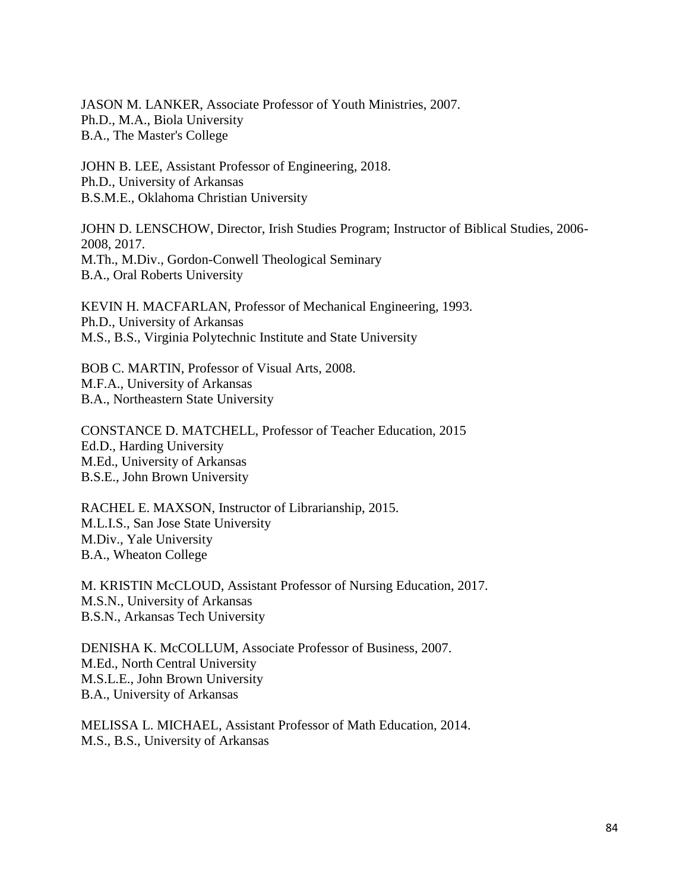JASON M. LANKER, Associate Professor of Youth Ministries, 2007.
Ph.D., M.A., Biola University
B.A., The Master's College

JOHN B. LEE, Assistant Professor of Engineering, 2018.
Ph.D., University of Arkansas
B.S.M.E., Oklahoma Christian University

JOHN D. LENSCHOW, Director, Irish Studies Program; Instructor of Biblical Studies, 2006-2008, 2017.
M.Th., M.Div., Gordon-Conwell Theological Seminary
B.A., Oral Roberts University

KEVIN H. MACFARLAN, Professor of Mechanical Engineering, 1993.
Ph.D., University of Arkansas
M.S., B.S., Virginia Polytechnic Institute and State University

BOB C. MARTIN, Professor of Visual Arts, 2008.
M.F.A., University of Arkansas
B.A., Northeastern State University

CONSTANCE D. MATCHELL, Professor of Teacher Education, 2015
Ed.D., Harding University
M.Ed., University of Arkansas
B.S.E., John Brown University

RACHEL E. MAXSON, Instructor of Librarianship, 2015.
M.L.I.S., San Jose State University
M.Div., Yale University
B.A., Wheaton College

M. KRISTIN McCLOUD, Assistant Professor of Nursing Education, 2017.
M.S.N., University of Arkansas
B.S.N., Arkansas Tech University

DENISHA K. McCOLLUM, Associate Professor of Business, 2007.
M.Ed., North Central University
M.S.L.E., John Brown University
B.A., University of Arkansas

MELISSA L. MICHAEL, Assistant Professor of Math Education, 2014.
M.S., B.S., University of Arkansas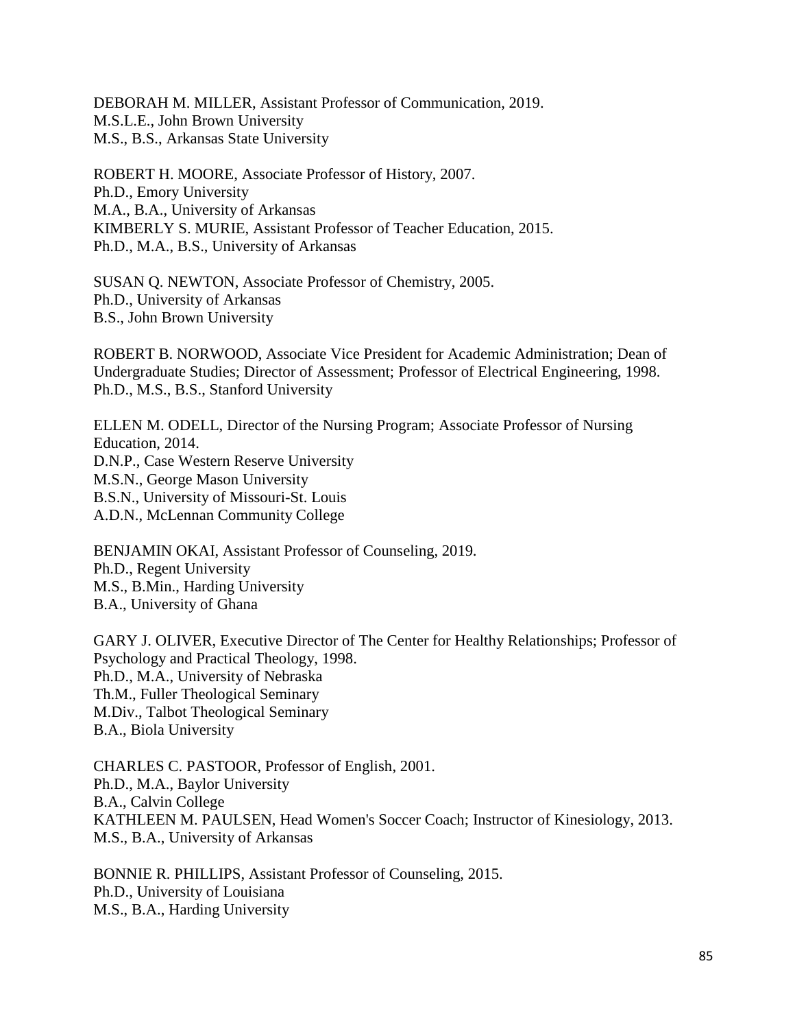DEBORAH M. MILLER, Assistant Professor of Communication, 2019.
M.S.L.E., John Brown University
M.S., B.S., Arkansas State University

ROBERT H. MOORE, Associate Professor of History, 2007.
Ph.D., Emory University
M.A., B.A., University of Arkansas
KIMBERLY S. MURIE, Assistant Professor of Teacher Education, 2015.
Ph.D., M.A., B.S., University of Arkansas

SUSAN Q. NEWTON, Associate Professor of Chemistry, 2005.
Ph.D., University of Arkansas
B.S., John Brown University

ROBERT B. NORWOOD, Associate Vice President for Academic Administration; Dean of Undergraduate Studies; Director of Assessment; Professor of Electrical Engineering, 1998.
Ph.D., M.S., B.S., Stanford University

ELLEN M. ODELL, Director of the Nursing Program; Associate Professor of Nursing Education, 2014.
D.N.P., Case Western Reserve University
M.S.N., George Mason University
B.S.N., University of Missouri-St. Louis
A.D.N., McLennan Community College

BENJAMIN OKAI, Assistant Professor of Counseling, 2019.
Ph.D., Regent University
M.S., B.Min., Harding University
B.A., University of Ghana

GARY J. OLIVER, Executive Director of The Center for Healthy Relationships; Professor of Psychology and Practical Theology, 1998.
Ph.D., M.A., University of Nebraska
Th.M., Fuller Theological Seminary
M.Div., Talbot Theological Seminary
B.A., Biola University

CHARLES C. PASTOOR, Professor of English, 2001.
Ph.D., M.A., Baylor University
B.A., Calvin College
KATHLEEN M. PAULSEN, Head Women's Soccer Coach; Instructor of Kinesiology, 2013.
M.S., B.A., University of Arkansas

BONNIE R. PHILLIPS, Assistant Professor of Counseling, 2015.
Ph.D., University of Louisiana
M.S., B.A., Harding University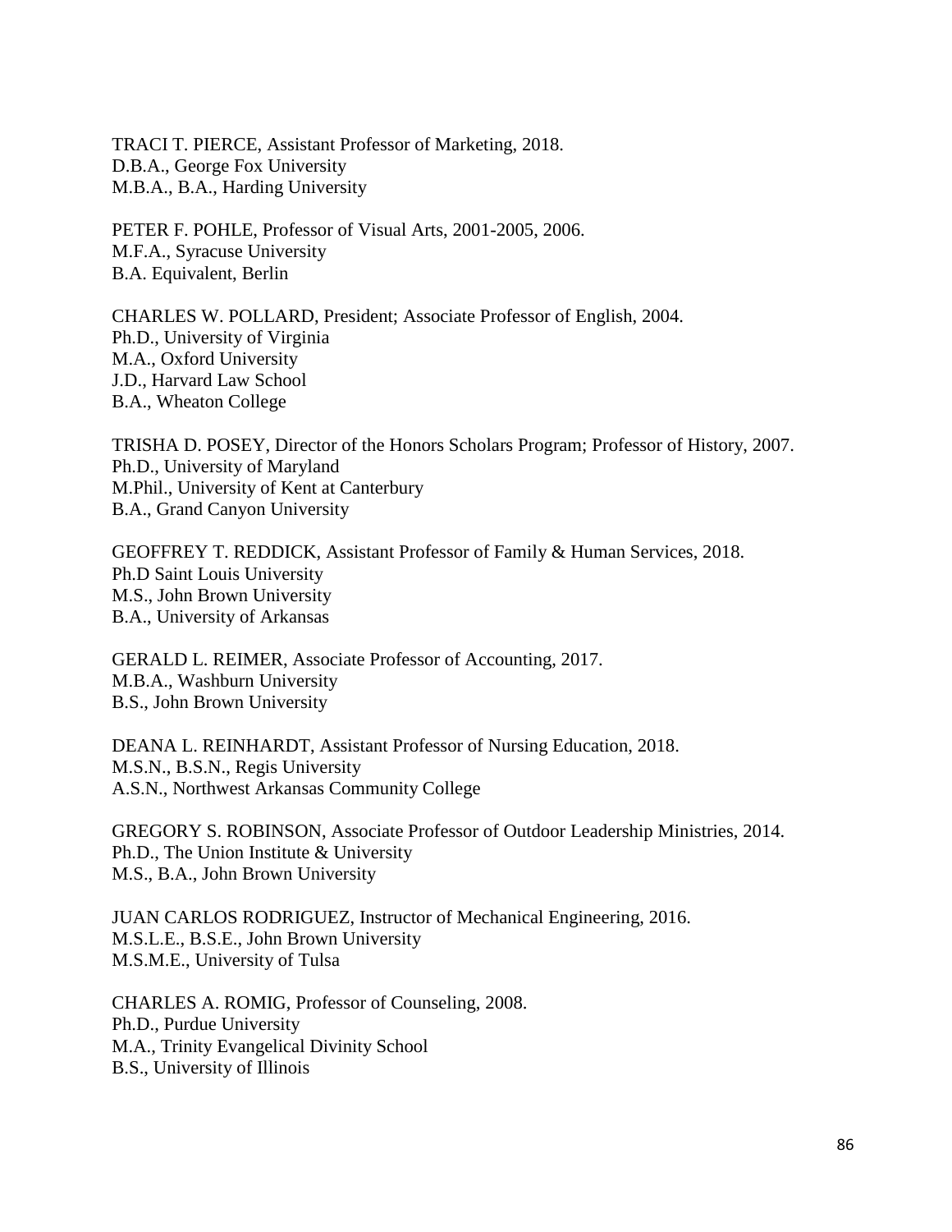TRACI T. PIERCE, Assistant Professor of Marketing, 2018.
D.B.A., George Fox University
M.B.A., B.A., Harding University

PETER F. POHLE, Professor of Visual Arts, 2001-2005, 2006.
M.F.A., Syracuse University
B.A. Equivalent, Berlin

CHARLES W. POLLARD, President; Associate Professor of English, 2004.
Ph.D., University of Virginia
M.A., Oxford University
J.D., Harvard Law School
B.A., Wheaton College

TRISHA D. POSEY, Director of the Honors Scholars Program; Professor of History, 2007.
Ph.D., University of Maryland
M.Phil., University of Kent at Canterbury
B.A., Grand Canyon University

GEOFFREY T. REDDICK, Assistant Professor of Family & Human Services, 2018.
Ph.D Saint Louis University
M.S., John Brown University
B.A., University of Arkansas

GERALD L. REIMER, Associate Professor of Accounting, 2017.
M.B.A., Washburn University
B.S., John Brown University

DEANA L. REINHARDT, Assistant Professor of Nursing Education, 2018.
M.S.N., B.S.N., Regis University
A.S.N., Northwest Arkansas Community College

GREGORY S. ROBINSON, Associate Professor of Outdoor Leadership Ministries, 2014.
Ph.D., The Union Institute & University
M.S., B.A., John Brown University

JUAN CARLOS RODRIGUEZ, Instructor of Mechanical Engineering, 2016.
M.S.L.E., B.S.E., John Brown University
M.S.M.E., University of Tulsa

CHARLES A. ROMIG, Professor of Counseling, 2008.
Ph.D., Purdue University
M.A., Trinity Evangelical Divinity School
B.S., University of Illinois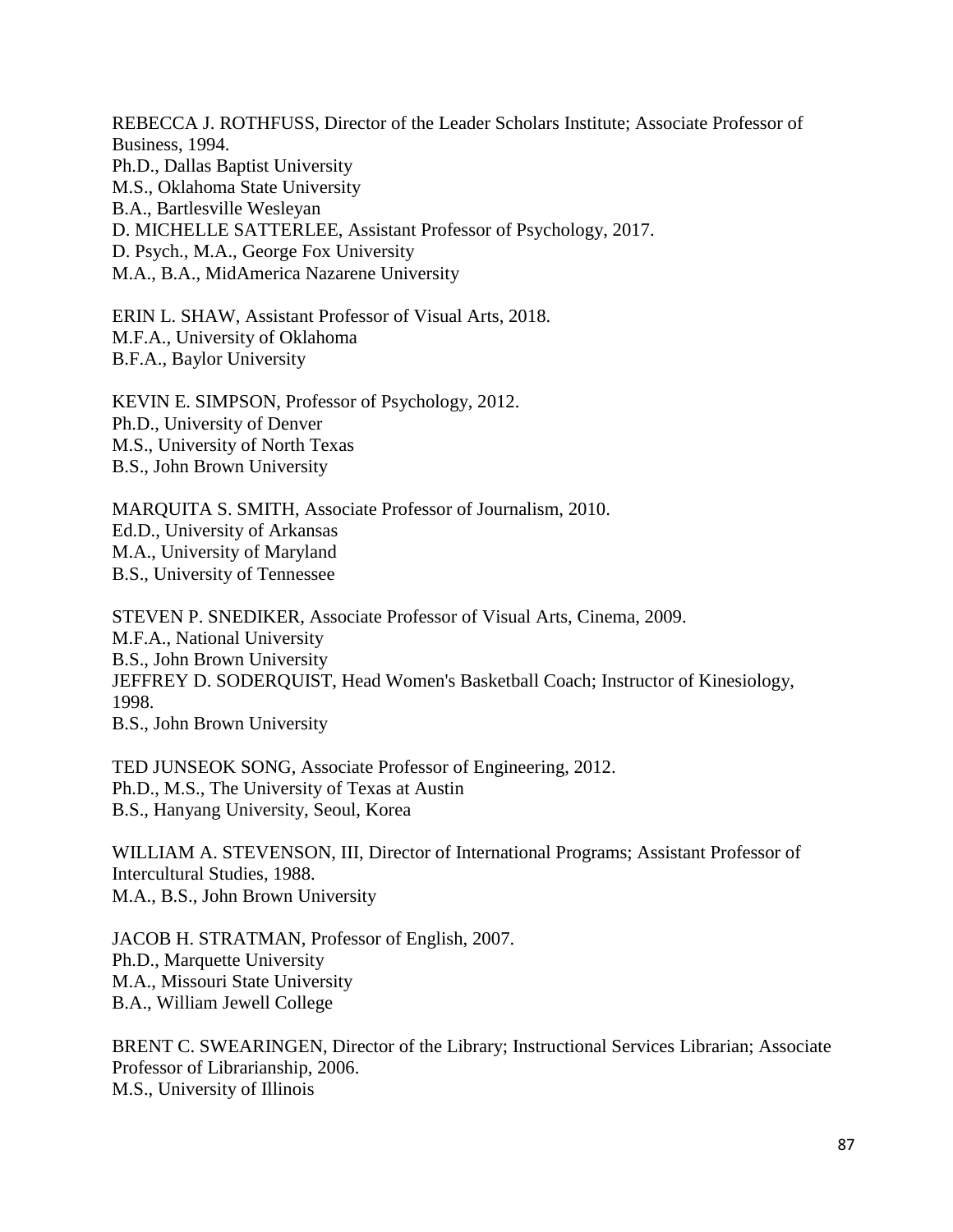REBECCA J. ROTHFUSS, Director of the Leader Scholars Institute; Associate Professor of Business, 1994.
Ph.D., Dallas Baptist University
M.S., Oklahoma State University
B.A., Bartlesville Wesleyan
D. MICHELLE SATTERLEE, Assistant Professor of Psychology, 2017.
D. Psych., M.A., George Fox University
M.A., B.A., MidAmerica Nazarene University

ERIN L. SHAW, Assistant Professor of Visual Arts, 2018.
M.F.A., University of Oklahoma
B.F.A., Baylor University

KEVIN E. SIMPSON, Professor of Psychology, 2012.
Ph.D., University of Denver
M.S., University of North Texas
B.S., John Brown University

MARQUITA S. SMITH, Associate Professor of Journalism, 2010.
Ed.D., University of Arkansas
M.A., University of Maryland
B.S., University of Tennessee

STEVEN P. SNEDIKER, Associate Professor of Visual Arts, Cinema, 2009.
M.F.A., National University
B.S., John Brown University
JEFFREY D. SODERQUIST, Head Women's Basketball Coach; Instructor of Kinesiology, 1998.
B.S., John Brown University

TED JUNSEOK SONG, Associate Professor of Engineering, 2012.
Ph.D., M.S., The University of Texas at Austin
B.S., Hanyang University, Seoul, Korea

WILLIAM A. STEVENSON, III, Director of International Programs; Assistant Professor of Intercultural Studies, 1988.
M.A., B.S., John Brown University

JACOB H. STRATMAN, Professor of English, 2007.
Ph.D., Marquette University
M.A., Missouri State University
B.A., William Jewell College

BRENT C. SWEARINGEN, Director of the Library; Instructional Services Librarian; Associate Professor of Librarianship, 2006.
M.S., University of Illinois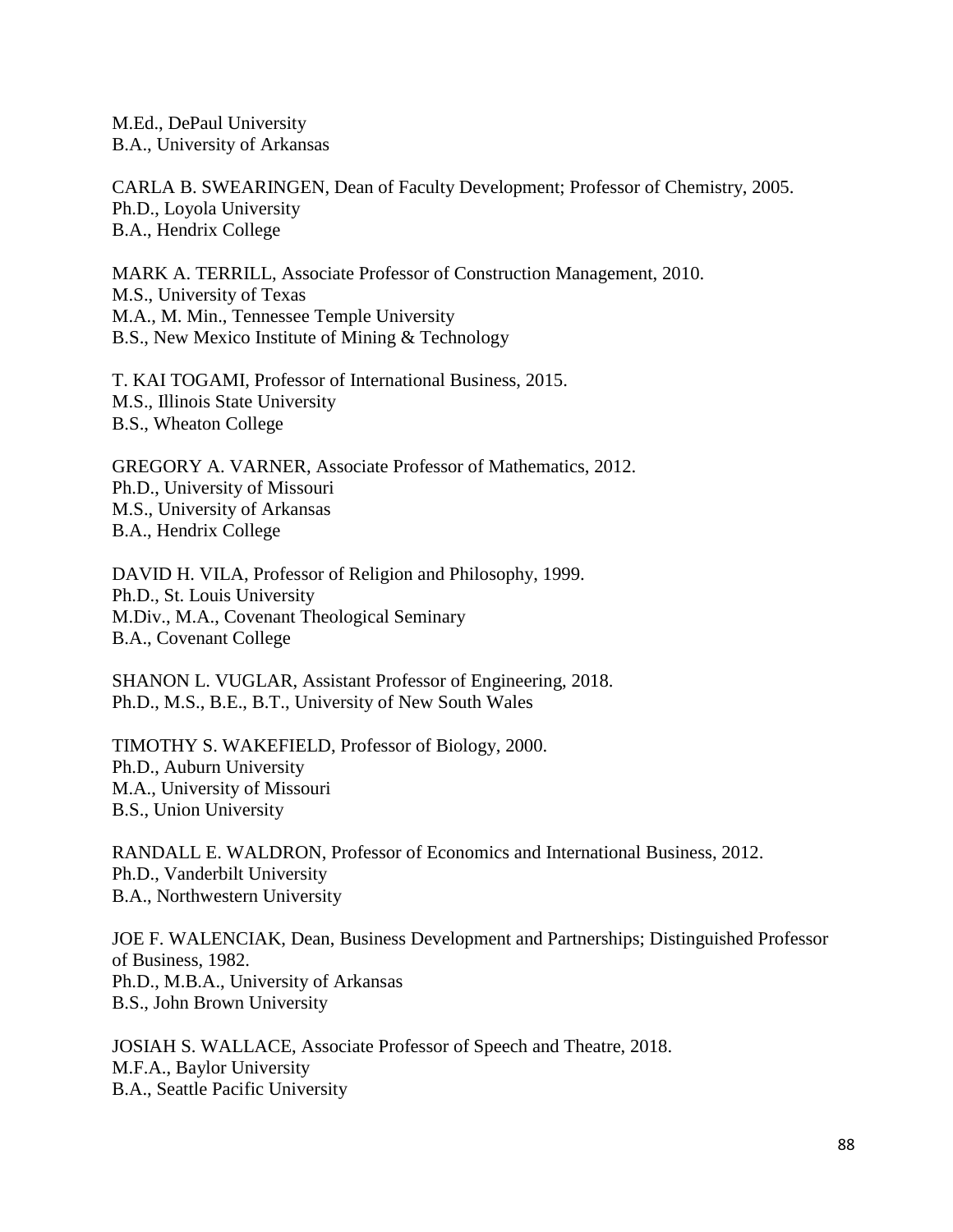M.Ed., DePaul University
B.A., University of Arkansas

CARLA B. SWEARINGEN, Dean of Faculty Development; Professor of Chemistry, 2005.
Ph.D., Loyola University
B.A., Hendrix College

MARK A. TERRILL, Associate Professor of Construction Management, 2010.
M.S., University of Texas
M.A., M. Min., Tennessee Temple University
B.S., New Mexico Institute of Mining & Technology

T. KAI TOGAMI, Professor of International Business, 2015.
M.S., Illinois State University
B.S., Wheaton College

GREGORY A. VARNER, Associate Professor of Mathematics, 2012.
Ph.D., University of Missouri
M.S., University of Arkansas
B.A., Hendrix College

DAVID H. VILA, Professor of Religion and Philosophy, 1999.
Ph.D., St. Louis University
M.Div., M.A., Covenant Theological Seminary
B.A., Covenant College

SHANON L. VUGLAR, Assistant Professor of Engineering, 2018.
Ph.D., M.S., B.E., B.T., University of New South Wales

TIMOTHY S. WAKEFIELD, Professor of Biology, 2000.
Ph.D., Auburn University
M.A., University of Missouri
B.S., Union University

RANDALL E. WALDRON, Professor of Economics and International Business, 2012.
Ph.D., Vanderbilt University
B.A., Northwestern University

JOE F. WALENCIAK, Dean, Business Development and Partnerships; Distinguished Professor of Business, 1982.
Ph.D., M.B.A., University of Arkansas
B.S., John Brown University

JOSIAH S. WALLACE, Associate Professor of Speech and Theatre, 2018.
M.F.A., Baylor University
B.A., Seattle Pacific University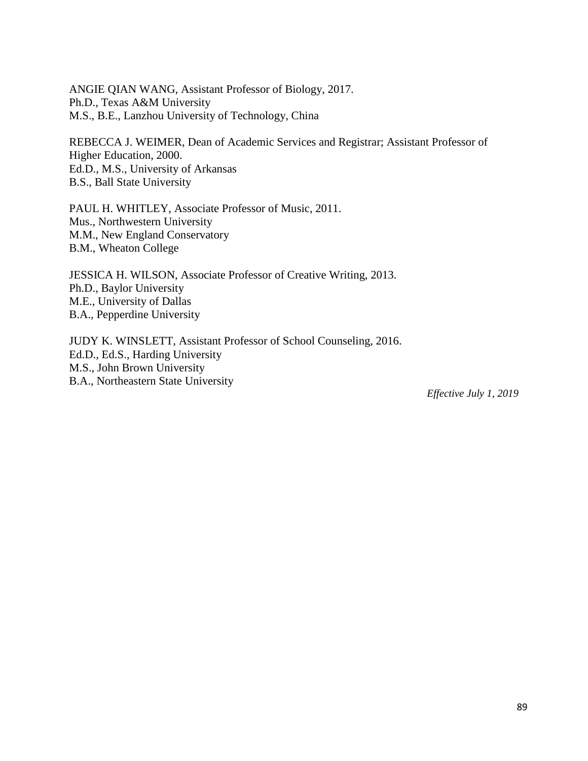ANGIE QIAN WANG, Assistant Professor of Biology, 2017.
Ph.D., Texas A&M University
M.S., B.E., Lanzhou University of Technology, China

REBECCA J. WEIMER, Dean of Academic Services and Registrar; Assistant Professor of Higher Education, 2000.
Ed.D., M.S., University of Arkansas
B.S., Ball State University

PAUL H. WHITLEY, Associate Professor of Music, 2011.
Mus., Northwestern University
M.M., New England Conservatory
B.M., Wheaton College

JESSICA H. WILSON, Associate Professor of Creative Writing, 2013.
Ph.D., Baylor University
M.E., University of Dallas
B.A., Pepperdine University

JUDY K. WINSLETT, Assistant Professor of School Counseling, 2016.
Ed.D., Ed.S., Harding University
M.S., John Brown University
B.A., Northeastern State University

*Effective July 1, 2019*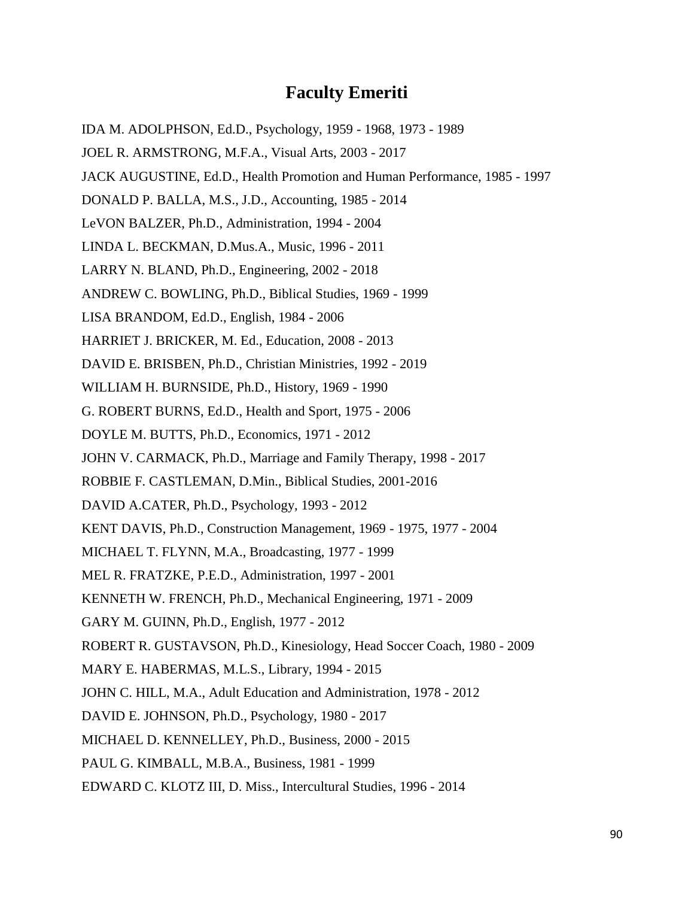# Faculty Emeriti

IDA M. ADOLPHSON, Ed.D., Psychology, 1959 - 1968, 1973 - 1989

JOEL R. ARMSTRONG, M.F.A., Visual Arts, 2003 - 2017

JACK AUGUSTINE, Ed.D., Health Promotion and Human Performance, 1985 - 1997

DONALD P. BALLA, M.S., J.D., Accounting, 1985 - 2014

LeVON BALZER, Ph.D., Administration, 1994 - 2004

LINDA L. BECKMAN, D.Mus.A., Music, 1996 - 2011

LARRY N. BLAND, Ph.D., Engineering, 2002 - 2018

ANDREW C. BOWLING, Ph.D., Biblical Studies, 1969 - 1999

LISA BRANDOM, Ed.D., English, 1984 - 2006

HARRIET J. BRICKER, M. Ed., Education, 2008 - 2013

DAVID E. BRISBEN, Ph.D., Christian Ministries, 1992 - 2019

WILLIAM H. BURNSIDE, Ph.D., History, 1969 - 1990

G. ROBERT BURNS, Ed.D., Health and Sport, 1975 - 2006

DOYLE M. BUTTS, Ph.D., Economics, 1971 - 2012

JOHN V. CARMACK, Ph.D., Marriage and Family Therapy, 1998 - 2017

ROBBIE F. CASTLEMAN, D.Min., Biblical Studies, 2001-2016

DAVID A.CATER, Ph.D., Psychology, 1993 - 2012

KENT DAVIS, Ph.D., Construction Management, 1969 - 1975, 1977 - 2004

MICHAEL T. FLYNN, M.A., Broadcasting, 1977 - 1999

MEL R. FRATZKE, P.E.D., Administration, 1997 - 2001

KENNETH W. FRENCH, Ph.D., Mechanical Engineering, 1971 - 2009

GARY M. GUINN, Ph.D., English, 1977 - 2012

ROBERT R. GUSTAVSON, Ph.D., Kinesiology, Head Soccer Coach, 1980 - 2009

MARY E. HABERMAS, M.L.S., Library, 1994 - 2015

JOHN C. HILL, M.A., Adult Education and Administration, 1978 - 2012

DAVID E. JOHNSON, Ph.D., Psychology, 1980 - 2017

MICHAEL D. KENNELLEY, Ph.D., Business, 2000 - 2015

PAUL G. KIMBALL, M.B.A., Business, 1981 - 1999

EDWARD C. KLOTZ III, D. Miss., Intercultural Studies, 1996 - 2014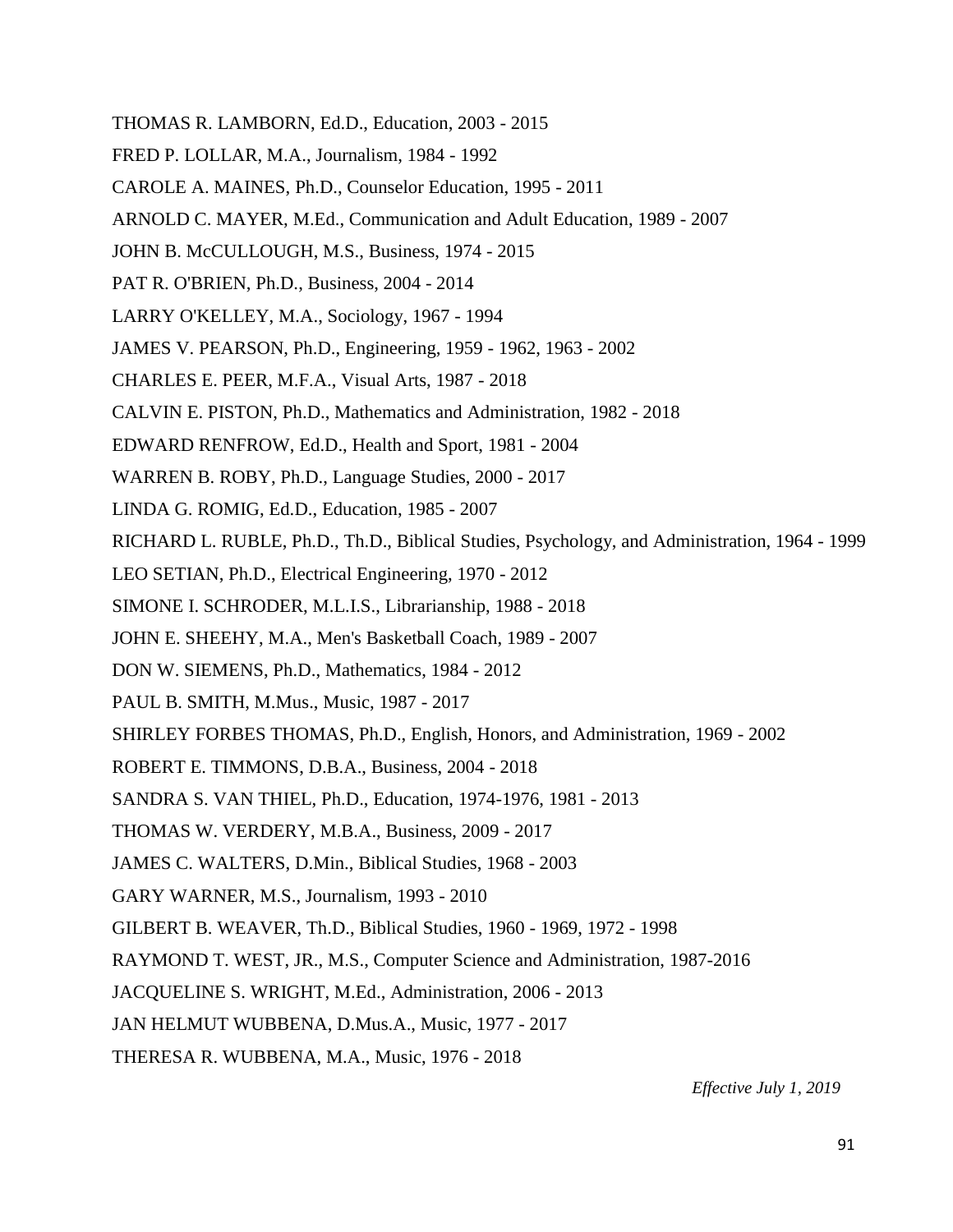THOMAS R. LAMBORN, Ed.D., Education, 2003 - 2015

FRED P. LOLLAR, M.A., Journalism, 1984 - 1992

CAROLE A. MAINES, Ph.D., Counselor Education, 1995 - 2011

ARNOLD C. MAYER, M.Ed., Communication and Adult Education, 1989 - 2007

JOHN B. McCULLOUGH, M.S., Business, 1974 - 2015

PAT R. O'BRIEN, Ph.D., Business, 2004 - 2014

LARRY O'KELLEY, M.A., Sociology, 1967 - 1994

JAMES V. PEARSON, Ph.D., Engineering, 1959 - 1962, 1963 - 2002

CHARLES E. PEER, M.F.A., Visual Arts, 1987 - 2018

CALVIN E. PISTON, Ph.D., Mathematics and Administration, 1982 - 2018

EDWARD RENFROW, Ed.D., Health and Sport, 1981 - 2004

WARREN B. ROBY, Ph.D., Language Studies, 2000 - 2017

LINDA G. ROMIG, Ed.D., Education, 1985 - 2007

RICHARD L. RUBLE, Ph.D., Th.D., Biblical Studies, Psychology, and Administration, 1964 - 1999

LEO SETIAN, Ph.D., Electrical Engineering, 1970 - 2012

SIMONE I. SCHRODER, M.L.I.S., Librarianship, 1988 - 2018

JOHN E. SHEEHY, M.A., Men's Basketball Coach, 1989 - 2007

DON W. SIEMENS, Ph.D., Mathematics, 1984 - 2012

PAUL B. SMITH, M.Mus., Music, 1987 - 2017

SHIRLEY FORBES THOMAS, Ph.D., English, Honors, and Administration, 1969 - 2002

ROBERT E. TIMMONS, D.B.A., Business, 2004 - 2018

SANDRA S. VAN THIEL, Ph.D., Education, 1974-1976, 1981 - 2013

THOMAS W. VERDERY, M.B.A., Business, 2009 - 2017

JAMES C. WALTERS, D.Min., Biblical Studies, 1968 - 2003

GARY WARNER, M.S., Journalism, 1993 - 2010

GILBERT B. WEAVER, Th.D., Biblical Studies, 1960 - 1969, 1972 - 1998

RAYMOND T. WEST, JR., M.S., Computer Science and Administration, 1987-2016

JACQUELINE S. WRIGHT, M.Ed., Administration, 2006 - 2013

JAN HELMUT WUBBENA, D.Mus.A., Music, 1977 - 2017

THERESA R. WUBBENA, M.A., Music, 1976 - 2018

*Effective July 1, 2019*